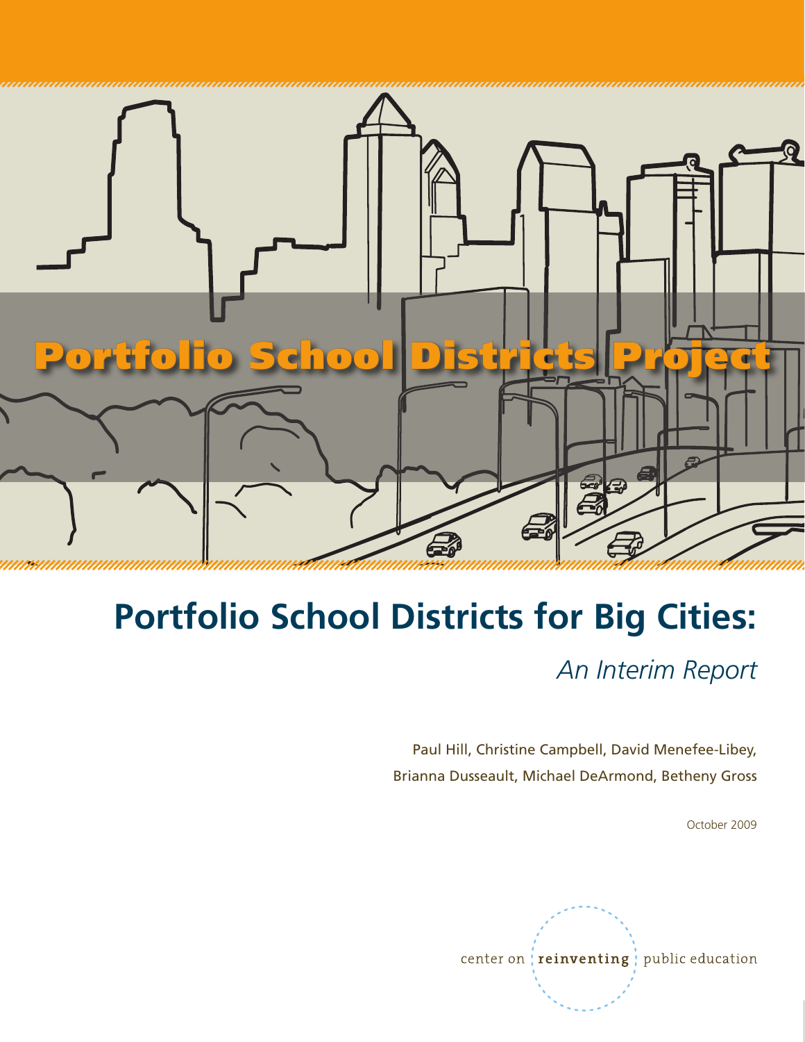Portfolio School Districts Project

# Portfolio School Districts for Big Cities:

*An Interim Report*

Paul Hill, Christine Campbell, David Menefee-Libey, Brianna Dusseault, Michael DeArmond, Betheny Gross

October 2009

center on reinventing public education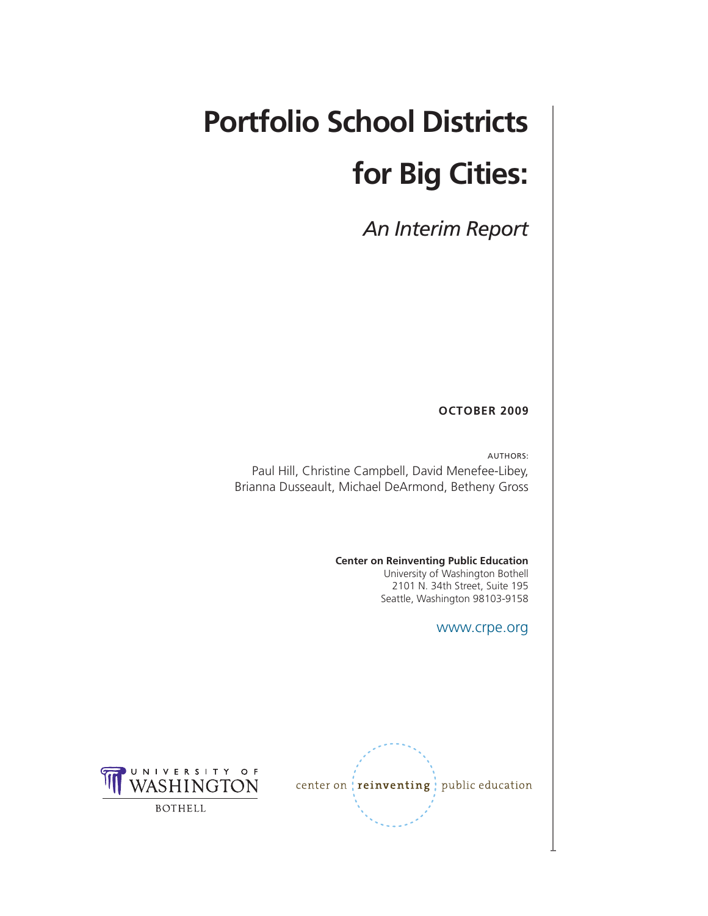# Portfolio School Districts for Big Cities:

*An Interim Report*

**OCTOBER 2009**

AUTHORS:

Paul Hill, Christine Campbell, David Menefee-Libey, Brianna Dusseault, Michael DeArmond, Betheny Gross

**Center on Reinventing Public Education**
University of Washington Bothell
2101 N. 34th Street, Suite 195
Seattle, Washington 98103-9158

www.crpe.org

UNIVERSITY OF WASHINGTON BOTHELL

center on reinventing public education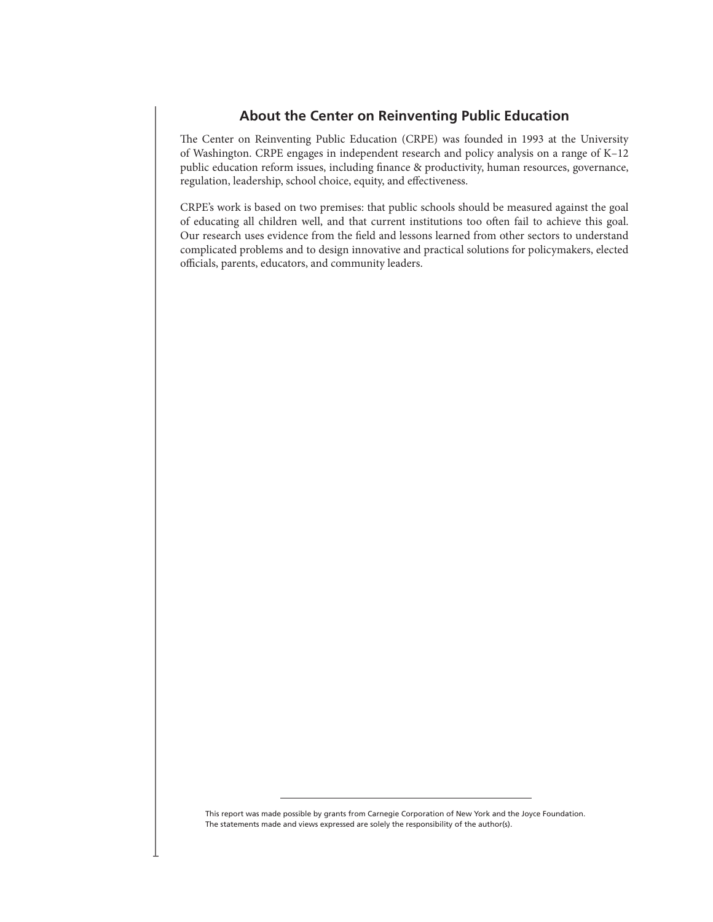## About the Center on Reinventing Public Education

The Center on Reinventing Public Education (CRPE) was founded in 1993 at the University of Washington. CRPE engages in independent research and policy analysis on a range of K–12 public education reform issues, including finance & productivity, human resources, governance, regulation, leadership, school choice, equity, and effectiveness.

CRPE's work is based on two premises: that public schools should be measured against the goal of educating all children well, and that current institutions too often fail to achieve this goal. Our research uses evidence from the field and lessons learned from other sectors to understand complicated problems and to design innovative and practical solutions for policymakers, elected officials, parents, educators, and community leaders.

---

This report was made possible by grants from Carnegie Corporation of New York and the Joyce Foundation. The statements made and views expressed are solely the responsibility of the author(s).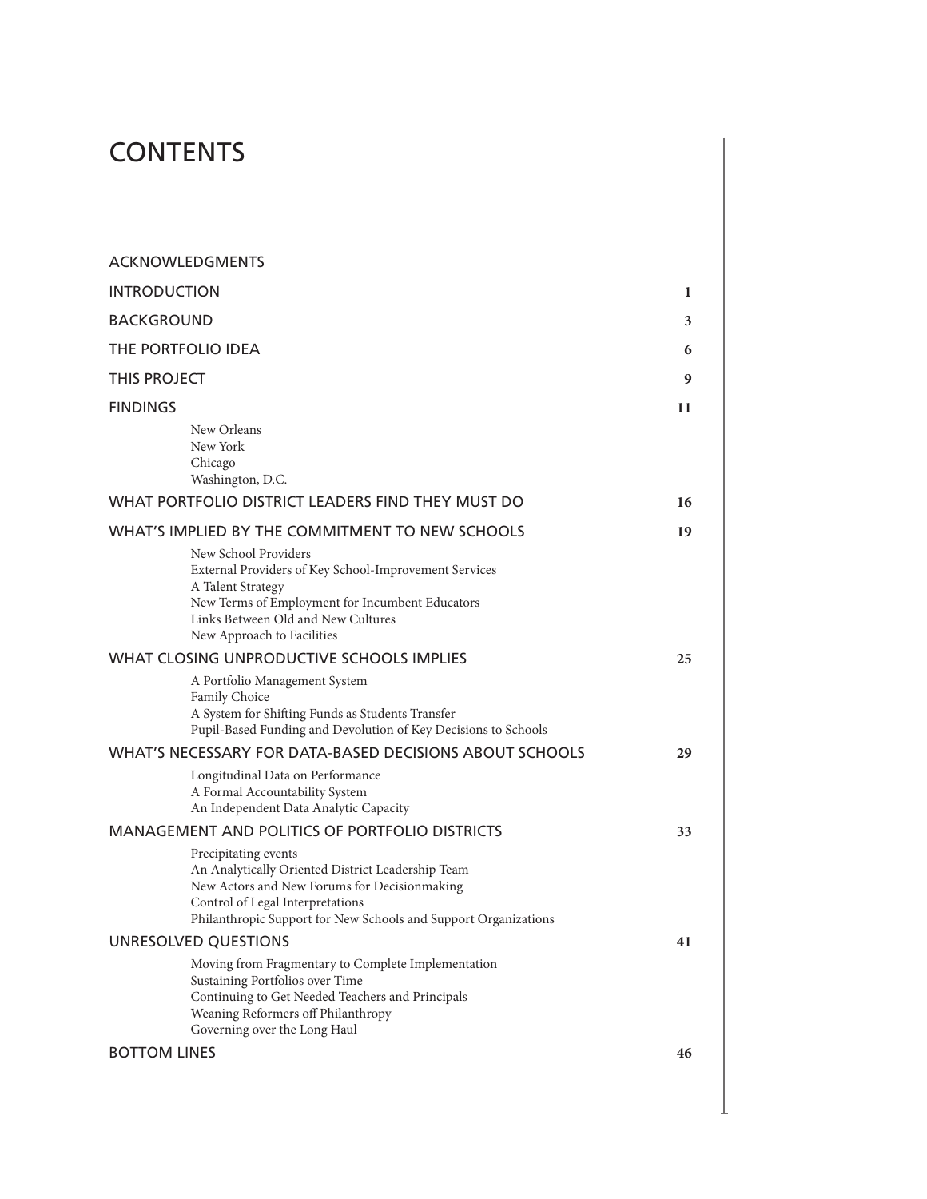# CONTENTS

ACKNOWLEDGMENTS

INTRODUCTION 1

BACKGROUND 3

THE PORTFOLIO IDEA 6

THIS PROJECT 9

FINDINGS 11

- New Orleans
- New York
- Chicago
- Washington, D.C.

WHAT PORTFOLIO DISTRICT LEADERS FIND THEY MUST DO 16

WHAT'S IMPLIED BY THE COMMITMENT TO NEW SCHOOLS 19

- New School Providers
- External Providers of Key School-Improvement Services
- A Talent Strategy
- New Terms of Employment for Incumbent Educators
- Links Between Old and New Cultures
- New Approach to Facilities

WHAT CLOSING UNPRODUCTIVE SCHOOLS IMPLIES 25

- A Portfolio Management System
- Family Choice
- A System for Shifting Funds as Students Transfer
- Pupil-Based Funding and Devolution of Key Decisions to Schools

WHAT'S NECESSARY FOR DATA-BASED DECISIONS ABOUT SCHOOLS 29

- Longitudinal Data on Performance
- A Formal Accountability System
- An Independent Data Analytic Capacity

MANAGEMENT AND POLITICS OF PORTFOLIO DISTRICTS 33

- Precipitating events
- An Analytically Oriented District Leadership Team
- New Actors and New Forums for Decisionmaking
- Control of Legal Interpretations
- Philanthropic Support for New Schools and Support Organizations

UNRESOLVED QUESTIONS 41

- Moving from Fragmentary to Complete Implementation
- Sustaining Portfolios over Time
- Continuing to Get Needed Teachers and Principals
- Weaning Reformers off Philanthropy
- Governing over the Long Haul

BOTTOM LINES 46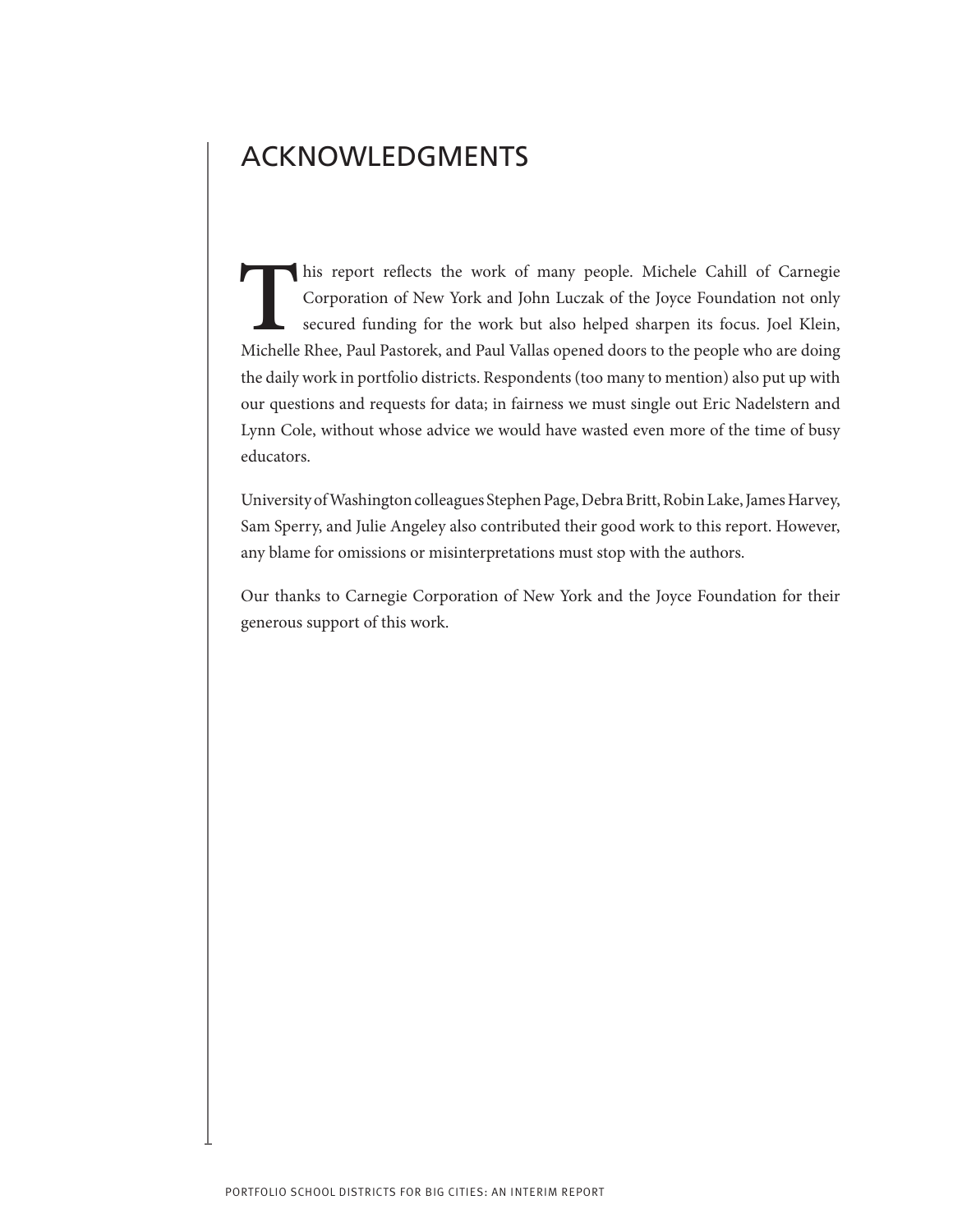## ACKNOWLEDGMENTS

This report reflects the work of many people. Michele Cahill of Carnegie Corporation of New York and John Luczak of the Joyce Foundation not only secured funding for the work but also helped sharpen its focus. Joel Klein, Michelle Rhee, Paul Pastorek, and Paul Vallas opened doors to the people who are doing the daily work in portfolio districts. Respondents (too many to mention) also put up with our questions and requests for data; in fairness we must single out Eric Nadelstern and Lynn Cole, without whose advice we would have wasted even more of the time of busy educators.

University of Washington colleagues Stephen Page, Debra Britt, Robin Lake, James Harvey, Sam Sperry, and Julie Angeley also contributed their good work to this report. However, any blame for omissions or misinterpretations must stop with the authors.

Our thanks to Carnegie Corporation of New York and the Joyce Foundation for their generous support of this work.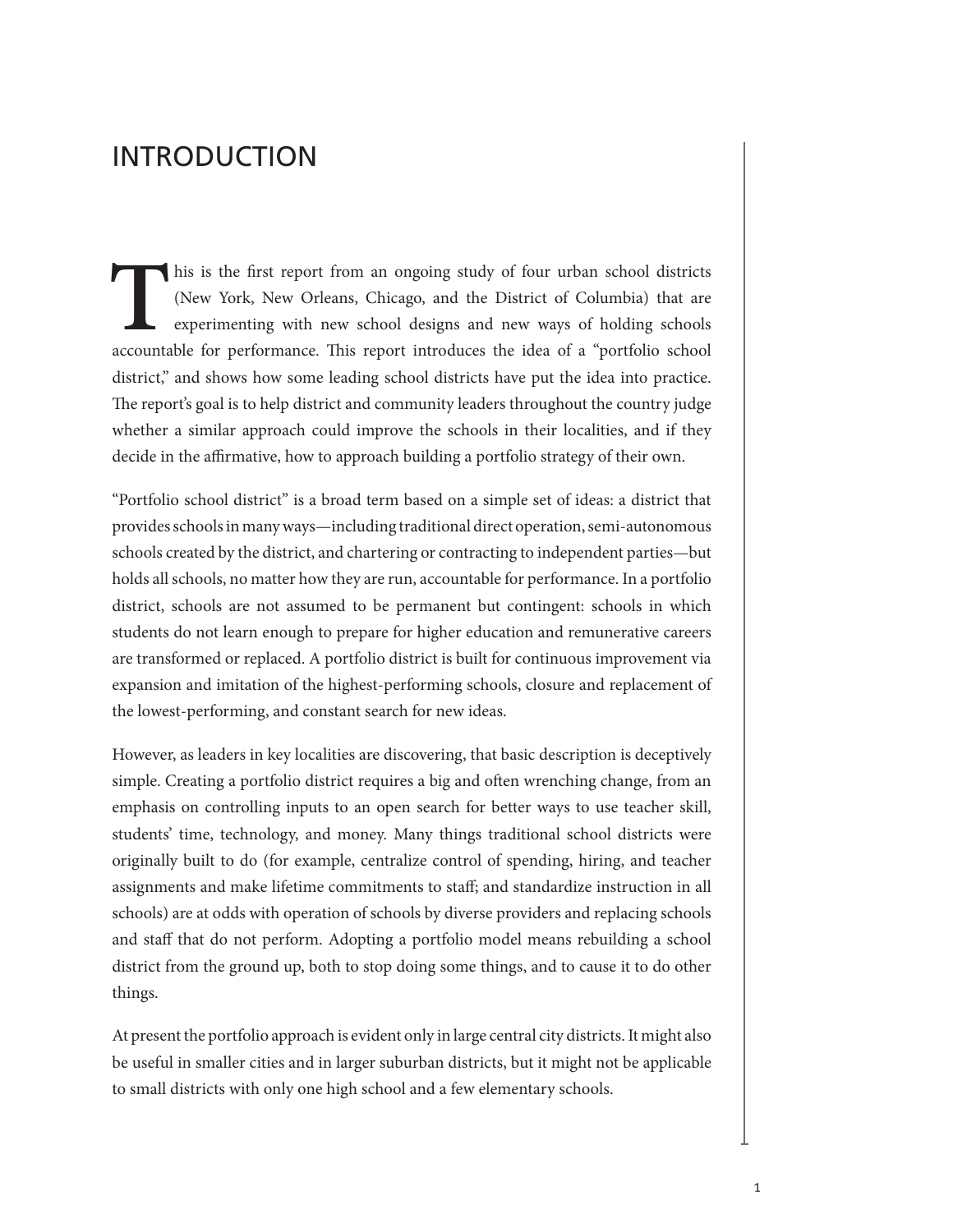# INTRODUCTION

This is the first report from an ongoing study of four urban school districts (New York, New Orleans, Chicago, and the District of Columbia) that are experimenting with new school designs and new ways of holding schools accountable for performance. This report introduces the idea of a "portfolio school district," and shows how some leading school districts have put the idea into practice. The report's goal is to help district and community leaders throughout the country judge whether a similar approach could improve the schools in their localities, and if they decide in the affirmative, how to approach building a portfolio strategy of their own.

"Portfolio school district" is a broad term based on a simple set of ideas: a district that provides schools in many ways—including traditional direct operation, semi-autonomous schools created by the district, and chartering or contracting to independent parties—but holds all schools, no matter how they are run, accountable for performance. In a portfolio district, schools are not assumed to be permanent but contingent: schools in which students do not learn enough to prepare for higher education and remunerative careers are transformed or replaced. A portfolio district is built for continuous improvement via expansion and imitation of the highest-performing schools, closure and replacement of the lowest-performing, and constant search for new ideas.

However, as leaders in key localities are discovering, that basic description is deceptively simple. Creating a portfolio district requires a big and often wrenching change, from an emphasis on controlling inputs to an open search for better ways to use teacher skill, students' time, technology, and money. Many things traditional school districts were originally built to do (for example, centralize control of spending, hiring, and teacher assignments and make lifetime commitments to staff; and standardize instruction in all schools) are at odds with operation of schools by diverse providers and replacing schools and staff that do not perform. Adopting a portfolio model means rebuilding a school district from the ground up, both to stop doing some things, and to cause it to do other things.

At present the portfolio approach is evident only in large central city districts. It might also be useful in smaller cities and in larger suburban districts, but it might not be applicable to small districts with only one high school and a few elementary schools.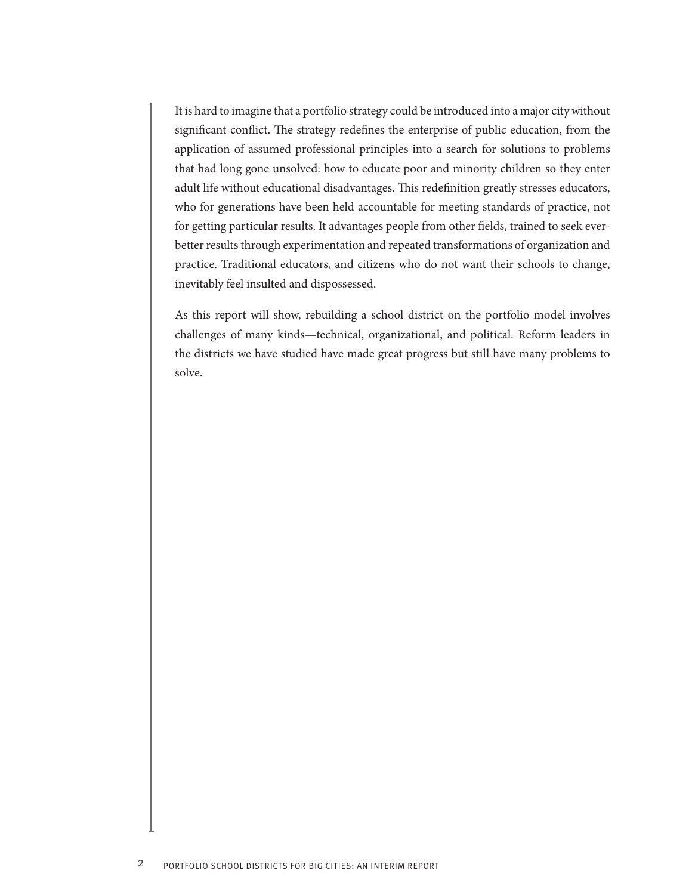It is hard to imagine that a portfolio strategy could be introduced into a major city without significant conflict. The strategy redefines the enterprise of public education, from the application of assumed professional principles into a search for solutions to problems that had long gone unsolved: how to educate poor and minority children so they enter adult life without educational disadvantages. This redefinition greatly stresses educators, who for generations have been held accountable for meeting standards of practice, not for getting particular results. It advantages people from other fields, trained to seek ever-better results through experimentation and repeated transformations of organization and practice. Traditional educators, and citizens who do not want their schools to change, inevitably feel insulted and dispossessed.

As this report will show, rebuilding a school district on the portfolio model involves challenges of many kinds—technical, organizational, and political. Reform leaders in the districts we have studied have made great progress but still have many problems to solve.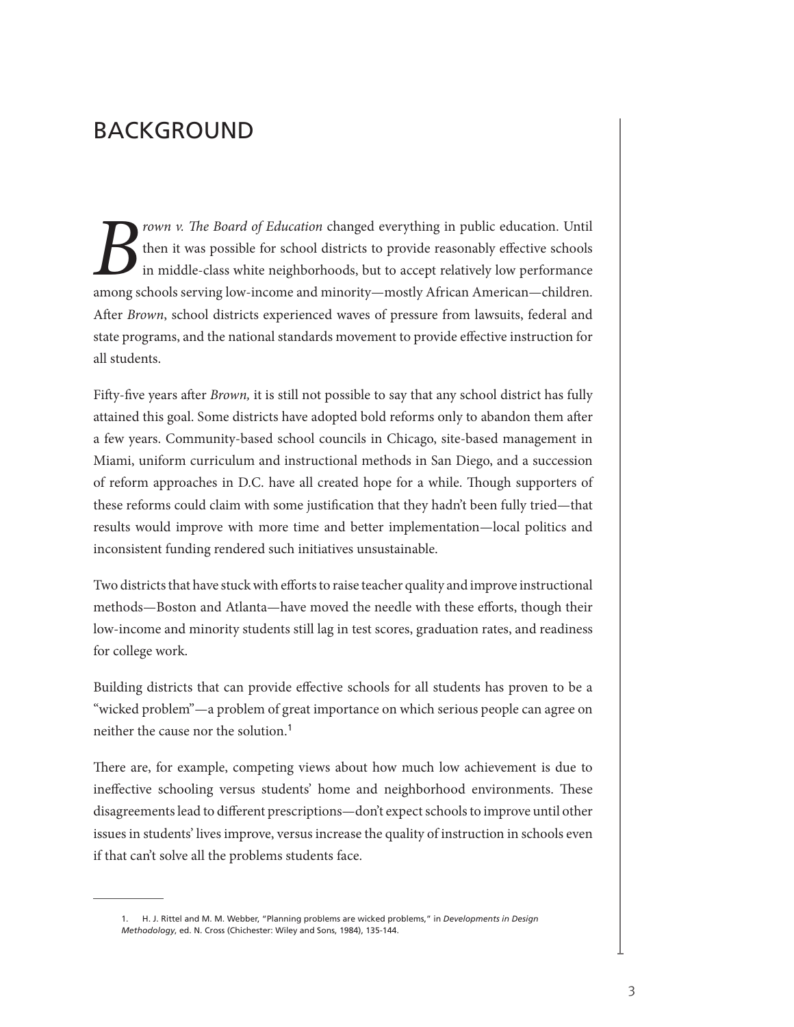# BACKGROUND

*Brown v. The Board of Education* changed everything in public education. Until then it was possible for school districts to provide reasonably effective schools in middle-class white neighborhoods, but to accept relatively low performance among schools serving low-income and minority—mostly African American—children. After *Brown*, school districts experienced waves of pressure from lawsuits, federal and state programs, and the national standards movement to provide effective instruction for all students.

Fifty-five years after *Brown,* it is still not possible to say that any school district has fully attained this goal. Some districts have adopted bold reforms only to abandon them after a few years. Community-based school councils in Chicago, site-based management in Miami, uniform curriculum and instructional methods in San Diego, and a succession of reform approaches in D.C. have all created hope for a while. Though supporters of these reforms could claim with some justification that they hadn't been fully tried—that results would improve with more time and better implementation—local politics and inconsistent funding rendered such initiatives unsustainable.

Two districts that have stuck with efforts to raise teacher quality and improve instructional methods—Boston and Atlanta—have moved the needle with these efforts, though their low-income and minority students still lag in test scores, graduation rates, and readiness for college work.

Building districts that can provide effective schools for all students has proven to be a "wicked problem"—a problem of great importance on which serious people can agree on neither the cause nor the solution.[1]

There are, for example, competing views about how much low achievement is due to ineffective schooling versus students' home and neighborhood environments. These disagreements lead to different prescriptions—don't expect schools to improve until other issues in students' lives improve, versus increase the quality of instruction in schools even if that can't solve all the problems students face.

---

1. H. J. Rittel and M. M. Webber, "Planning problems are wicked problems," in *Developments in Design Methodology*, ed. N. Cross (Chichester: Wiley and Sons, 1984), 135-144.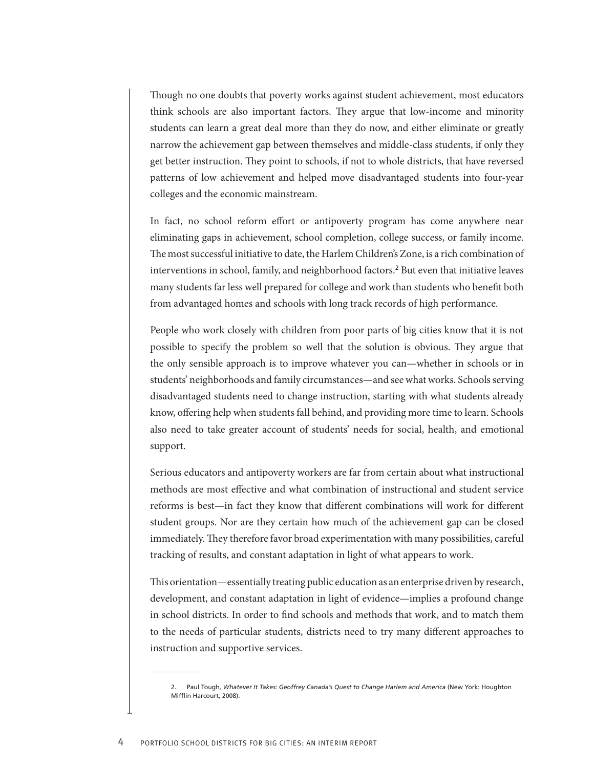Though no one doubts that poverty works against student achievement, most educators think schools are also important factors. They argue that low-income and minority students can learn a great deal more than they do now, and either eliminate or greatly narrow the achievement gap between themselves and middle-class students, if only they get better instruction. They point to schools, if not to whole districts, that have reversed patterns of low achievement and helped move disadvantaged students into four-year colleges and the economic mainstream.

In fact, no school reform effort or antipoverty program has come anywhere near eliminating gaps in achievement, school completion, college success, or family income. The most successful initiative to date, the Harlem Children's Zone, is a rich combination of interventions in school, family, and neighborhood factors.[2] But even that initiative leaves many students far less well prepared for college and work than students who benefit both from advantaged homes and schools with long track records of high performance.

People who work closely with children from poor parts of big cities know that it is not possible to specify the problem so well that the solution is obvious. They argue that the only sensible approach is to improve whatever you can—whether in schools or in students' neighborhoods and family circumstances—and see what works. Schools serving disadvantaged students need to change instruction, starting with what students already know, offering help when students fall behind, and providing more time to learn. Schools also need to take greater account of students' needs for social, health, and emotional support.

Serious educators and antipoverty workers are far from certain about what instructional methods are most effective and what combination of instructional and student service reforms is best—in fact they know that different combinations will work for different student groups. Nor are they certain how much of the achievement gap can be closed immediately. They therefore favor broad experimentation with many possibilities, careful tracking of results, and constant adaptation in light of what appears to work.

This orientation—essentially treating public education as an enterprise driven by research, development, and constant adaptation in light of evidence—implies a profound change in school districts. In order to find schools and methods that work, and to match them to the needs of particular students, districts need to try many different approaches to instruction and supportive services.

---

2. Paul Tough, *Whatever It Takes: Geoffrey Canada's Quest to Change Harlem and America* (New York: Houghton Mifflin Harcourt, 2008).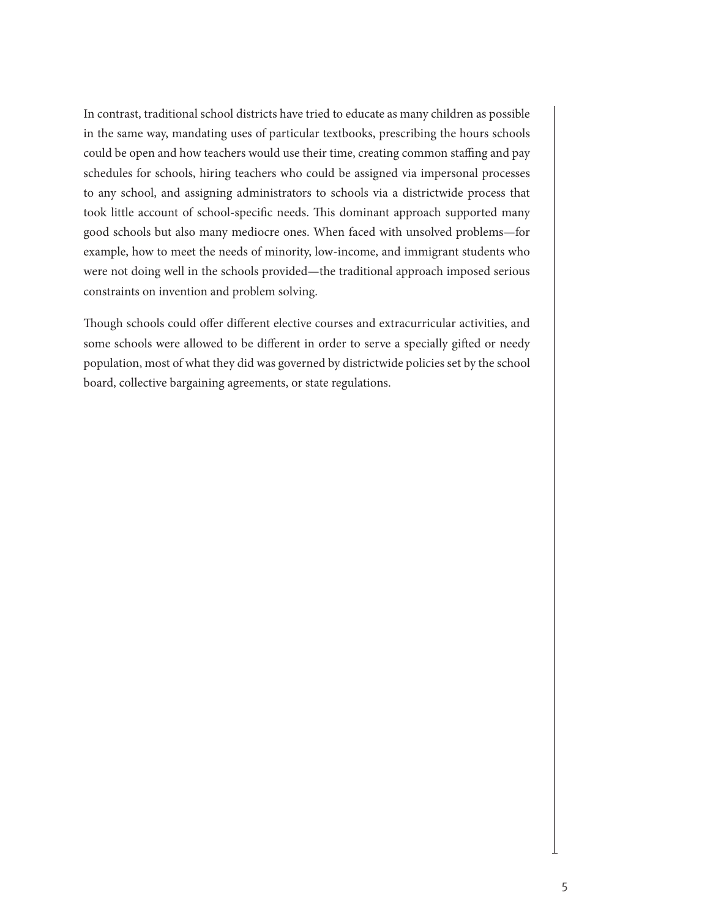In contrast, traditional school districts have tried to educate as many children as possible in the same way, mandating uses of particular textbooks, prescribing the hours schools could be open and how teachers would use their time, creating common staffing and pay schedules for schools, hiring teachers who could be assigned via impersonal processes to any school, and assigning administrators to schools via a districtwide process that took little account of school-specific needs. This dominant approach supported many good schools but also many mediocre ones. When faced with unsolved problems—for example, how to meet the needs of minority, low-income, and immigrant students who were not doing well in the schools provided—the traditional approach imposed serious constraints on invention and problem solving.

Though schools could offer different elective courses and extracurricular activities, and some schools were allowed to be different in order to serve a specially gifted or needy population, most of what they did was governed by districtwide policies set by the school board, collective bargaining agreements, or state regulations.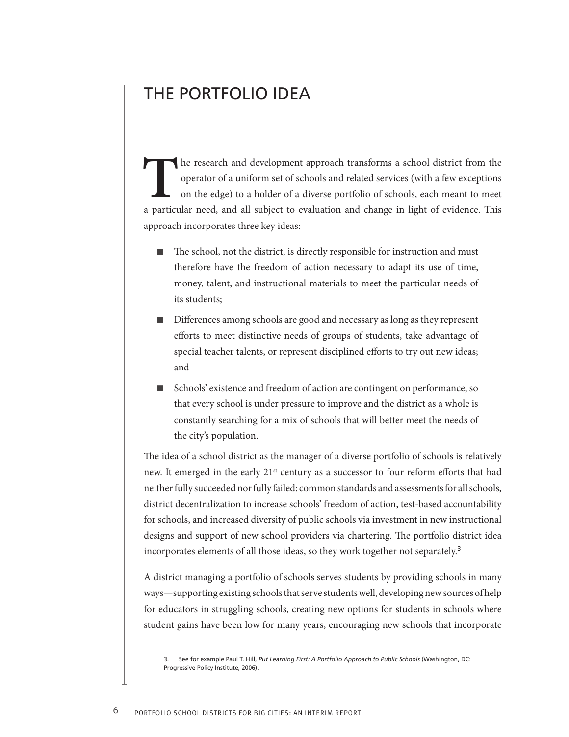# THE PORTFOLIO IDEA

The research and development approach transforms a school district from the operator of a uniform set of schools and related services (with a few exceptions on the edge) to a holder of a diverse portfolio of schools, each meant to meet a particular need, and all subject to evaluation and change in light of evidence. This approach incorporates three key ideas:

- The school, not the district, is directly responsible for instruction and must therefore have the freedom of action necessary to adapt its use of time, money, talent, and instructional materials to meet the particular needs of its students;
- Differences among schools are good and necessary as long as they represent efforts to meet distinctive needs of groups of students, take advantage of special teacher talents, or represent disciplined efforts to try out new ideas; and
- Schools' existence and freedom of action are contingent on performance, so that every school is under pressure to improve and the district as a whole is constantly searching for a mix of schools that will better meet the needs of the city's population.

The idea of a school district as the manager of a diverse portfolio of schools is relatively new. It emerged in the early 21st century as a successor to four reform efforts that had neither fully succeeded nor fully failed: common standards and assessments for all schools, district decentralization to increase schools' freedom of action, test-based accountability for schools, and increased diversity of public schools via investment in new instructional designs and support of new school providers via chartering. The portfolio district idea incorporates elements of all those ideas, so they work together not separately.[3]

A district managing a portfolio of schools serves students by providing schools in many ways—supporting existing schools that serve students well, developing new sources of help for educators in struggling schools, creating new options for students in schools where student gains have been low for many years, encouraging new schools that incorporate

---

3. See for example Paul T. Hill, *Put Learning First: A Portfolio Approach to Public Schools* (Washington, DC: Progressive Policy Institute, 2006).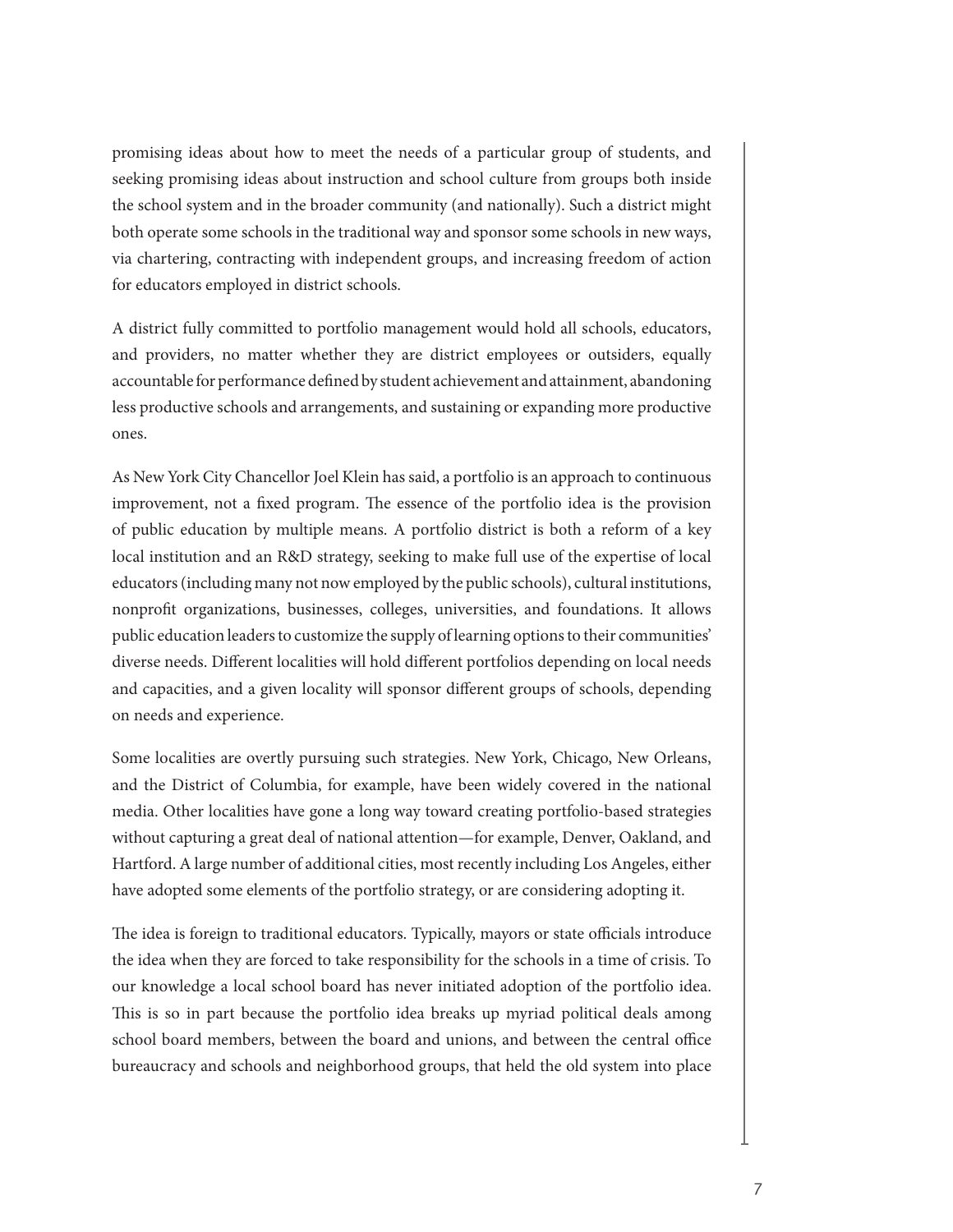promising ideas about how to meet the needs of a particular group of students, and seeking promising ideas about instruction and school culture from groups both inside the school system and in the broader community (and nationally). Such a district might both operate some schools in the traditional way and sponsor some schools in new ways, via chartering, contracting with independent groups, and increasing freedom of action for educators employed in district schools.

A district fully committed to portfolio management would hold all schools, educators, and providers, no matter whether they are district employees or outsiders, equally accountable for performance defined by student achievement and attainment, abandoning less productive schools and arrangements, and sustaining or expanding more productive ones.

As New York City Chancellor Joel Klein has said, a portfolio is an approach to continuous improvement, not a fixed program. The essence of the portfolio idea is the provision of public education by multiple means. A portfolio district is both a reform of a key local institution and an R&D strategy, seeking to make full use of the expertise of local educators (including many not now employed by the public schools), cultural institutions, nonprofit organizations, businesses, colleges, universities, and foundations. It allows public education leaders to customize the supply of learning options to their communities' diverse needs. Different localities will hold different portfolios depending on local needs and capacities, and a given locality will sponsor different groups of schools, depending on needs and experience.

Some localities are overtly pursuing such strategies. New York, Chicago, New Orleans, and the District of Columbia, for example, have been widely covered in the national media. Other localities have gone a long way toward creating portfolio-based strategies without capturing a great deal of national attention—for example, Denver, Oakland, and Hartford. A large number of additional cities, most recently including Los Angeles, either have adopted some elements of the portfolio strategy, or are considering adopting it.

The idea is foreign to traditional educators. Typically, mayors or state officials introduce the idea when they are forced to take responsibility for the schools in a time of crisis. To our knowledge a local school board has never initiated adoption of the portfolio idea. This is so in part because the portfolio idea breaks up myriad political deals among school board members, between the board and unions, and between the central office bureaucracy and schools and neighborhood groups, that held the old system into place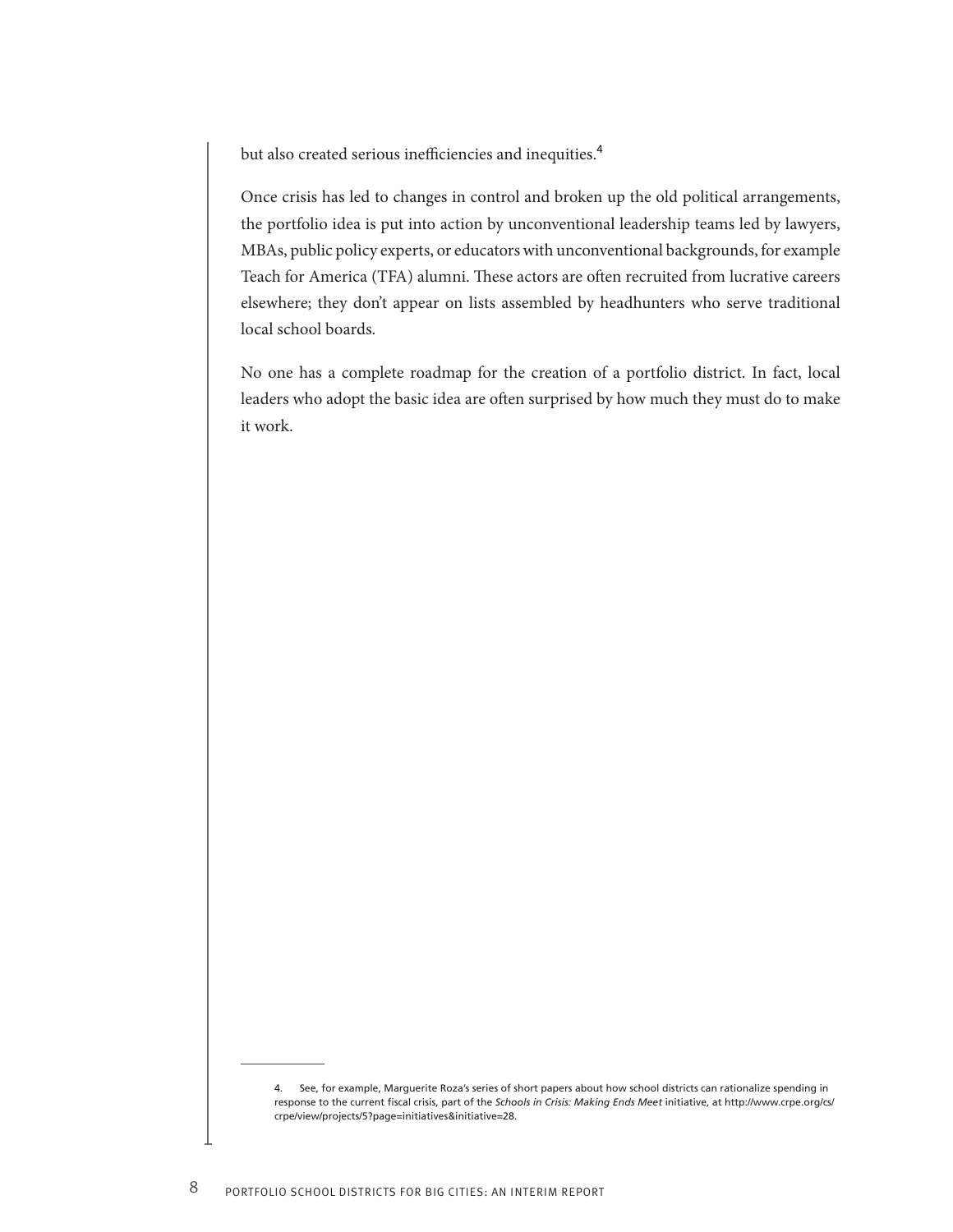but also created serious inefficiencies and inequities.[4]

Once crisis has led to changes in control and broken up the old political arrangements, the portfolio idea is put into action by unconventional leadership teams led by lawyers, MBAs, public policy experts, or educators with unconventional backgrounds, for example Teach for America (TFA) alumni. These actors are often recruited from lucrative careers elsewhere; they don't appear on lists assembled by headhunters who serve traditional local school boards.

No one has a complete roadmap for the creation of a portfolio district. In fact, local leaders who adopt the basic idea are often surprised by how much they must do to make it work.

---

4. See, for example, Marguerite Roza's series of short papers about how school districts can rationalize spending in response to the current fiscal crisis, part of the *Schools in Crisis: Making Ends Meet* initiative, at http://www.crpe.org/cs/crpe/view/projects/5?page=initiatives&initiative=28.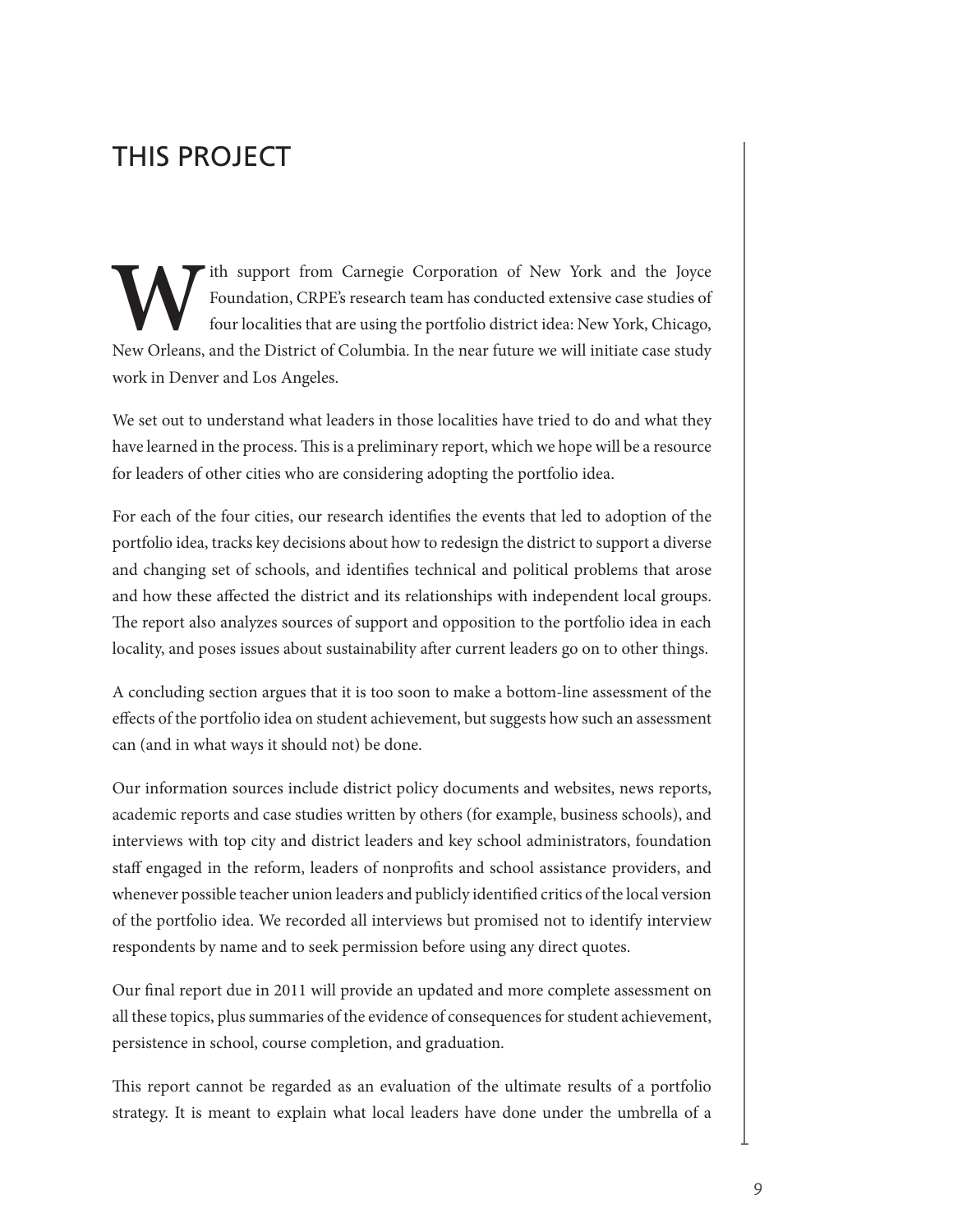# THIS PROJECT

With support from Carnegie Corporation of New York and the Joyce Foundation, CRPE's research team has conducted extensive case studies of four localities that are using the portfolio district idea: New York, Chicago, New Orleans, and the District of Columbia. In the near future we will initiate case study work in Denver and Los Angeles.

We set out to understand what leaders in those localities have tried to do and what they have learned in the process. This is a preliminary report, which we hope will be a resource for leaders of other cities who are considering adopting the portfolio idea.

For each of the four cities, our research identifies the events that led to adoption of the portfolio idea, tracks key decisions about how to redesign the district to support a diverse and changing set of schools, and identifies technical and political problems that arose and how these affected the district and its relationships with independent local groups. The report also analyzes sources of support and opposition to the portfolio idea in each locality, and poses issues about sustainability after current leaders go on to other things.

A concluding section argues that it is too soon to make a bottom-line assessment of the effects of the portfolio idea on student achievement, but suggests how such an assessment can (and in what ways it should not) be done.

Our information sources include district policy documents and websites, news reports, academic reports and case studies written by others (for example, business schools), and interviews with top city and district leaders and key school administrators, foundation staff engaged in the reform, leaders of nonprofits and school assistance providers, and whenever possible teacher union leaders and publicly identified critics of the local version of the portfolio idea. We recorded all interviews but promised not to identify interview respondents by name and to seek permission before using any direct quotes.

Our final report due in 2011 will provide an updated and more complete assessment on all these topics, plus summaries of the evidence of consequences for student achievement, persistence in school, course completion, and graduation.

This report cannot be regarded as an evaluation of the ultimate results of a portfolio strategy. It is meant to explain what local leaders have done under the umbrella of a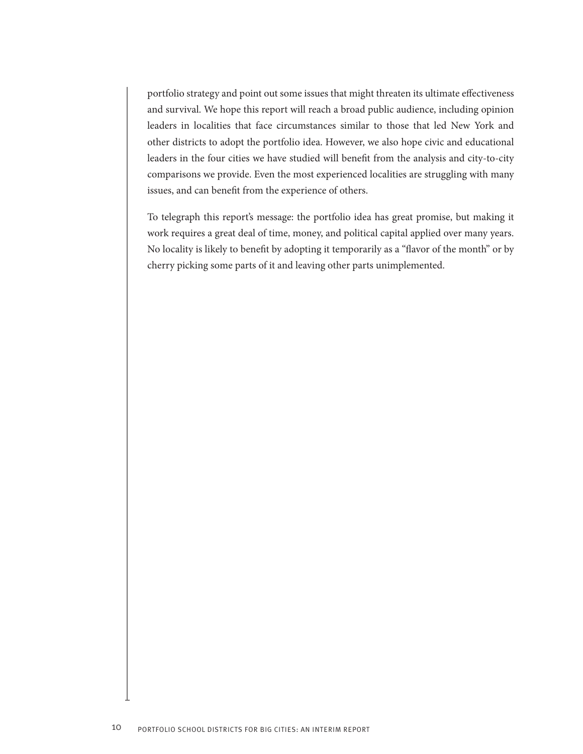portfolio strategy and point out some issues that might threaten its ultimate effectiveness and survival. We hope this report will reach a broad public audience, including opinion leaders in localities that face circumstances similar to those that led New York and other districts to adopt the portfolio idea. However, we also hope civic and educational leaders in the four cities we have studied will benefit from the analysis and city-to-city comparisons we provide. Even the most experienced localities are struggling with many issues, and can benefit from the experience of others.

To telegraph this report's message: the portfolio idea has great promise, but making it work requires a great deal of time, money, and political capital applied over many years. No locality is likely to benefit by adopting it temporarily as a "flavor of the month" or by cherry picking some parts of it and leaving other parts unimplemented.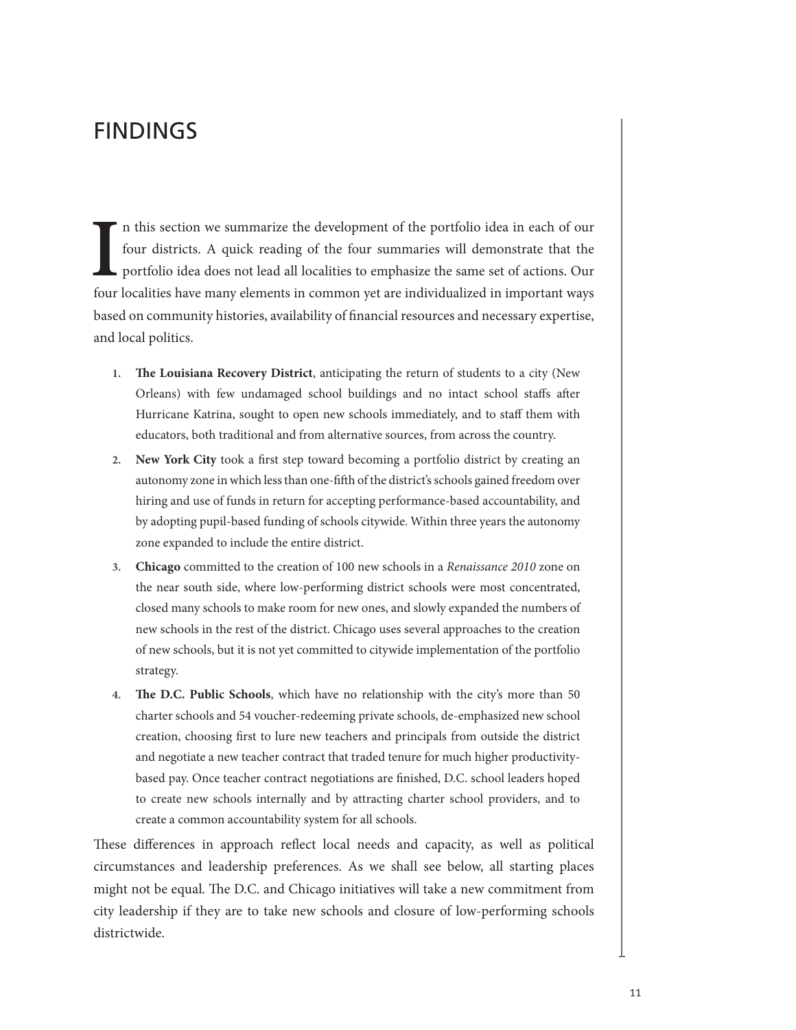# FINDINGS

In this section we summarize the development of the portfolio idea in each of our four districts. A quick reading of the four summaries will demonstrate that the portfolio idea does not lead all localities to emphasize the same set of actions. Our four localities have many elements in common yet are individualized in important ways based on community histories, availability of financial resources and necessary expertise, and local politics.

1. **The Louisiana Recovery District**, anticipating the return of students to a city (New Orleans) with few undamaged school buildings and no intact school staffs after Hurricane Katrina, sought to open new schools immediately, and to staff them with educators, both traditional and from alternative sources, from across the country.
2. **New York City** took a first step toward becoming a portfolio district by creating an autonomy zone in which less than one-fifth of the district's schools gained freedom over hiring and use of funds in return for accepting performance-based accountability, and by adopting pupil-based funding of schools citywide. Within three years the autonomy zone expanded to include the entire district.
3. **Chicago** committed to the creation of 100 new schools in a *Renaissance 2010* zone on the near south side, where low-performing district schools were most concentrated, closed many schools to make room for new ones, and slowly expanded the numbers of new schools in the rest of the district. Chicago uses several approaches to the creation of new schools, but it is not yet committed to citywide implementation of the portfolio strategy.
4. **The D.C. Public Schools**, which have no relationship with the city's more than 50 charter schools and 54 voucher-redeeming private schools, de-emphasized new school creation, choosing first to lure new teachers and principals from outside the district and negotiate a new teacher contract that traded tenure for much higher productivity-based pay. Once teacher contract negotiations are finished, D.C. school leaders hoped to create new schools internally and by attracting charter school providers, and to create a common accountability system for all schools.

These differences in approach reflect local needs and capacity, as well as political circumstances and leadership preferences. As we shall see below, all starting places might not be equal. The D.C. and Chicago initiatives will take a new commitment from city leadership if they are to take new schools and closure of low-performing schools districtwide.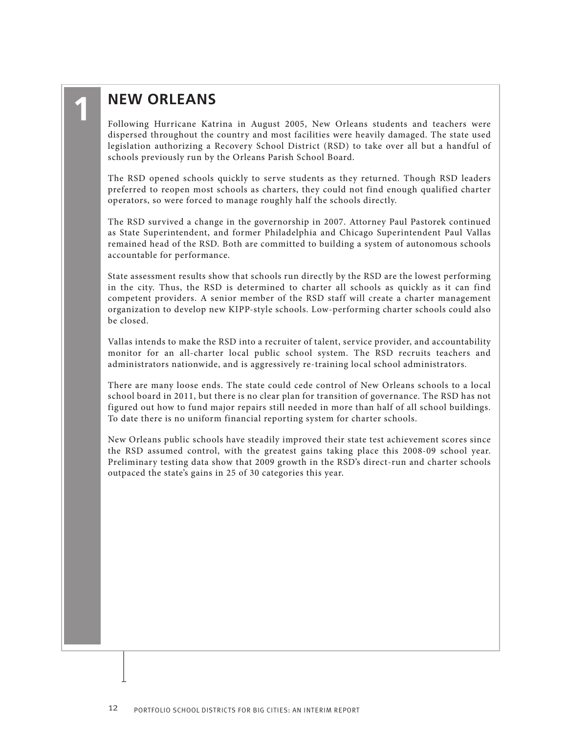# 1 NEW ORLEANS

Following Hurricane Katrina in August 2005, New Orleans students and teachers were dispersed throughout the country and most facilities were heavily damaged. The state used legislation authorizing a Recovery School District (RSD) to take over all but a handful of schools previously run by the Orleans Parish School Board.

The RSD opened schools quickly to serve students as they returned. Though RSD leaders preferred to reopen most schools as charters, they could not find enough qualified charter operators, so were forced to manage roughly half the schools directly.

The RSD survived a change in the governorship in 2007. Attorney Paul Pastorek continued as State Superintendent, and former Philadelphia and Chicago Superintendent Paul Vallas remained head of the RSD. Both are committed to building a system of autonomous schools accountable for performance.

State assessment results show that schools run directly by the RSD are the lowest performing in the city. Thus, the RSD is determined to charter all schools as quickly as it can find competent providers. A senior member of the RSD staff will create a charter management organization to develop new KIPP-style schools. Low-performing charter schools could also be closed.

Vallas intends to make the RSD into a recruiter of talent, service provider, and accountability monitor for an all-charter local public school system. The RSD recruits teachers and administrators nationwide, and is aggressively re-training local school administrators.

There are many loose ends. The state could cede control of New Orleans schools to a local school board in 2011, but there is no clear plan for transition of governance. The RSD has not figured out how to fund major repairs still needed in more than half of all school buildings. To date there is no uniform financial reporting system for charter schools.

New Orleans public schools have steadily improved their state test achievement scores since the RSD assumed control, with the greatest gains taking place this 2008-09 school year. Preliminary testing data show that 2009 growth in the RSD's direct-run and charter schools outpaced the state's gains in 25 of 30 categories this year.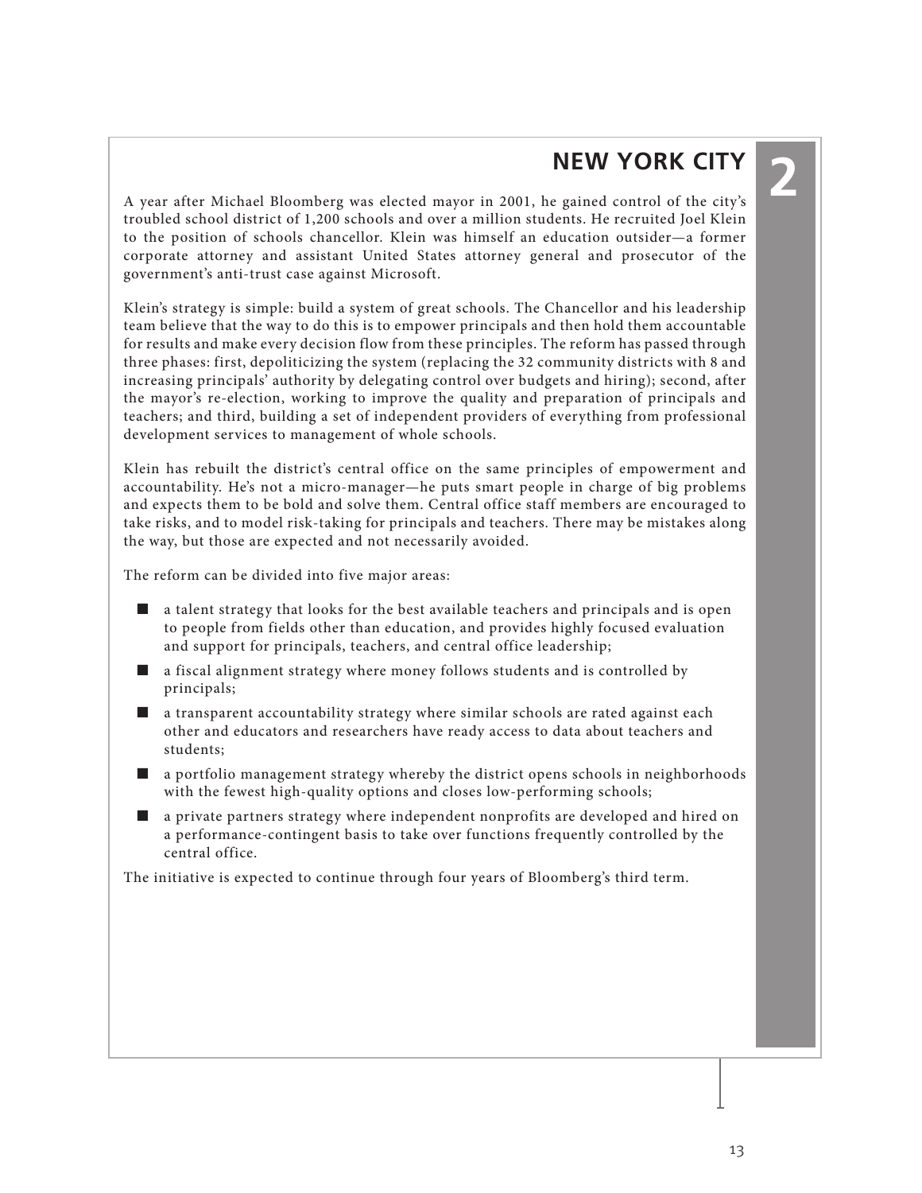# NEW YORK CITY

A year after Michael Bloomberg was elected mayor in 2001, he gained control of the city's troubled school district of 1,200 schools and over a million students. He recruited Joel Klein to the position of schools chancellor. Klein was himself an education outsider—a former corporate attorney and assistant United States attorney general and prosecutor of the government's anti-trust case against Microsoft.

Klein's strategy is simple: build a system of great schools. The Chancellor and his leadership team believe that the way to do this is to empower principals and then hold them accountable for results and make every decision flow from these principles. The reform has passed through three phases: first, depoliticizing the system (replacing the 32 community districts with 8 and increasing principals' authority by delegating control over budgets and hiring); second, after the mayor's re-election, working to improve the quality and preparation of principals and teachers; and third, building a set of independent providers of everything from professional development services to management of whole schools.

Klein has rebuilt the district's central office on the same principles of empowerment and accountability. He's not a micro-manager—he puts smart people in charge of big problems and expects them to be bold and solve them. Central office staff members are encouraged to take risks, and to model risk-taking for principals and teachers. There may be mistakes along the way, but those are expected and not necessarily avoided.

The reform can be divided into five major areas:

- a talent strategy that looks for the best available teachers and principals and is open to people from fields other than education, and provides highly focused evaluation and support for principals, teachers, and central office leadership;
- a fiscal alignment strategy where money follows students and is controlled by principals;
- a transparent accountability strategy where similar schools are rated against each other and educators and researchers have ready access to data about teachers and students;
- a portfolio management strategy whereby the district opens schools in neighborhoods with the fewest high-quality options and closes low-performing schools;
- a private partners strategy where independent nonprofits are developed and hired on a performance-contingent basis to take over functions frequently controlled by the central office.

The initiative is expected to continue through four years of Bloomberg's third term.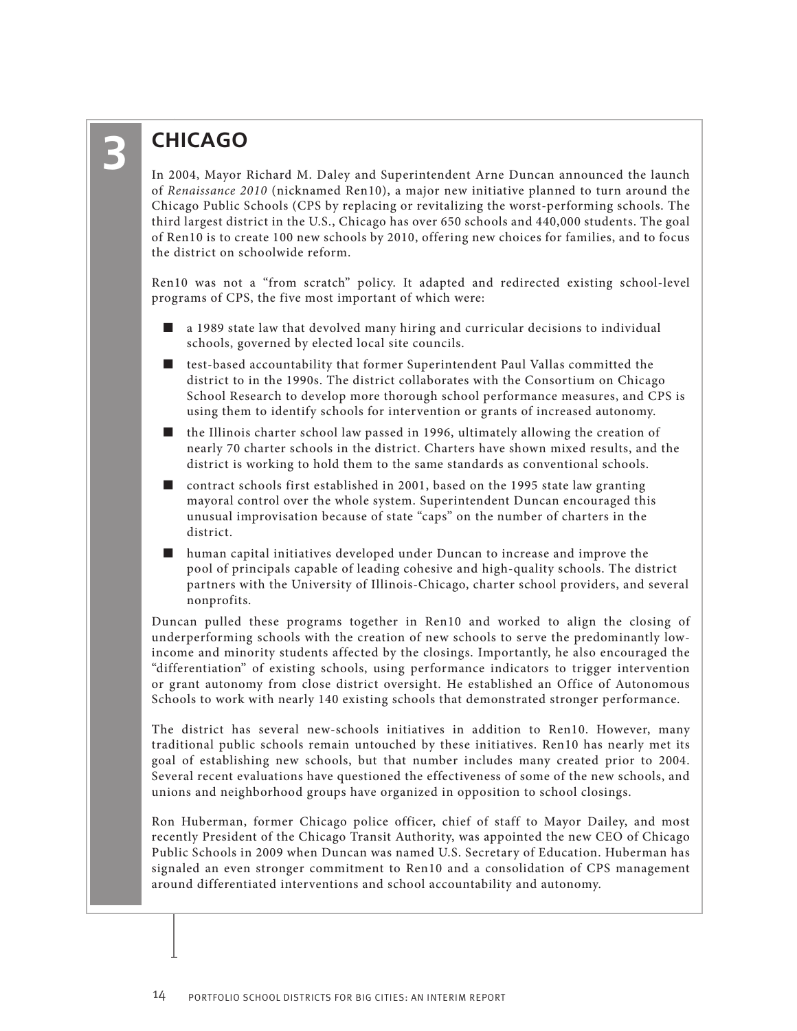# 3 CHICAGO

In 2004, Mayor Richard M. Daley and Superintendent Arne Duncan announced the launch of *Renaissance 2010* (nicknamed Ren10), a major new initiative planned to turn around the Chicago Public Schools (CPS by replacing or revitalizing the worst-performing schools. The third largest district in the U.S., Chicago has over 650 schools and 440,000 students. The goal of Ren10 is to create 100 new schools by 2010, offering new choices for families, and to focus the district on schoolwide reform.

Ren10 was not a "from scratch" policy. It adapted and redirected existing school-level programs of CPS, the five most important of which were:

- a 1989 state law that devolved many hiring and curricular decisions to individual schools, governed by elected local site councils.
- test-based accountability that former Superintendent Paul Vallas committed the district to in the 1990s. The district collaborates with the Consortium on Chicago School Research to develop more thorough school performance measures, and CPS is using them to identify schools for intervention or grants of increased autonomy.
- the Illinois charter school law passed in 1996, ultimately allowing the creation of nearly 70 charter schools in the district. Charters have shown mixed results, and the district is working to hold them to the same standards as conventional schools.
- contract schools first established in 2001, based on the 1995 state law granting mayoral control over the whole system. Superintendent Duncan encouraged this unusual improvisation because of state "caps" on the number of charters in the district.
- human capital initiatives developed under Duncan to increase and improve the pool of principals capable of leading cohesive and high-quality schools. The district partners with the University of Illinois-Chicago, charter school providers, and several nonprofits.

Duncan pulled these programs together in Ren10 and worked to align the closing of underperforming schools with the creation of new schools to serve the predominantly low-income and minority students affected by the closings. Importantly, he also encouraged the "differentiation" of existing schools, using performance indicators to trigger intervention or grant autonomy from close district oversight. He established an Office of Autonomous Schools to work with nearly 140 existing schools that demonstrated stronger performance.

The district has several new-schools initiatives in addition to Ren10. However, many traditional public schools remain untouched by these initiatives. Ren10 has nearly met its goal of establishing new schools, but that number includes many created prior to 2004. Several recent evaluations have questioned the effectiveness of some of the new schools, and unions and neighborhood groups have organized in opposition to school closings.

Ron Huberman, former Chicago police officer, chief of staff to Mayor Dailey, and most recently President of the Chicago Transit Authority, was appointed the new CEO of Chicago Public Schools in 2009 when Duncan was named U.S. Secretary of Education. Huberman has signaled an even stronger commitment to Ren10 and a consolidation of CPS management around differentiated interventions and school accountability and autonomy.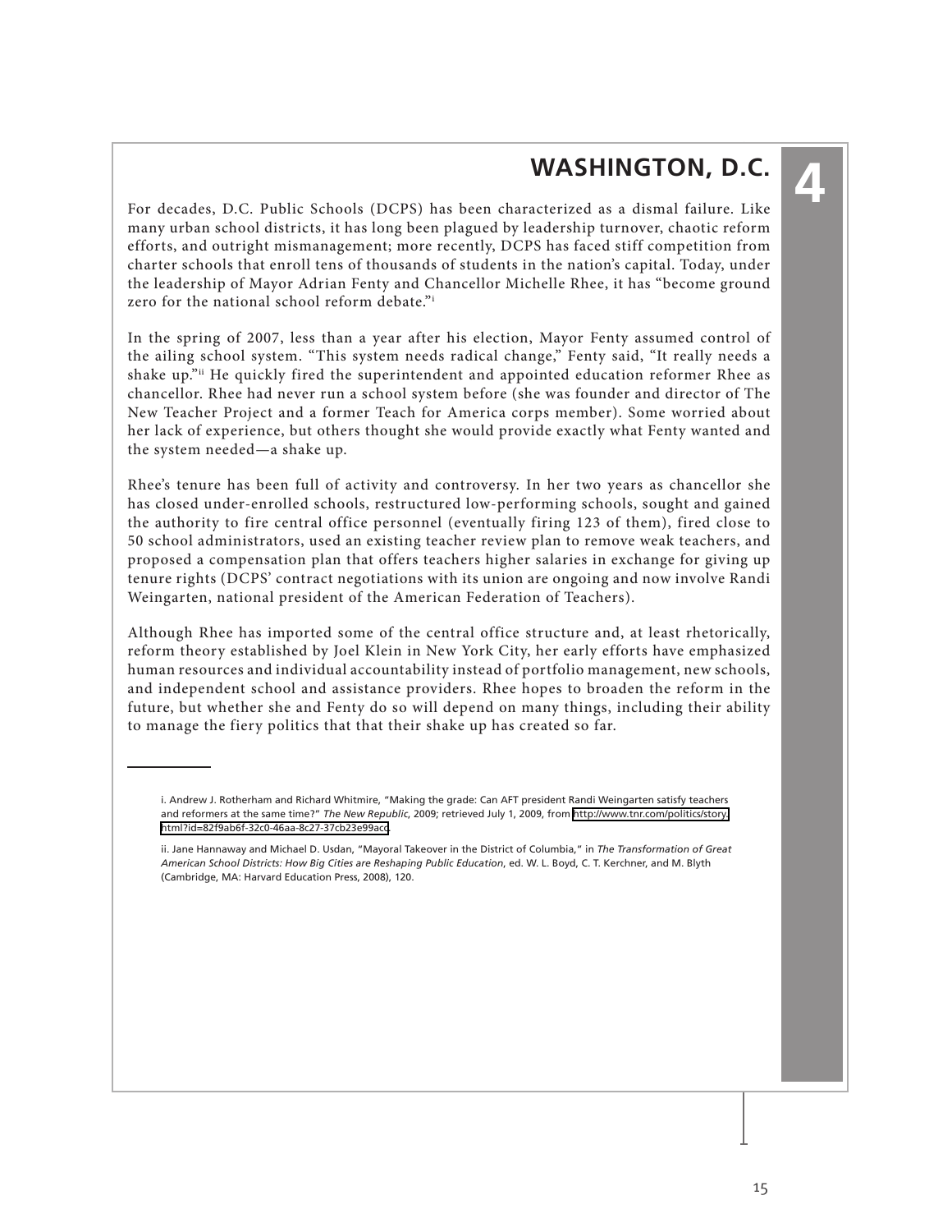# WASHINGTON, D.C.

For decades, D.C. Public Schools (DCPS) has been characterized as a dismal failure. Like many urban school districts, it has long been plagued by leadership turnover, chaotic reform efforts, and outright mismanagement; more recently, DCPS has faced stiff competition from charter schools that enroll tens of thousands of students in the nation's capital. Today, under the leadership of Mayor Adrian Fenty and Chancellor Michelle Rhee, it has "become ground zero for the national school reform debate."[i]

In the spring of 2007, less than a year after his election, Mayor Fenty assumed control of the ailing school system. "This system needs radical change," Fenty said, "It really needs a shake up."[ii] He quickly fired the superintendent and appointed education reformer Rhee as chancellor. Rhee had never run a school system before (she was founder and director of The New Teacher Project and a former Teach for America corps member). Some worried about her lack of experience, but others thought she would provide exactly what Fenty wanted and the system needed—a shake up.

Rhee's tenure has been full of activity and controversy. In her two years as chancellor she has closed under-enrolled schools, restructured low-performing schools, sought and gained the authority to fire central office personnel (eventually firing 123 of them), fired close to 50 school administrators, used an existing teacher review plan to remove weak teachers, and proposed a compensation plan that offers teachers higher salaries in exchange for giving up tenure rights (DCPS' contract negotiations with its union are ongoing and now involve Randi Weingarten, national president of the American Federation of Teachers).

Although Rhee has imported some of the central office structure and, at least rhetorically, reform theory established by Joel Klein in New York City, her early efforts have emphasized human resources and individual accountability instead of portfolio management, new schools, and independent school and assistance providers. Rhee hopes to broaden the reform in the future, but whether she and Fenty do so will depend on many things, including their ability to manage the fiery politics that that their shake up has created so far.

---

i. Andrew J. Rotherham and Richard Whitmire, "Making the grade: Can AFT president Randi Weingarten satisfy teachers and reformers at the same time?" *The New Republic*, 2009; retrieved July 1, 2009, from http://www.tnr.com/politics/story.html?id=82f9ab6f-32c0-46aa-8c27-37cb23e99acc.

ii. Jane Hannaway and Michael D. Usdan, "Mayoral Takeover in the District of Columbia," in *The Transformation of Great American School Districts: How Big Cities are Reshaping Public Education*, ed. W. L. Boyd, C. T. Kerchner, and M. Blyth (Cambridge, MA: Harvard Education Press, 2008), 120.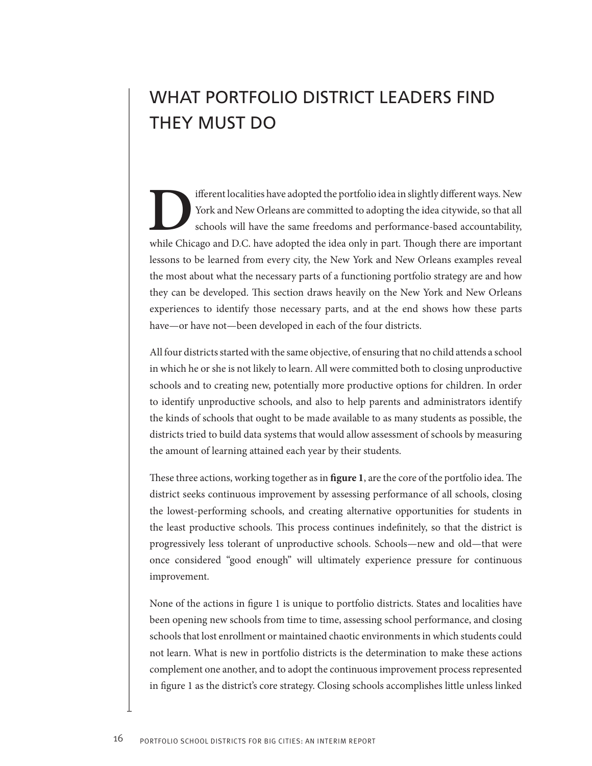# WHAT PORTFOLIO DISTRICT LEADERS FIND THEY MUST DO

Different localities have adopted the portfolio idea in slightly different ways. New York and New Orleans are committed to adopting the idea citywide, so that all schools will have the same freedoms and performance-based accountability, while Chicago and D.C. have adopted the idea only in part. Though there are important lessons to be learned from every city, the New York and New Orleans examples reveal the most about what the necessary parts of a functioning portfolio strategy are and how they can be developed. This section draws heavily on the New York and New Orleans experiences to identify those necessary parts, and at the end shows how these parts have—or have not—been developed in each of the four districts.

All four districts started with the same objective, of ensuring that no child attends a school in which he or she is not likely to learn. All were committed both to closing unproductive schools and to creating new, potentially more productive options for children. In order to identify unproductive schools, and also to help parents and administrators identify the kinds of schools that ought to be made available to as many students as possible, the districts tried to build data systems that would allow assessment of schools by measuring the amount of learning attained each year by their students.

These three actions, working together as in **figure 1**, are the core of the portfolio idea. The district seeks continuous improvement by assessing performance of all schools, closing the lowest-performing schools, and creating alternative opportunities for students in the least productive schools. This process continues indefinitely, so that the district is progressively less tolerant of unproductive schools. Schools—new and old—that were once considered "good enough" will ultimately experience pressure for continuous improvement.

None of the actions in figure 1 is unique to portfolio districts. States and localities have been opening new schools from time to time, assessing school performance, and closing schools that lost enrollment or maintained chaotic environments in which students could not learn. What is new in portfolio districts is the determination to make these actions complement one another, and to adopt the continuous improvement process represented in figure 1 as the district's core strategy. Closing schools accomplishes little unless linked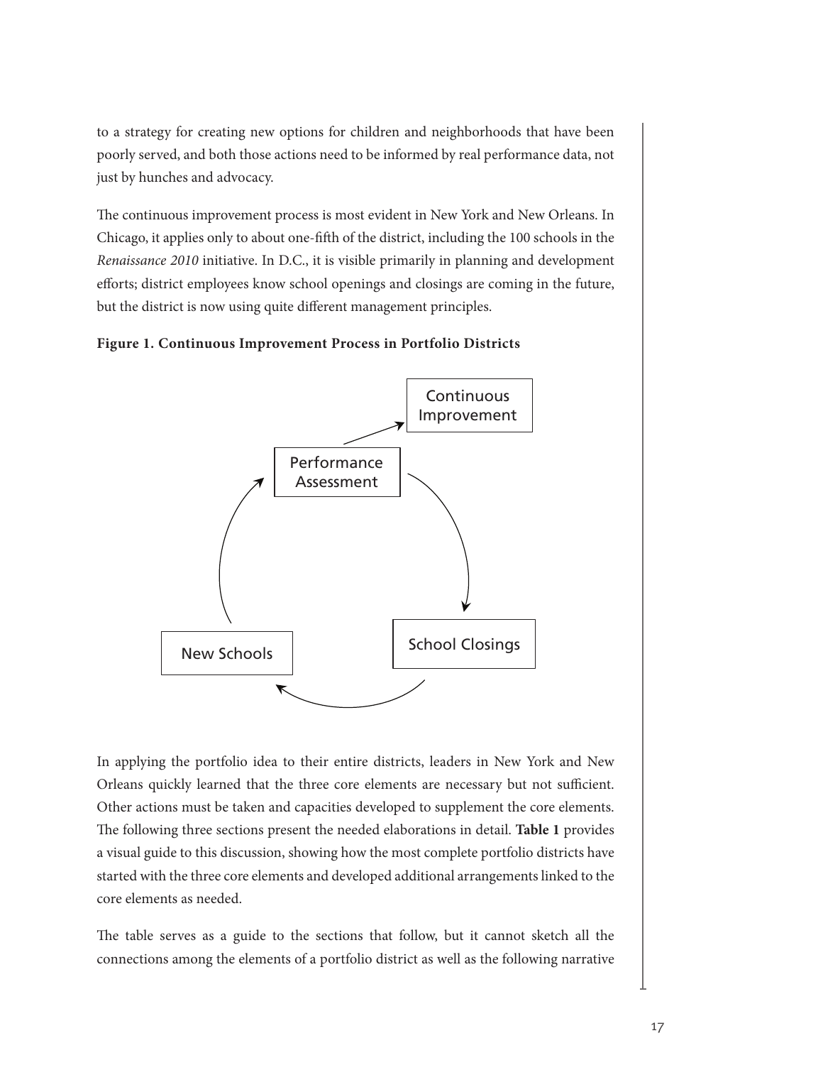to a strategy for creating new options for children and neighborhoods that have been poorly served, and both those actions need to be informed by real performance data, not just by hunches and advocacy.

The continuous improvement process is most evident in New York and New Orleans. In Chicago, it applies only to about one-fifth of the district, including the 100 schools in the *Renaissance 2010* initiative. In D.C., it is visible primarily in planning and development efforts; district employees know school openings and closings are coming in the future, but the district is now using quite different management principles.

**Figure 1. Continuous Improvement Process in Portfolio Districts**

Continuous Improvement

Performance Assessment

School Closings

New Schools

In applying the portfolio idea to their entire districts, leaders in New York and New Orleans quickly learned that the three core elements are necessary but not sufficient. Other actions must be taken and capacities developed to supplement the core elements. The following three sections present the needed elaborations in detail. **Table 1** provides a visual guide to this discussion, showing how the most complete portfolio districts have started with the three core elements and developed additional arrangements linked to the core elements as needed.

The table serves as a guide to the sections that follow, but it cannot sketch all the connections among the elements of a portfolio district as well as the following narrative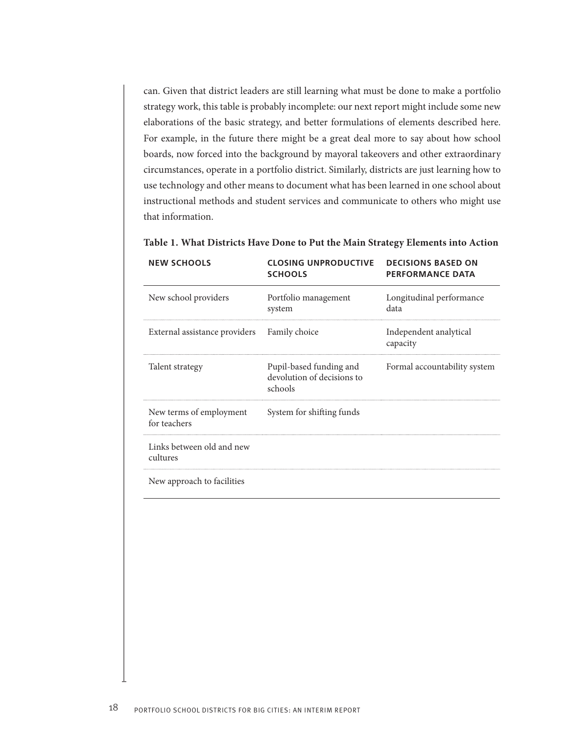can. Given that district leaders are still learning what must be done to make a portfolio strategy work, this table is probably incomplete: our next report might include some new elaborations of the basic strategy, and better formulations of elements described here. For example, in the future there might be a great deal more to say about how school boards, now forced into the background by mayoral takeovers and other extraordinary circumstances, operate in a portfolio district. Similarly, districts are just learning how to use technology and other means to document what has been learned in one school about instructional methods and student services and communicate to others who might use that information.

**Table 1. What Districts Have Done to Put the Main Strategy Elements into Action**

| NEW SCHOOLS | CLOSING UNPRODUCTIVE SCHOOLS | DECISIONS BASED ON PERFORMANCE DATA |
|---|---|---|
| New school providers | Portfolio management system | Longitudinal performance data |
| External assistance providers | Family choice | Independent analytical capacity |
| Talent strategy | Pupil-based funding and devolution of decisions to schools | Formal accountability system |
| New terms of employment for teachers | System for shifting funds | |
| Links between old and new cultures | | |
| New approach to facilities | | |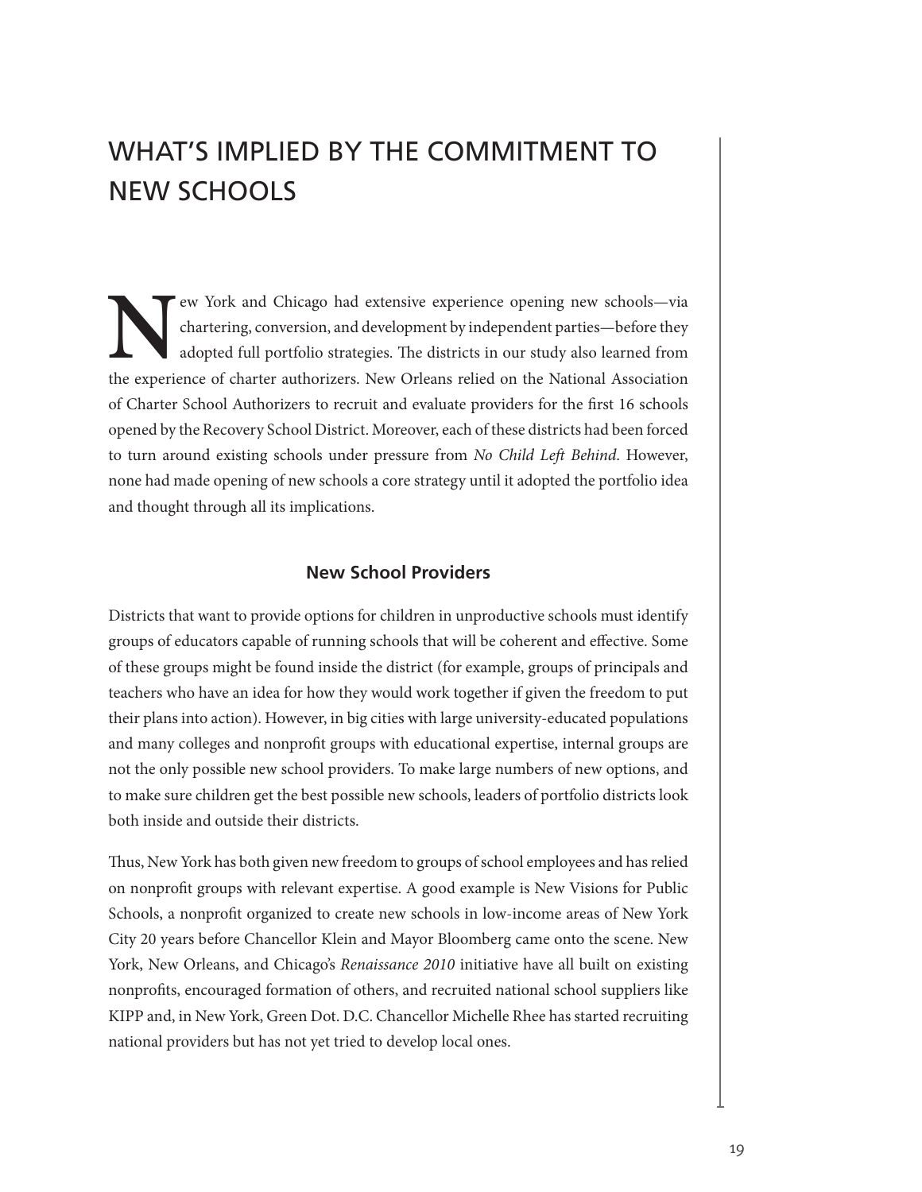# WHAT'S IMPLIED BY THE COMMITMENT TO NEW SCHOOLS

New York and Chicago had extensive experience opening new schools—via chartering, conversion, and development by independent parties—before they adopted full portfolio strategies. The districts in our study also learned from the experience of charter authorizers. New Orleans relied on the National Association of Charter School Authorizers to recruit and evaluate providers for the first 16 schools opened by the Recovery School District. Moreover, each of these districts had been forced to turn around existing schools under pressure from *No Child Left Behind*. However, none had made opening of new schools a core strategy until it adopted the portfolio idea and thought through all its implications.

### New School Providers

Districts that want to provide options for children in unproductive schools must identify groups of educators capable of running schools that will be coherent and effective. Some of these groups might be found inside the district (for example, groups of principals and teachers who have an idea for how they would work together if given the freedom to put their plans into action). However, in big cities with large university-educated populations and many colleges and nonprofit groups with educational expertise, internal groups are not the only possible new school providers. To make large numbers of new options, and to make sure children get the best possible new schools, leaders of portfolio districts look both inside and outside their districts.

Thus, New York has both given new freedom to groups of school employees and has relied on nonprofit groups with relevant expertise. A good example is New Visions for Public Schools, a nonprofit organized to create new schools in low-income areas of New York City 20 years before Chancellor Klein and Mayor Bloomberg came onto the scene. New York, New Orleans, and Chicago's *Renaissance 2010* initiative have all built on existing nonprofits, encouraged formation of others, and recruited national school suppliers like KIPP and, in New York, Green Dot. D.C. Chancellor Michelle Rhee has started recruiting national providers but has not yet tried to develop local ones.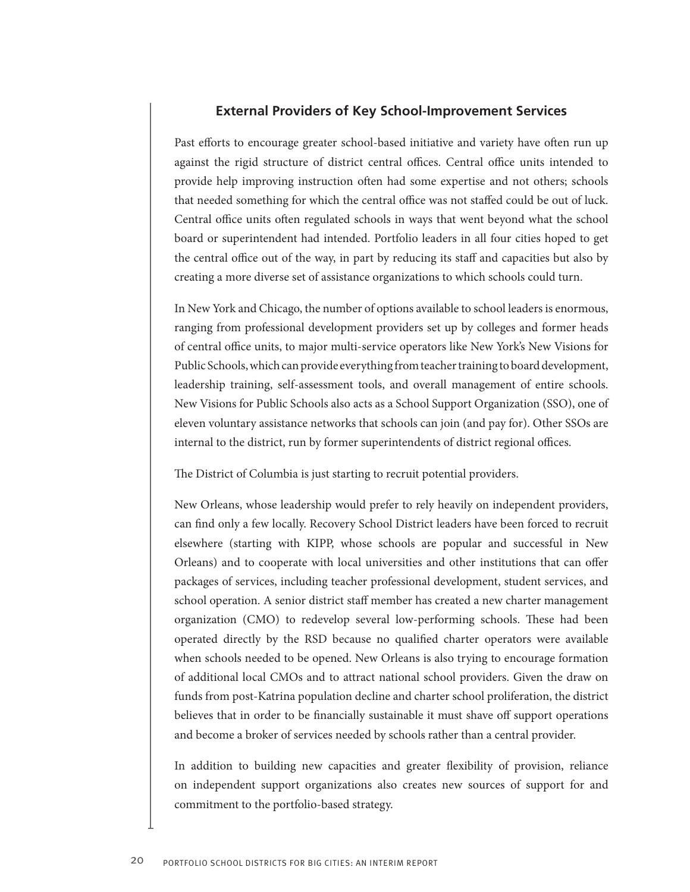### External Providers of Key School-Improvement Services

Past efforts to encourage greater school-based initiative and variety have often run up against the rigid structure of district central offices. Central office units intended to provide help improving instruction often had some expertise and not others; schools that needed something for which the central office was not staffed could be out of luck. Central office units often regulated schools in ways that went beyond what the school board or superintendent had intended. Portfolio leaders in all four cities hoped to get the central office out of the way, in part by reducing its staff and capacities but also by creating a more diverse set of assistance organizations to which schools could turn.

In New York and Chicago, the number of options available to school leaders is enormous, ranging from professional development providers set up by colleges and former heads of central office units, to major multi-service operators like New York's New Visions for Public Schools, which can provide everything from teacher training to board development, leadership training, self-assessment tools, and overall management of entire schools. New Visions for Public Schools also acts as a School Support Organization (SSO), one of eleven voluntary assistance networks that schools can join (and pay for). Other SSOs are internal to the district, run by former superintendents of district regional offices.

The District of Columbia is just starting to recruit potential providers.

New Orleans, whose leadership would prefer to rely heavily on independent providers, can find only a few locally. Recovery School District leaders have been forced to recruit elsewhere (starting with KIPP, whose schools are popular and successful in New Orleans) and to cooperate with local universities and other institutions that can offer packages of services, including teacher professional development, student services, and school operation. A senior district staff member has created a new charter management organization (CMO) to redevelop several low-performing schools. These had been operated directly by the RSD because no qualified charter operators were available when schools needed to be opened. New Orleans is also trying to encourage formation of additional local CMOs and to attract national school providers. Given the draw on funds from post-Katrina population decline and charter school proliferation, the district believes that in order to be financially sustainable it must shave off support operations and become a broker of services needed by schools rather than a central provider.

In addition to building new capacities and greater flexibility of provision, reliance on independent support organizations also creates new sources of support for and commitment to the portfolio-based strategy.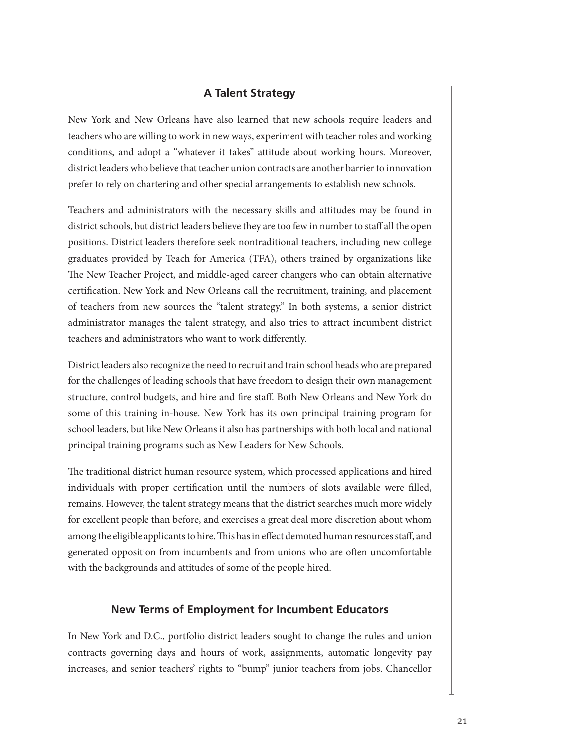## A Talent Strategy

New York and New Orleans have also learned that new schools require leaders and teachers who are willing to work in new ways, experiment with teacher roles and working conditions, and adopt a "whatever it takes" attitude about working hours. Moreover, district leaders who believe that teacher union contracts are another barrier to innovation prefer to rely on chartering and other special arrangements to establish new schools.

Teachers and administrators with the necessary skills and attitudes may be found in district schools, but district leaders believe they are too few in number to staff all the open positions. District leaders therefore seek nontraditional teachers, including new college graduates provided by Teach for America (TFA), others trained by organizations like The New Teacher Project, and middle-aged career changers who can obtain alternative certification. New York and New Orleans call the recruitment, training, and placement of teachers from new sources the "talent strategy." In both systems, a senior district administrator manages the talent strategy, and also tries to attract incumbent district teachers and administrators who want to work differently.

District leaders also recognize the need to recruit and train school heads who are prepared for the challenges of leading schools that have freedom to design their own management structure, control budgets, and hire and fire staff. Both New Orleans and New York do some of this training in-house. New York has its own principal training program for school leaders, but like New Orleans it also has partnerships with both local and national principal training programs such as New Leaders for New Schools.

The traditional district human resource system, which processed applications and hired individuals with proper certification until the numbers of slots available were filled, remains. However, the talent strategy means that the district searches much more widely for excellent people than before, and exercises a great deal more discretion about whom among the eligible applicants to hire. This has in effect demoted human resources staff, and generated opposition from incumbents and from unions who are often uncomfortable with the backgrounds and attitudes of some of the people hired.

## New Terms of Employment for Incumbent Educators

In New York and D.C., portfolio district leaders sought to change the rules and union contracts governing days and hours of work, assignments, automatic longevity pay increases, and senior teachers' rights to "bump" junior teachers from jobs. Chancellor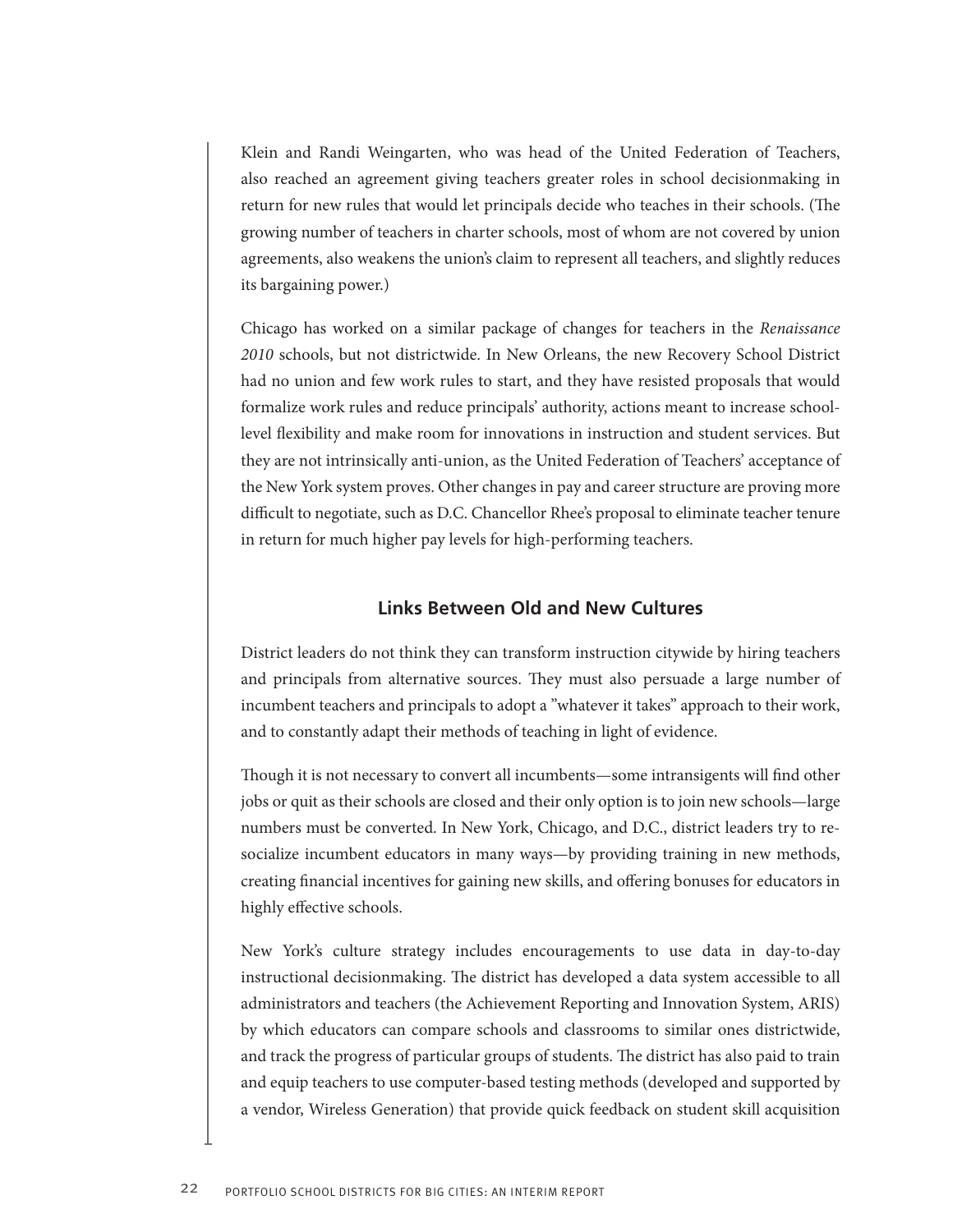Klein and Randi Weingarten, who was head of the United Federation of Teachers, also reached an agreement giving teachers greater roles in school decisionmaking in return for new rules that would let principals decide who teaches in their schools. (The growing number of teachers in charter schools, most of whom are not covered by union agreements, also weakens the union's claim to represent all teachers, and slightly reduces its bargaining power.)

Chicago has worked on a similar package of changes for teachers in the *Renaissance 2010* schools, but not districtwide. In New Orleans, the new Recovery School District had no union and few work rules to start, and they have resisted proposals that would formalize work rules and reduce principals' authority, actions meant to increase school-level flexibility and make room for innovations in instruction and student services. But they are not intrinsically anti-union, as the United Federation of Teachers' acceptance of the New York system proves. Other changes in pay and career structure are proving more difficult to negotiate, such as D.C. Chancellor Rhee's proposal to eliminate teacher tenure in return for much higher pay levels for high-performing teachers.

## Links Between Old and New Cultures

District leaders do not think they can transform instruction citywide by hiring teachers and principals from alternative sources. They must also persuade a large number of incumbent teachers and principals to adopt a "whatever it takes" approach to their work, and to constantly adapt their methods of teaching in light of evidence.

Though it is not necessary to convert all incumbents—some intransigents will find other jobs or quit as their schools are closed and their only option is to join new schools—large numbers must be converted. In New York, Chicago, and D.C., district leaders try to re-socialize incumbent educators in many ways—by providing training in new methods, creating financial incentives for gaining new skills, and offering bonuses for educators in highly effective schools.

New York's culture strategy includes encouragements to use data in day-to-day instructional decisionmaking. The district has developed a data system accessible to all administrators and teachers (the Achievement Reporting and Innovation System, ARIS) by which educators can compare schools and classrooms to similar ones districtwide, and track the progress of particular groups of students. The district has also paid to train and equip teachers to use computer-based testing methods (developed and supported by a vendor, Wireless Generation) that provide quick feedback on student skill acquisition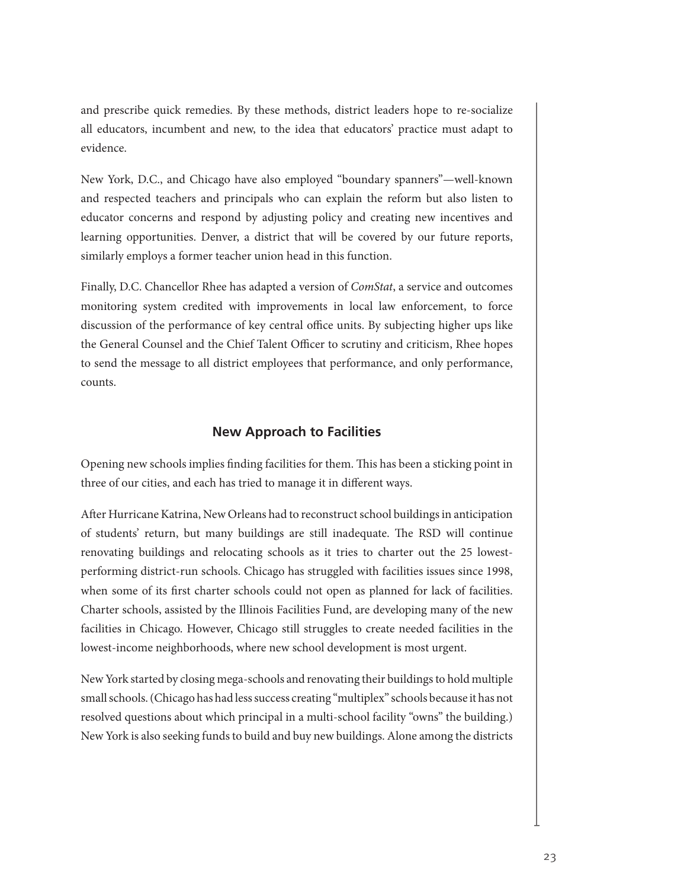and prescribe quick remedies. By these methods, district leaders hope to re-socialize all educators, incumbent and new, to the idea that educators' practice must adapt to evidence.

New York, D.C., and Chicago have also employed "boundary spanners"—well-known and respected teachers and principals who can explain the reform but also listen to educator concerns and respond by adjusting policy and creating new incentives and learning opportunities. Denver, a district that will be covered by our future reports, similarly employs a former teacher union head in this function.

Finally, D.C. Chancellor Rhee has adapted a version of *ComStat*, a service and outcomes monitoring system credited with improvements in local law enforcement, to force discussion of the performance of key central office units. By subjecting higher ups like the General Counsel and the Chief Talent Officer to scrutiny and criticism, Rhee hopes to send the message to all district employees that performance, and only performance, counts.

### New Approach to Facilities

Opening new schools implies finding facilities for them. This has been a sticking point in three of our cities, and each has tried to manage it in different ways.

After Hurricane Katrina, New Orleans had to reconstruct school buildings in anticipation of students' return, but many buildings are still inadequate. The RSD will continue renovating buildings and relocating schools as it tries to charter out the 25 lowest-performing district-run schools. Chicago has struggled with facilities issues since 1998, when some of its first charter schools could not open as planned for lack of facilities. Charter schools, assisted by the Illinois Facilities Fund, are developing many of the new facilities in Chicago. However, Chicago still struggles to create needed facilities in the lowest-income neighborhoods, where new school development is most urgent.

New York started by closing mega-schools and renovating their buildings to hold multiple small schools. (Chicago has had less success creating "multiplex" schools because it has not resolved questions about which principal in a multi-school facility "owns" the building.) New York is also seeking funds to build and buy new buildings. Alone among the districts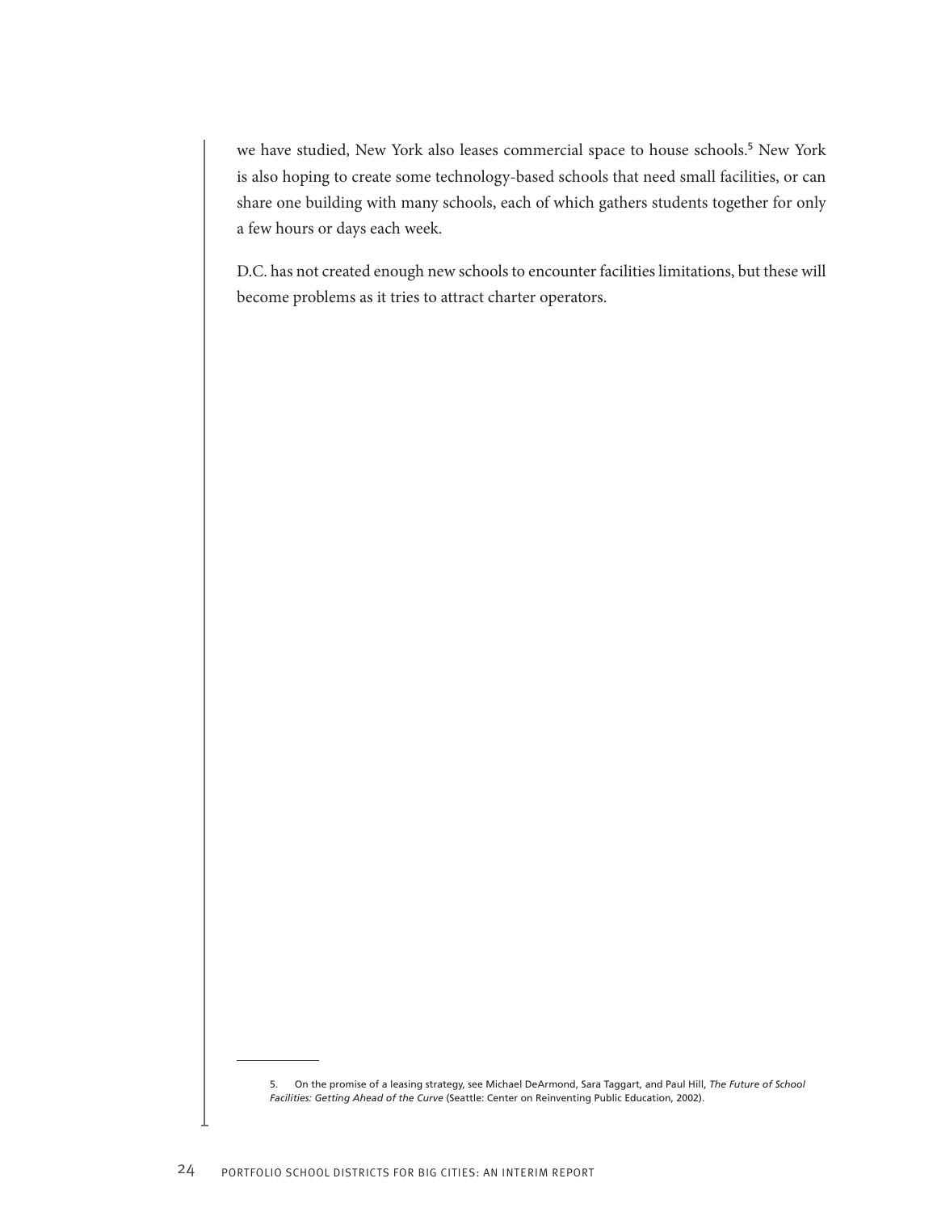we have studied, New York also leases commercial space to house schools.[5] New York is also hoping to create some technology-based schools that need small facilities, or can share one building with many schools, each of which gathers students together for only a few hours or days each week.

D.C. has not created enough new schools to encounter facilities limitations, but these will become problems as it tries to attract charter operators.

---

5. On the promise of a leasing strategy, see Michael DeArmond, Sara Taggart, and Paul Hill, *The Future of School Facilities: Getting Ahead of the Curve* (Seattle: Center on Reinventing Public Education, 2002).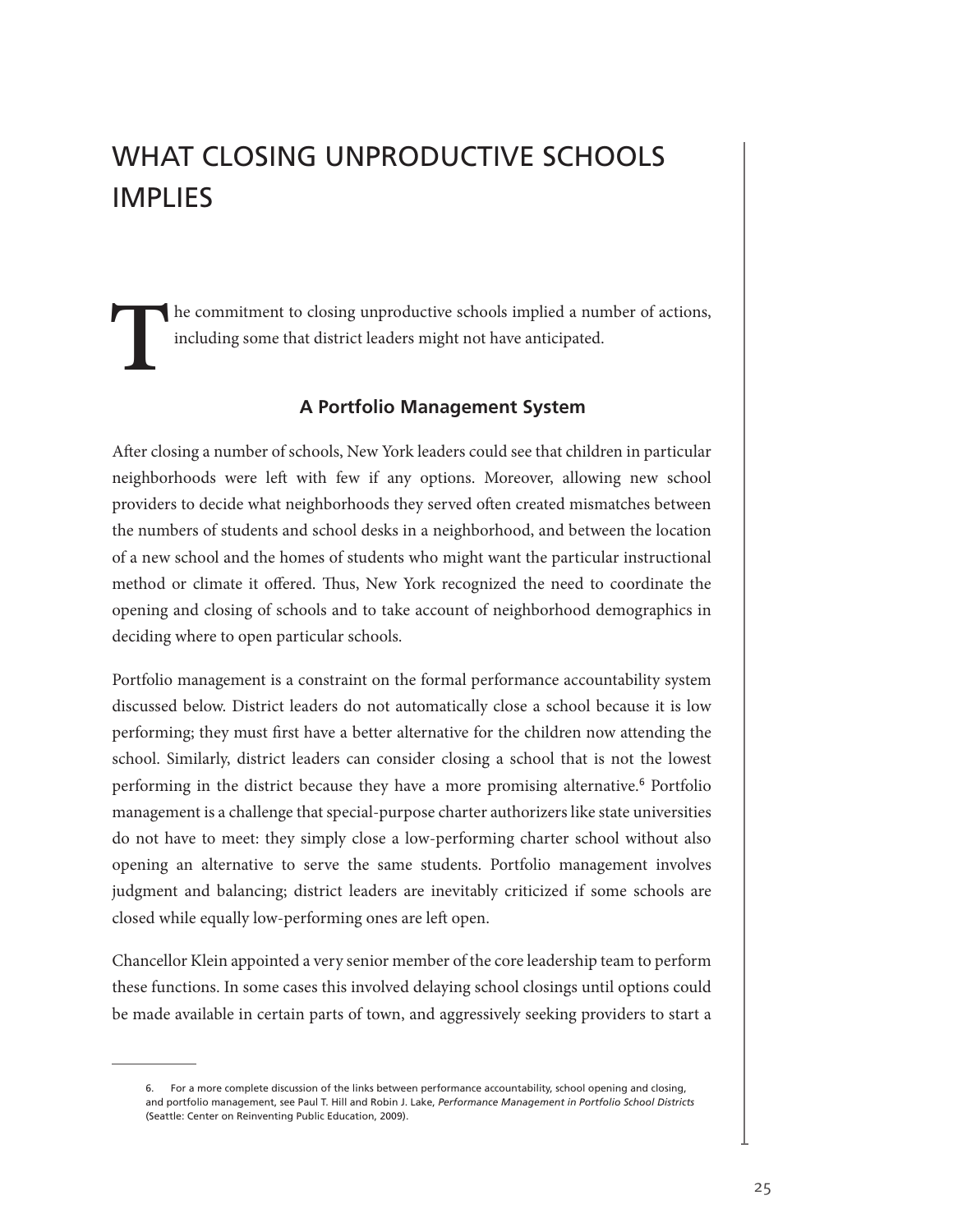# WHAT CLOSING UNPRODUCTIVE SCHOOLS IMPLIES

The commitment to closing unproductive schools implied a number of actions, including some that district leaders might not have anticipated.

### A Portfolio Management System

After closing a number of schools, New York leaders could see that children in particular neighborhoods were left with few if any options. Moreover, allowing new school providers to decide what neighborhoods they served often created mismatches between the numbers of students and school desks in a neighborhood, and between the location of a new school and the homes of students who might want the particular instructional method or climate it offered. Thus, New York recognized the need to coordinate the opening and closing of schools and to take account of neighborhood demographics in deciding where to open particular schools.

Portfolio management is a constraint on the formal performance accountability system discussed below. District leaders do not automatically close a school because it is low performing; they must first have a better alternative for the children now attending the school. Similarly, district leaders can consider closing a school that is not the lowest performing in the district because they have a more promising alternative.[6] Portfolio management is a challenge that special-purpose charter authorizers like state universities do not have to meet: they simply close a low-performing charter school without also opening an alternative to serve the same students. Portfolio management involves judgment and balancing; district leaders are inevitably criticized if some schools are closed while equally low-performing ones are left open.

Chancellor Klein appointed a very senior member of the core leadership team to perform these functions. In some cases this involved delaying school closings until options could be made available in certain parts of town, and aggressively seeking providers to start a

---

6. For a more complete discussion of the links between performance accountability, school opening and closing, and portfolio management, see Paul T. Hill and Robin J. Lake, *Performance Management in Portfolio School Districts* (Seattle: Center on Reinventing Public Education, 2009).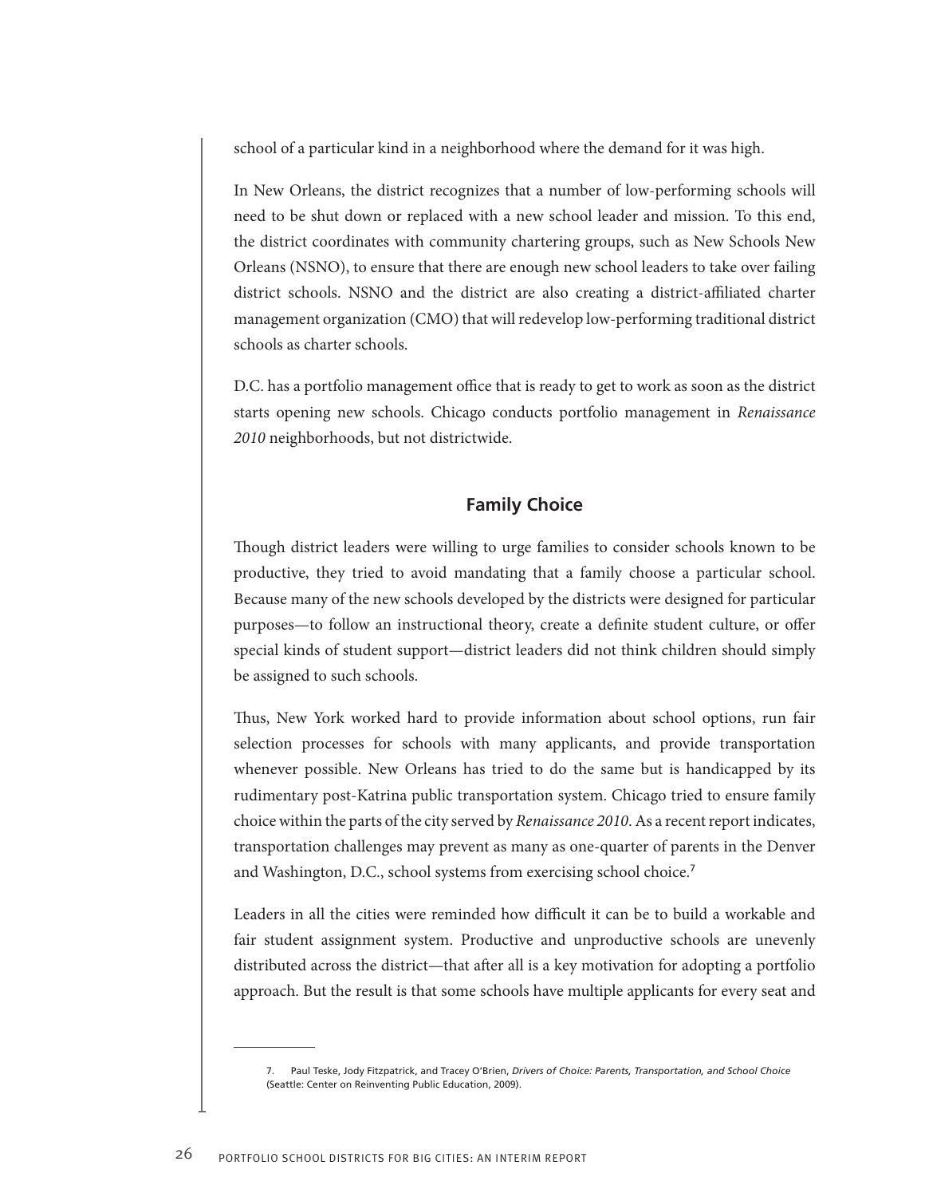school of a particular kind in a neighborhood where the demand for it was high.

In New Orleans, the district recognizes that a number of low-performing schools will need to be shut down or replaced with a new school leader and mission. To this end, the district coordinates with community chartering groups, such as New Schools New Orleans (NSNO), to ensure that there are enough new school leaders to take over failing district schools. NSNO and the district are also creating a district-affiliated charter management organization (CMO) that will redevelop low-performing traditional district schools as charter schools.

D.C. has a portfolio management office that is ready to get to work as soon as the district starts opening new schools. Chicago conducts portfolio management in *Renaissance 2010* neighborhoods, but not districtwide.

## Family Choice

Though district leaders were willing to urge families to consider schools known to be productive, they tried to avoid mandating that a family choose a particular school. Because many of the new schools developed by the districts were designed for particular purposes—to follow an instructional theory, create a definite student culture, or offer special kinds of student support—district leaders did not think children should simply be assigned to such schools.

Thus, New York worked hard to provide information about school options, run fair selection processes for schools with many applicants, and provide transportation whenever possible. New Orleans has tried to do the same but is handicapped by its rudimentary post-Katrina public transportation system. Chicago tried to ensure family choice within the parts of the city served by *Renaissance 2010*. As a recent report indicates, transportation challenges may prevent as many as one-quarter of parents in the Denver and Washington, D.C., school systems from exercising school choice.[7]

Leaders in all the cities were reminded how difficult it can be to build a workable and fair student assignment system. Productive and unproductive schools are unevenly distributed across the district—that after all is a key motivation for adopting a portfolio approach. But the result is that some schools have multiple applicants for every seat and

---

7. Paul Teske, Jody Fitzpatrick, and Tracey O'Brien, *Drivers of Choice: Parents, Transportation, and School Choice* (Seattle: Center on Reinventing Public Education, 2009).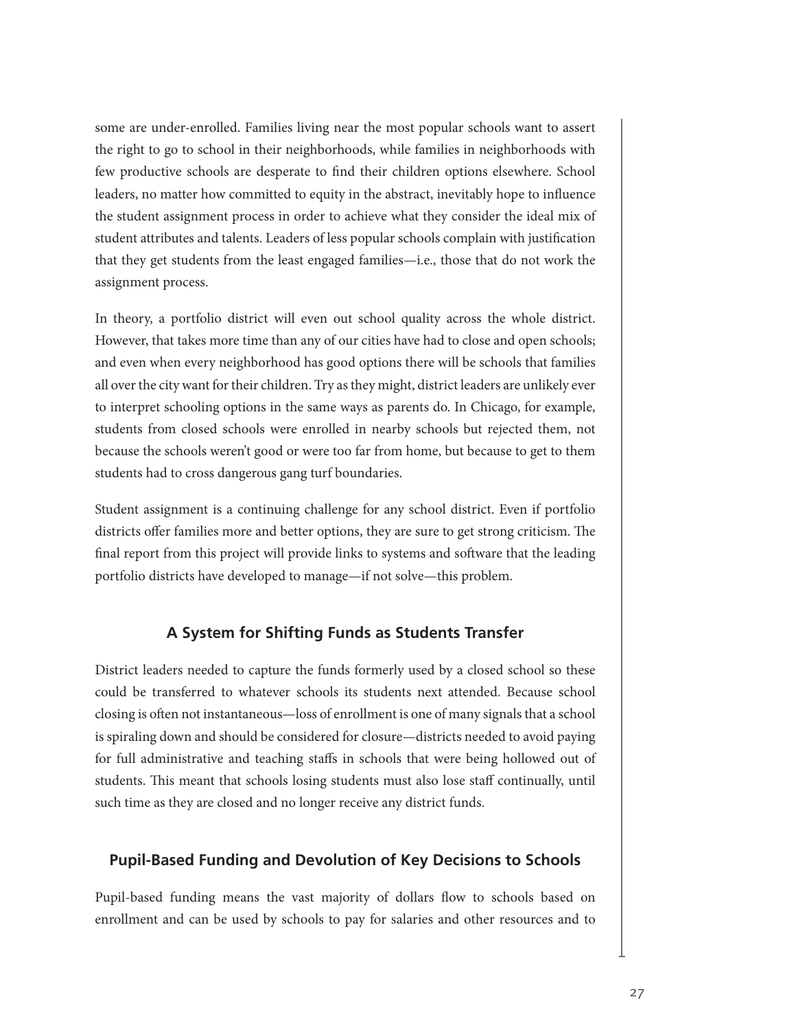some are under-enrolled. Families living near the most popular schools want to assert the right to go to school in their neighborhoods, while families in neighborhoods with few productive schools are desperate to find their children options elsewhere. School leaders, no matter how committed to equity in the abstract, inevitably hope to influence the student assignment process in order to achieve what they consider the ideal mix of student attributes and talents. Leaders of less popular schools complain with justification that they get students from the least engaged families—i.e., those that do not work the assignment process.

In theory, a portfolio district will even out school quality across the whole district. However, that takes more time than any of our cities have had to close and open schools; and even when every neighborhood has good options there will be schools that families all over the city want for their children. Try as they might, district leaders are unlikely ever to interpret schooling options in the same ways as parents do. In Chicago, for example, students from closed schools were enrolled in nearby schools but rejected them, not because the schools weren't good or were too far from home, but because to get to them students had to cross dangerous gang turf boundaries.

Student assignment is a continuing challenge for any school district. Even if portfolio districts offer families more and better options, they are sure to get strong criticism. The final report from this project will provide links to systems and software that the leading portfolio districts have developed to manage—if not solve—this problem.

### A System for Shifting Funds as Students Transfer

District leaders needed to capture the funds formerly used by a closed school so these could be transferred to whatever schools its students next attended. Because school closing is often not instantaneous—loss of enrollment is one of many signals that a school is spiraling down and should be considered for closure—districts needed to avoid paying for full administrative and teaching staffs in schools that were being hollowed out of students. This meant that schools losing students must also lose staff continually, until such time as they are closed and no longer receive any district funds.

### Pupil-Based Funding and Devolution of Key Decisions to Schools

Pupil-based funding means the vast majority of dollars flow to schools based on enrollment and can be used by schools to pay for salaries and other resources and to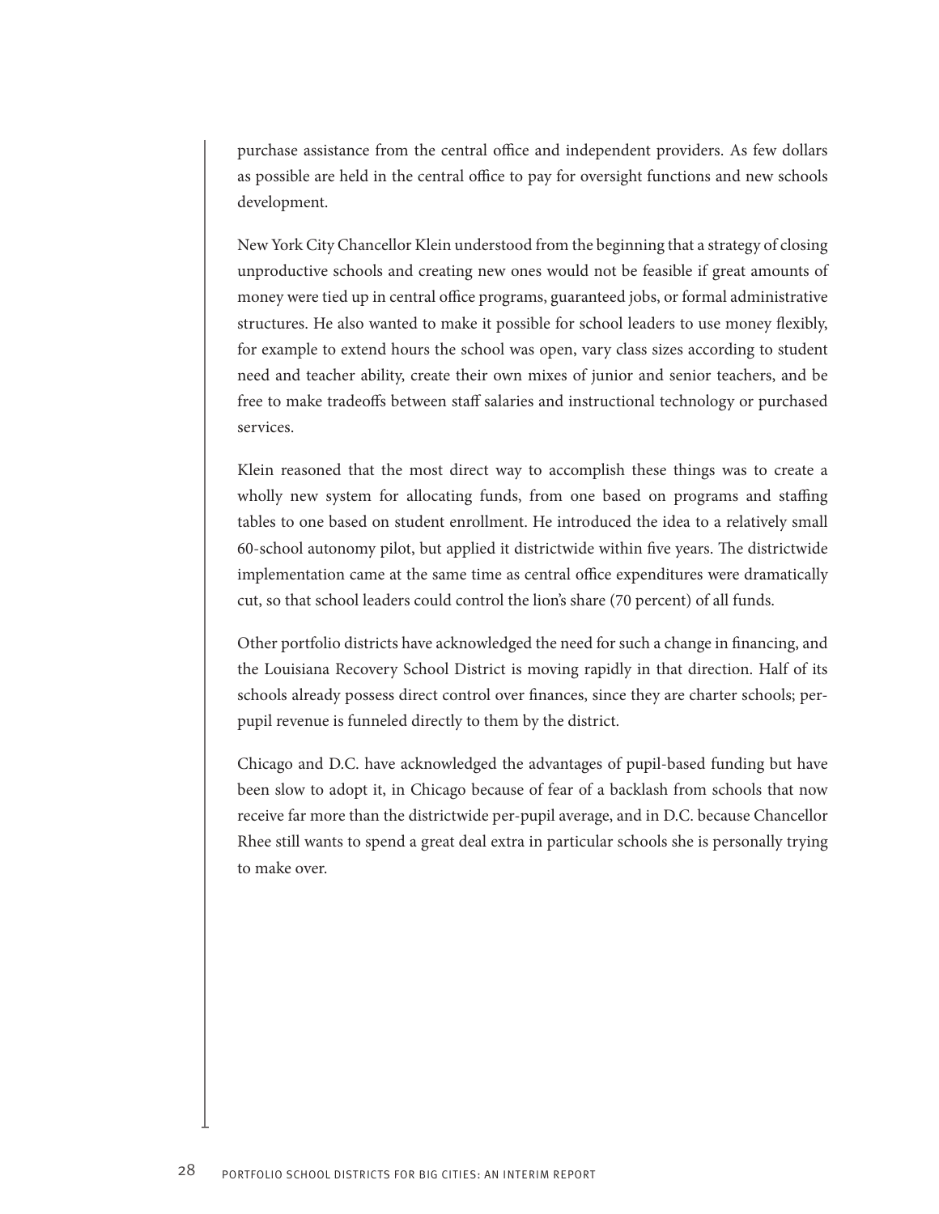purchase assistance from the central office and independent providers. As few dollars as possible are held in the central office to pay for oversight functions and new schools development.

New York City Chancellor Klein understood from the beginning that a strategy of closing unproductive schools and creating new ones would not be feasible if great amounts of money were tied up in central office programs, guaranteed jobs, or formal administrative structures. He also wanted to make it possible for school leaders to use money flexibly, for example to extend hours the school was open, vary class sizes according to student need and teacher ability, create their own mixes of junior and senior teachers, and be free to make tradeoffs between staff salaries and instructional technology or purchased services.

Klein reasoned that the most direct way to accomplish these things was to create a wholly new system for allocating funds, from one based on programs and staffing tables to one based on student enrollment. He introduced the idea to a relatively small 60-school autonomy pilot, but applied it districtwide within five years. The districtwide implementation came at the same time as central office expenditures were dramatically cut, so that school leaders could control the lion's share (70 percent) of all funds.

Other portfolio districts have acknowledged the need for such a change in financing, and the Louisiana Recovery School District is moving rapidly in that direction. Half of its schools already possess direct control over finances, since they are charter schools; per-pupil revenue is funneled directly to them by the district.

Chicago and D.C. have acknowledged the advantages of pupil-based funding but have been slow to adopt it, in Chicago because of fear of a backlash from schools that now receive far more than the districtwide per-pupil average, and in D.C. because Chancellor Rhee still wants to spend a great deal extra in particular schools she is personally trying to make over.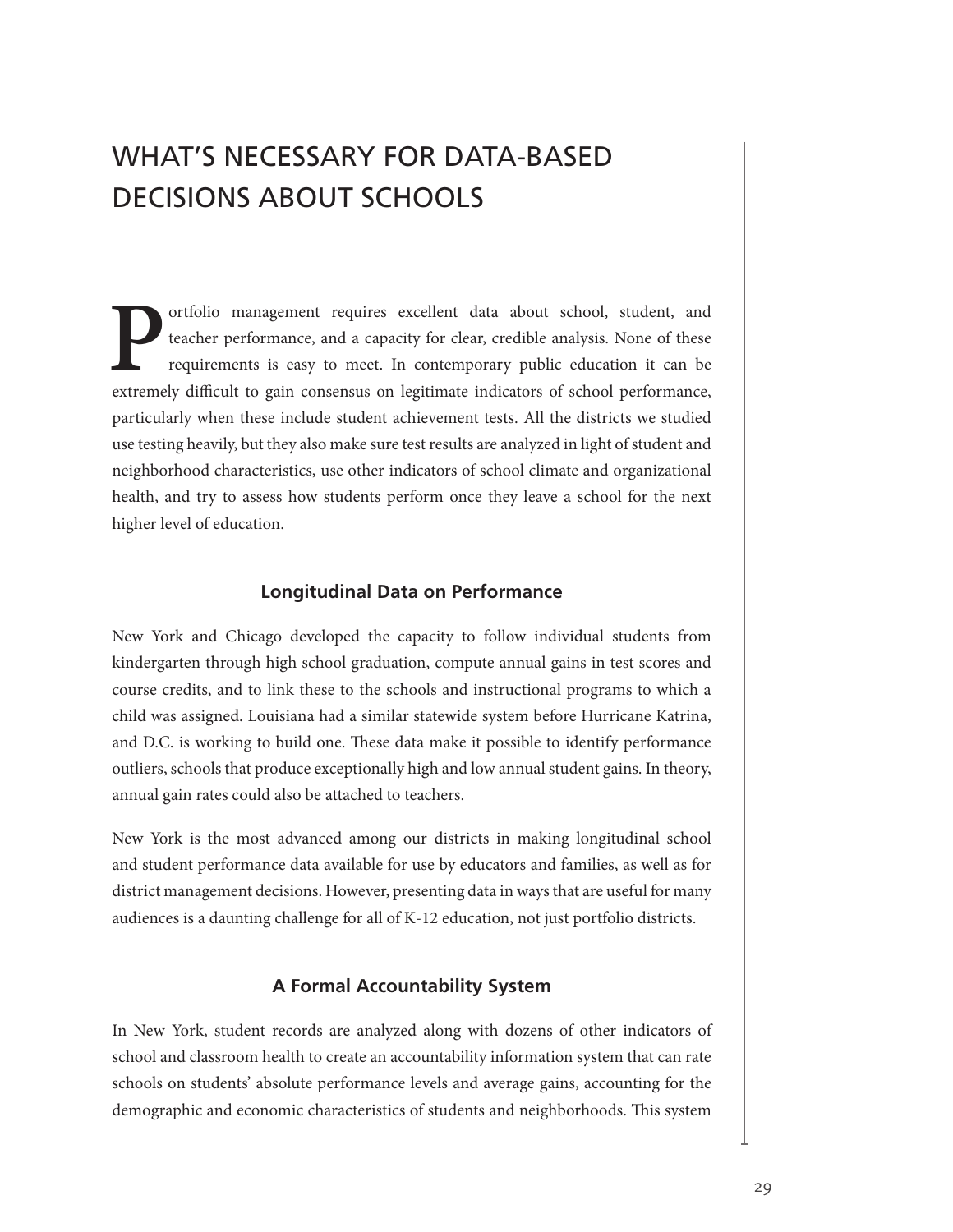# WHAT'S NECESSARY FOR DATA-BASED DECISIONS ABOUT SCHOOLS

Portfolio management requires excellent data about school, student, and teacher performance, and a capacity for clear, credible analysis. None of these requirements is easy to meet. In contemporary public education it can be extremely difficult to gain consensus on legitimate indicators of school performance, particularly when these include student achievement tests. All the districts we studied use testing heavily, but they also make sure test results are analyzed in light of student and neighborhood characteristics, use other indicators of school climate and organizational health, and try to assess how students perform once they leave a school for the next higher level of education.

### Longitudinal Data on Performance

New York and Chicago developed the capacity to follow individual students from kindergarten through high school graduation, compute annual gains in test scores and course credits, and to link these to the schools and instructional programs to which a child was assigned. Louisiana had a similar statewide system before Hurricane Katrina, and D.C. is working to build one. These data make it possible to identify performance outliers, schools that produce exceptionally high and low annual student gains. In theory, annual gain rates could also be attached to teachers.

New York is the most advanced among our districts in making longitudinal school and student performance data available for use by educators and families, as well as for district management decisions. However, presenting data in ways that are useful for many audiences is a daunting challenge for all of K-12 education, not just portfolio districts.

### A Formal Accountability System

In New York, student records are analyzed along with dozens of other indicators of school and classroom health to create an accountability information system that can rate schools on students' absolute performance levels and average gains, accounting for the demographic and economic characteristics of students and neighborhoods. This system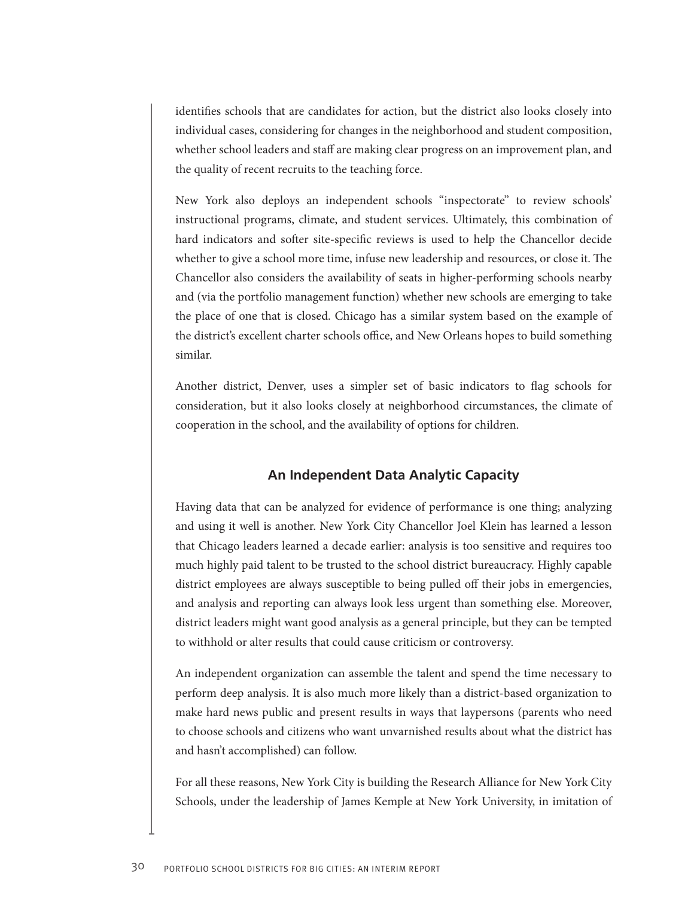identifies schools that are candidates for action, but the district also looks closely into individual cases, considering for changes in the neighborhood and student composition, whether school leaders and staff are making clear progress on an improvement plan, and the quality of recent recruits to the teaching force.

New York also deploys an independent schools "inspectorate" to review schools' instructional programs, climate, and student services. Ultimately, this combination of hard indicators and softer site-specific reviews is used to help the Chancellor decide whether to give a school more time, infuse new leadership and resources, or close it. The Chancellor also considers the availability of seats in higher-performing schools nearby and (via the portfolio management function) whether new schools are emerging to take the place of one that is closed. Chicago has a similar system based on the example of the district's excellent charter schools office, and New Orleans hopes to build something similar.

Another district, Denver, uses a simpler set of basic indicators to flag schools for consideration, but it also looks closely at neighborhood circumstances, the climate of cooperation in the school, and the availability of options for children.

### An Independent Data Analytic Capacity

Having data that can be analyzed for evidence of performance is one thing; analyzing and using it well is another. New York City Chancellor Joel Klein has learned a lesson that Chicago leaders learned a decade earlier: analysis is too sensitive and requires too much highly paid talent to be trusted to the school district bureaucracy. Highly capable district employees are always susceptible to being pulled off their jobs in emergencies, and analysis and reporting can always look less urgent than something else. Moreover, district leaders might want good analysis as a general principle, but they can be tempted to withhold or alter results that could cause criticism or controversy.

An independent organization can assemble the talent and spend the time necessary to perform deep analysis. It is also much more likely than a district-based organization to make hard news public and present results in ways that laypersons (parents who need to choose schools and citizens who want unvarnished results about what the district has and hasn't accomplished) can follow.

For all these reasons, New York City is building the Research Alliance for New York City Schools, under the leadership of James Kemple at New York University, in imitation of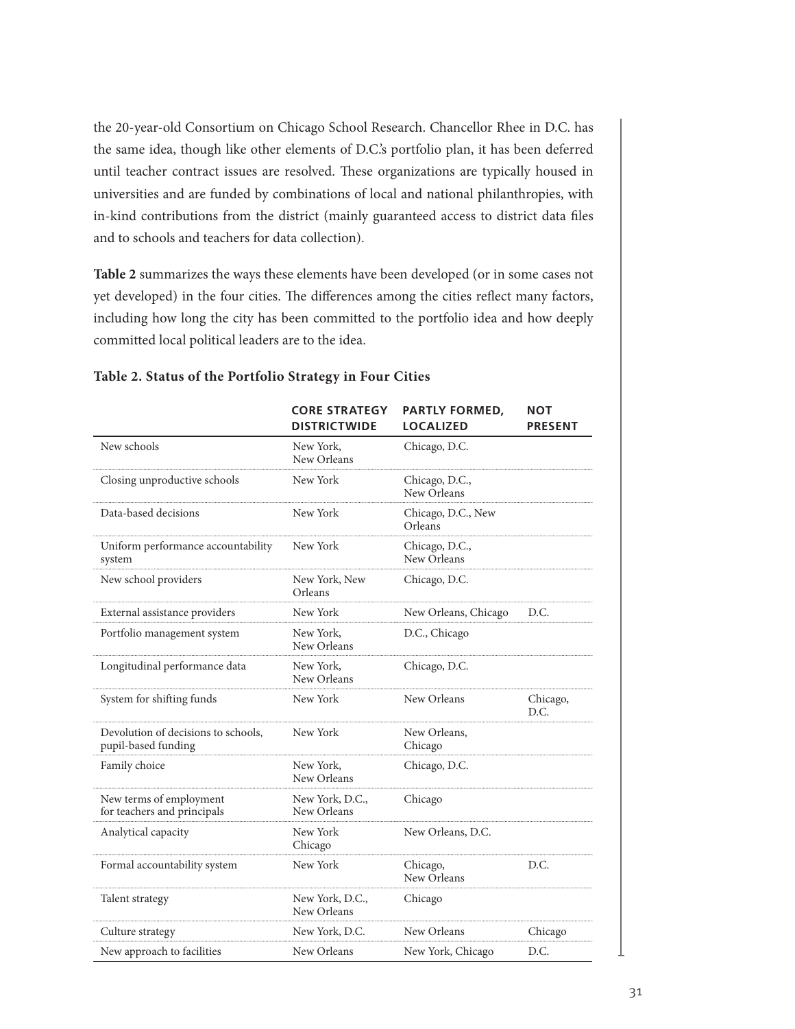the 20-year-old Consortium on Chicago School Research. Chancellor Rhee in D.C. has the same idea, though like other elements of D.C.'s portfolio plan, it has been deferred until teacher contract issues are resolved. These organizations are typically housed in universities and are funded by combinations of local and national philanthropies, with in-kind contributions from the district (mainly guaranteed access to district data files and to schools and teachers for data collection).

**Table 2** summarizes the ways these elements have been developed (or in some cases not yet developed) in the four cities. The differences among the cities reflect many factors, including how long the city has been committed to the portfolio idea and how deeply committed local political leaders are to the idea.

**Table 2. Status of the Portfolio Strategy in Four Cities**

| | CORE STRATEGY DISTRICTWIDE | PARTLY FORMED, LOCALIZED | NOT PRESENT |
|---|---|---|---|
| New schools | New York, New Orleans | Chicago, D.C. | |
| Closing unproductive schools | New York | Chicago, D.C., New Orleans | |
| Data-based decisions | New York | Chicago, D.C., New Orleans | |
| Uniform performance accountability system | New York | Chicago, D.C., New Orleans | |
| New school providers | New York, New Orleans | Chicago, D.C. | |
| External assistance providers | New York | New Orleans, Chicago | D.C. |
| Portfolio management system | New York, New Orleans | D.C., Chicago | |
| Longitudinal performance data | New York, New Orleans | Chicago, D.C. | |
| System for shifting funds | New York | New Orleans | Chicago, D.C. |
| Devolution of decisions to schools, pupil-based funding | New York | New Orleans, Chicago | |
| Family choice | New York, New Orleans | Chicago, D.C. | |
| New terms of employment for teachers and principals | New York, D.C., New Orleans | Chicago | |
| Analytical capacity | New York Chicago | New Orleans, D.C. | |
| Formal accountability system | New York | Chicago, New Orleans | D.C. |
| Talent strategy | New York, D.C., New Orleans | Chicago | |
| Culture strategy | New York, D.C. | New Orleans | Chicago |
| New approach to facilities | New Orleans | New York, Chicago | D.C. |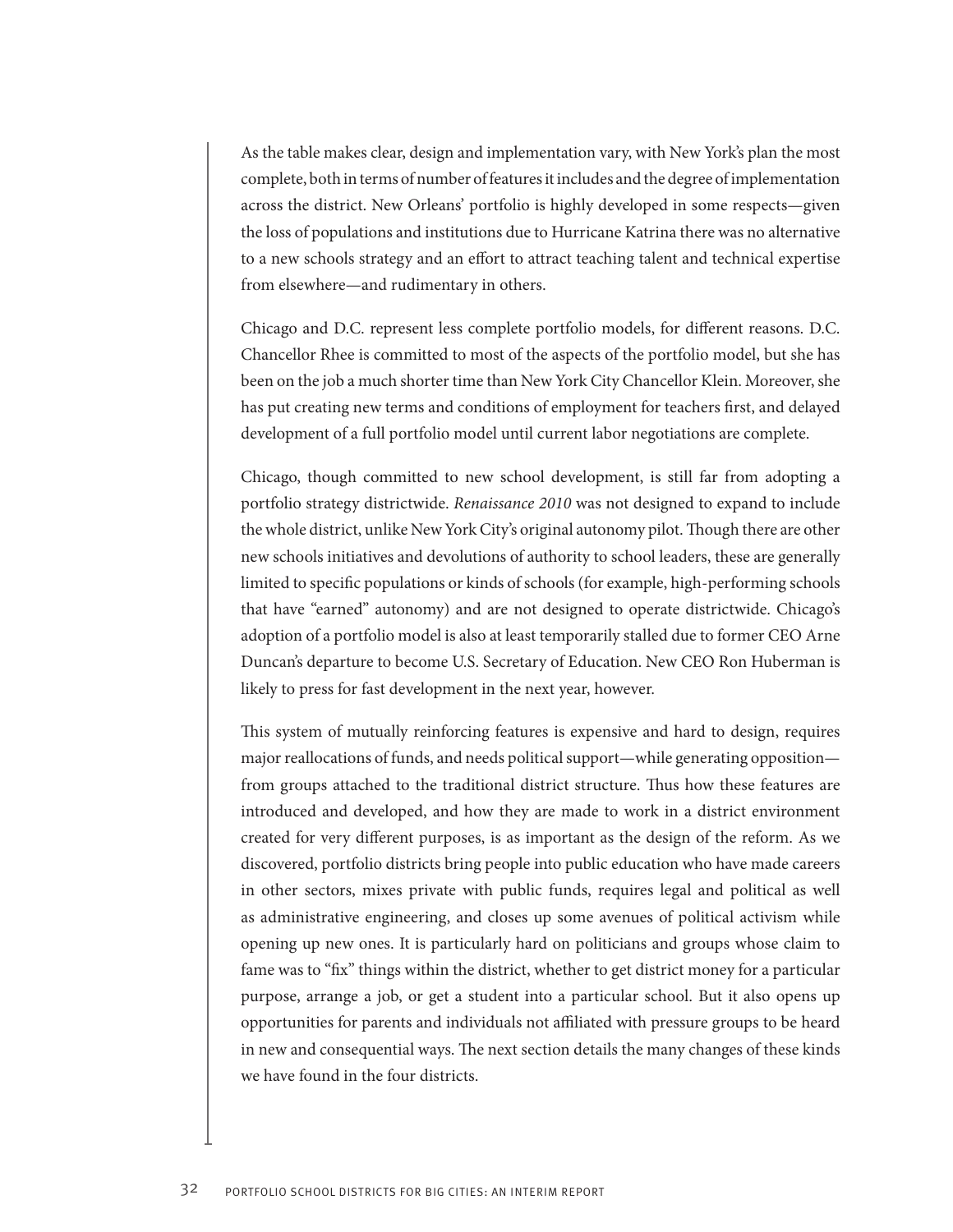As the table makes clear, design and implementation vary, with New York's plan the most complete, both in terms of number of features it includes and the degree of implementation across the district. New Orleans' portfolio is highly developed in some respects—given the loss of populations and institutions due to Hurricane Katrina there was no alternative to a new schools strategy and an effort to attract teaching talent and technical expertise from elsewhere—and rudimentary in others.

Chicago and D.C. represent less complete portfolio models, for different reasons. D.C. Chancellor Rhee is committed to most of the aspects of the portfolio model, but she has been on the job a much shorter time than New York City Chancellor Klein. Moreover, she has put creating new terms and conditions of employment for teachers first, and delayed development of a full portfolio model until current labor negotiations are complete.

Chicago, though committed to new school development, is still far from adopting a portfolio strategy districtwide. *Renaissance 2010* was not designed to expand to include the whole district, unlike New York City's original autonomy pilot. Though there are other new schools initiatives and devolutions of authority to school leaders, these are generally limited to specific populations or kinds of schools (for example, high-performing schools that have "earned" autonomy) and are not designed to operate districtwide. Chicago's adoption of a portfolio model is also at least temporarily stalled due to former CEO Arne Duncan's departure to become U.S. Secretary of Education. New CEO Ron Huberman is likely to press for fast development in the next year, however.

This system of mutually reinforcing features is expensive and hard to design, requires major reallocations of funds, and needs political support—while generating opposition—from groups attached to the traditional district structure. Thus how these features are introduced and developed, and how they are made to work in a district environment created for very different purposes, is as important as the design of the reform. As we discovered, portfolio districts bring people into public education who have made careers in other sectors, mixes private with public funds, requires legal and political as well as administrative engineering, and closes up some avenues of political activism while opening up new ones. It is particularly hard on politicians and groups whose claim to fame was to "fix" things within the district, whether to get district money for a particular purpose, arrange a job, or get a student into a particular school. But it also opens up opportunities for parents and individuals not affiliated with pressure groups to be heard in new and consequential ways. The next section details the many changes of these kinds we have found in the four districts.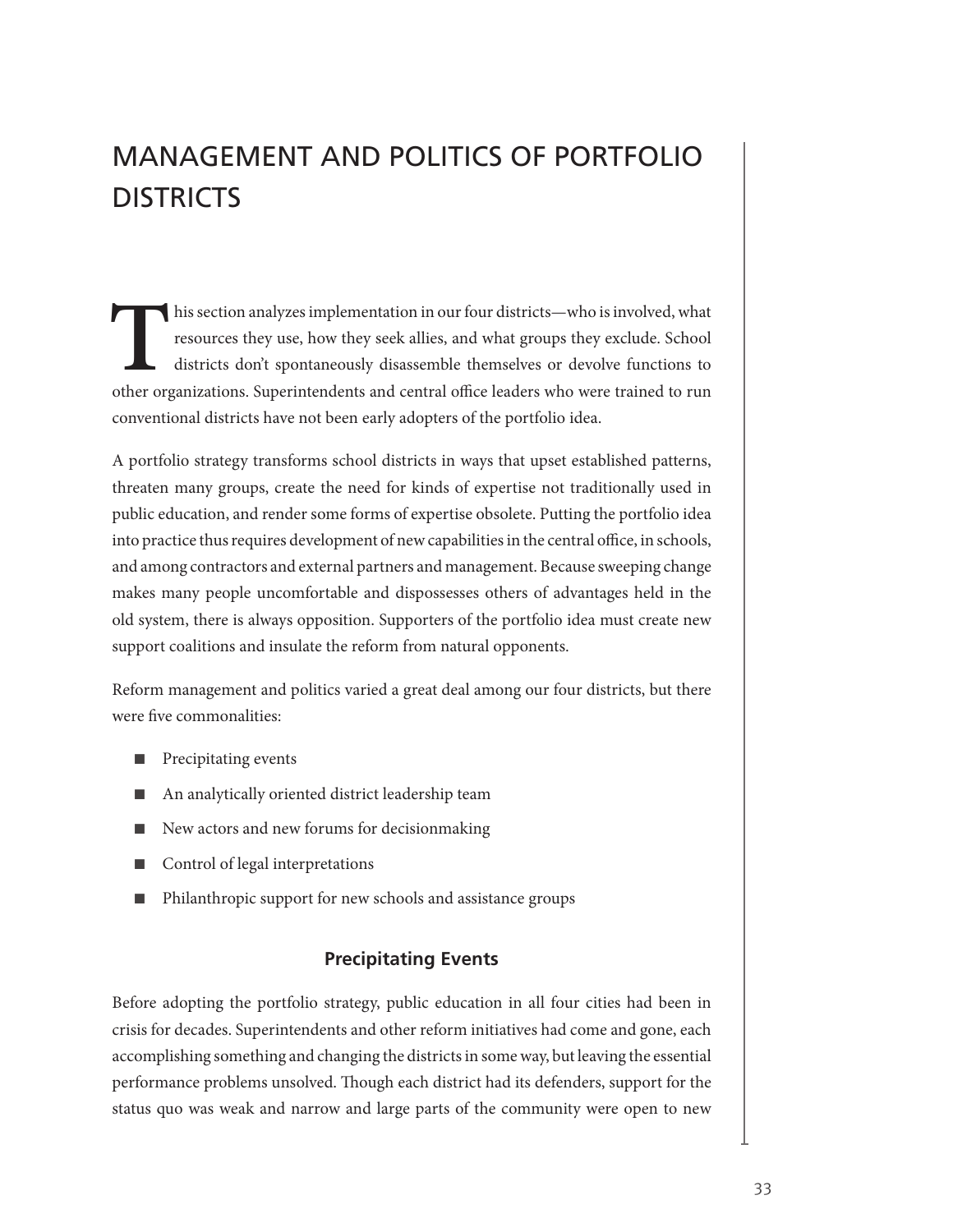# MANAGEMENT AND POLITICS OF PORTFOLIO DISTRICTS

This section analyzes implementation in our four districts—who is involved, what resources they use, how they seek allies, and what groups they exclude. School districts don't spontaneously disassemble themselves or devolve functions to other organizations. Superintendents and central office leaders who were trained to run conventional districts have not been early adopters of the portfolio idea.

A portfolio strategy transforms school districts in ways that upset established patterns, threaten many groups, create the need for kinds of expertise not traditionally used in public education, and render some forms of expertise obsolete. Putting the portfolio idea into practice thus requires development of new capabilities in the central office, in schools, and among contractors and external partners and management. Because sweeping change makes many people uncomfortable and dispossesses others of advantages held in the old system, there is always opposition. Supporters of the portfolio idea must create new support coalitions and insulate the reform from natural opponents.

Reform management and politics varied a great deal among our four districts, but there were five commonalities:

- Precipitating events
- An analytically oriented district leadership team
- New actors and new forums for decisionmaking
- Control of legal interpretations
- Philanthropic support for new schools and assistance groups

### Precipitating Events

Before adopting the portfolio strategy, public education in all four cities had been in crisis for decades. Superintendents and other reform initiatives had come and gone, each accomplishing something and changing the districts in some way, but leaving the essential performance problems unsolved. Though each district had its defenders, support for the status quo was weak and narrow and large parts of the community were open to new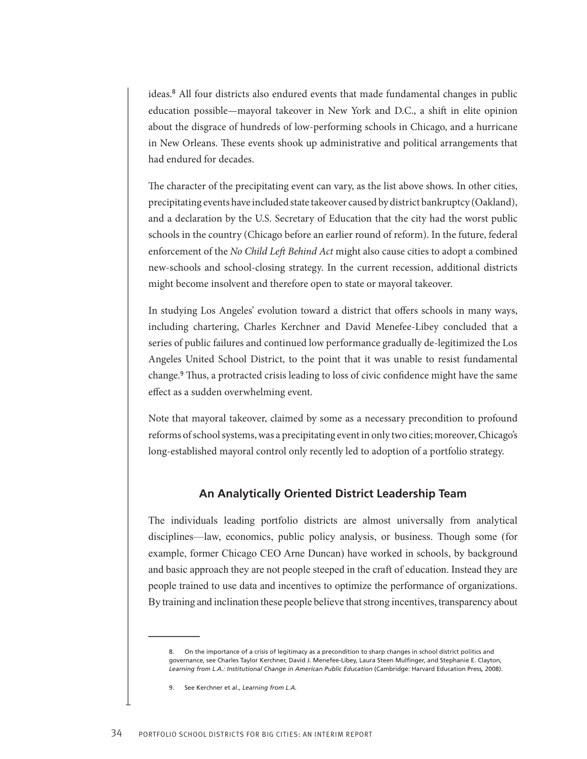ideas.[8] All four districts also endured events that made fundamental changes in public education possible—mayoral takeover in New York and D.C., a shift in elite opinion about the disgrace of hundreds of low-performing schools in Chicago, and a hurricane in New Orleans. These events shook up administrative and political arrangements that had endured for decades.

The character of the precipitating event can vary, as the list above shows. In other cities, precipitating events have included state takeover caused by district bankruptcy (Oakland), and a declaration by the U.S. Secretary of Education that the city had the worst public schools in the country (Chicago before an earlier round of reform). In the future, federal enforcement of the *No Child Left Behind Act* might also cause cities to adopt a combined new-schools and school-closing strategy. In the current recession, additional districts might become insolvent and therefore open to state or mayoral takeover.

In studying Los Angeles' evolution toward a district that offers schools in many ways, including chartering, Charles Kerchner and David Menefee-Libey concluded that a series of public failures and continued low performance gradually de-legitimized the Los Angeles United School District, to the point that it was unable to resist fundamental change.[9] Thus, a protracted crisis leading to loss of civic confidence might have the same effect as a sudden overwhelming event.

Note that mayoral takeover, claimed by some as a necessary precondition to profound reforms of school systems, was a precipitating event in only two cities; moreover, Chicago's long-established mayoral control only recently led to adoption of a portfolio strategy.

### An Analytically Oriented District Leadership Team

The individuals leading portfolio districts are almost universally from analytical disciplines—law, economics, public policy analysis, or business. Though some (for example, former Chicago CEO Arne Duncan) have worked in schools, by background and basic approach they are not people steeped in the craft of education. Instead they are people trained to use data and incentives to optimize the performance of organizations. By training and inclination these people believe that strong incentives, transparency about

---

8. On the importance of a crisis of legitimacy as a precondition to sharp changes in school district politics and governance, see Charles Taylor Kerchner, David J. Menefee-Libey, Laura Steen Mulfinger, and Stephanie E. Clayton, *Learning from L.A.: Institutional Change in American Public Education* (Cambridge: Harvard Education Press, 2008).

9. See Kerchner et al., *Learning from L.A.*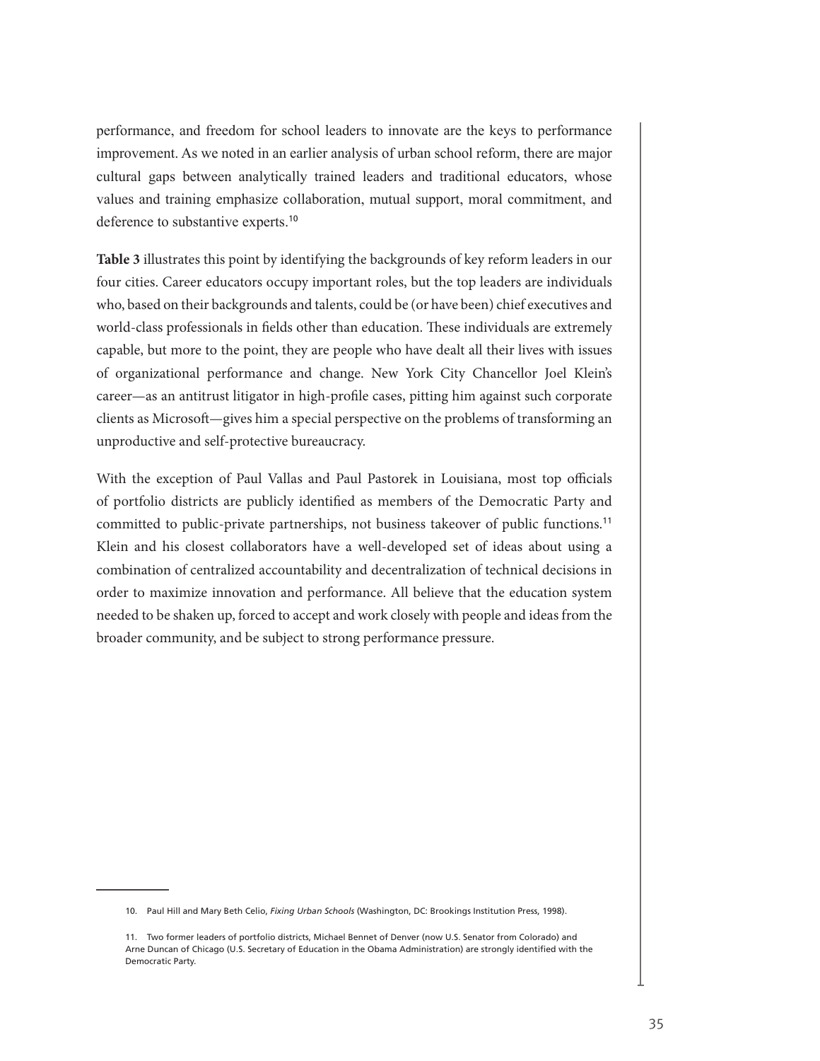performance, and freedom for school leaders to innovate are the keys to performance improvement. As we noted in an earlier analysis of urban school reform, there are major cultural gaps between analytically trained leaders and traditional educators, whose values and training emphasize collaboration, mutual support, moral commitment, and deference to substantive experts.[10]

**Table 3** illustrates this point by identifying the backgrounds of key reform leaders in our four cities. Career educators occupy important roles, but the top leaders are individuals who, based on their backgrounds and talents, could be (or have been) chief executives and world-class professionals in fields other than education. These individuals are extremely capable, but more to the point, they are people who have dealt all their lives with issues of organizational performance and change. New York City Chancellor Joel Klein's career—as an antitrust litigator in high-profile cases, pitting him against such corporate clients as Microsoft—gives him a special perspective on the problems of transforming an unproductive and self-protective bureaucracy.

With the exception of Paul Vallas and Paul Pastorek in Louisiana, most top officials of portfolio districts are publicly identified as members of the Democratic Party and committed to public-private partnerships, not business takeover of public functions.[11] Klein and his closest collaborators have a well-developed set of ideas about using a combination of centralized accountability and decentralization of technical decisions in order to maximize innovation and performance. All believe that the education system needed to be shaken up, forced to accept and work closely with people and ideas from the broader community, and be subject to strong performance pressure.

---

10. Paul Hill and Mary Beth Celio, *Fixing Urban Schools* (Washington, DC: Brookings Institution Press, 1998).

11. Two former leaders of portfolio districts, Michael Bennet of Denver (now U.S. Senator from Colorado) and Arne Duncan of Chicago (U.S. Secretary of Education in the Obama Administration) are strongly identified with the Democratic Party.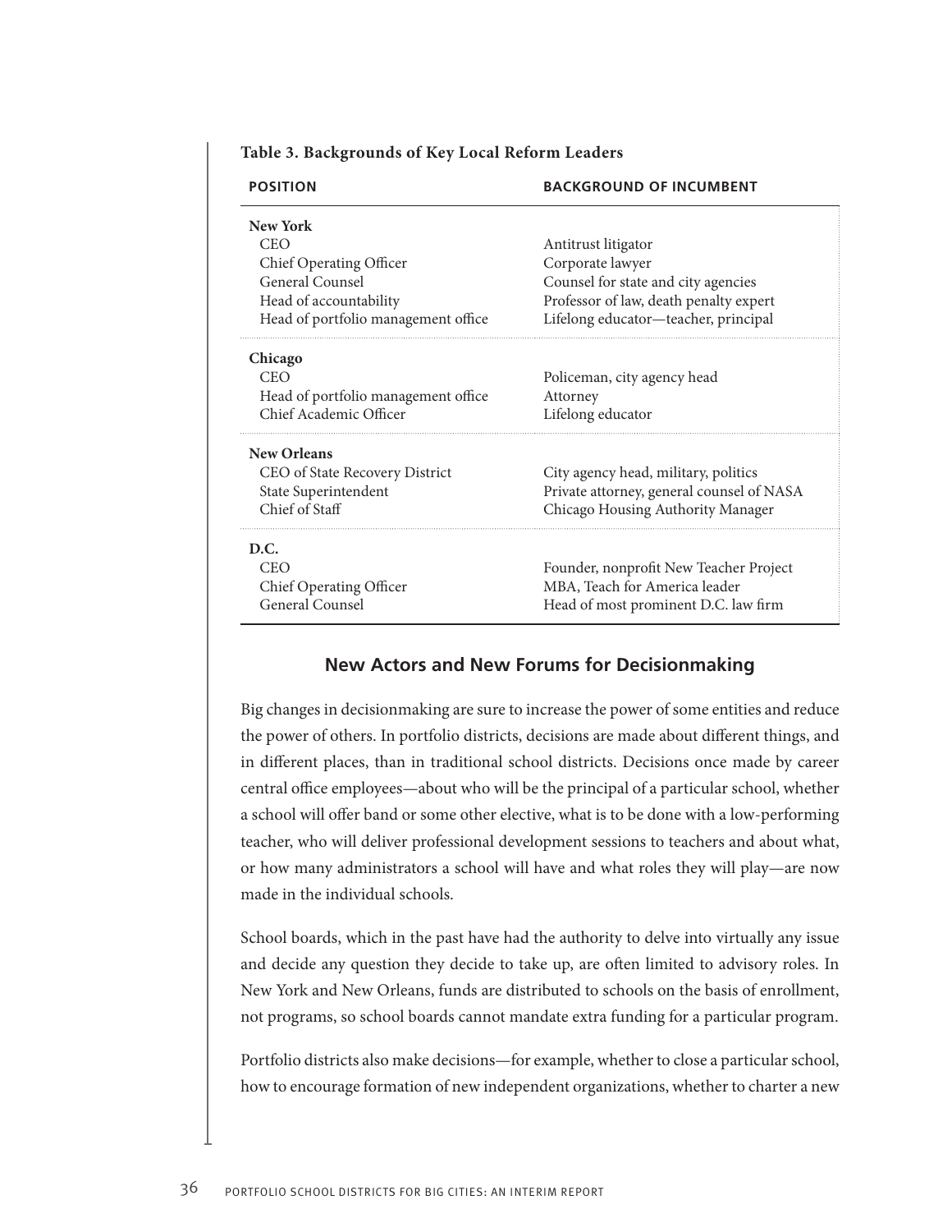**Table 3. Backgrounds of Key Local Reform Leaders**

| POSITION | BACKGROUND OF INCUMBENT |
|---|---|
| **New York** | |
| CEO | Antitrust litigator |
| Chief Operating Officer | Corporate lawyer |
| General Counsel | Counsel for state and city agencies |
| Head of accountability | Professor of law, death penalty expert |
| Head of portfolio management office | Lifelong educator—teacher, principal |
| **Chicago** | |
| CEO | Policeman, city agency head |
| Head of portfolio management office | Attorney |
| Chief Academic Officer | Lifelong educator |
| **New Orleans** | |
| CEO of State Recovery District | City agency head, military, politics |
| State Superintendent | Private attorney, general counsel of NASA |
| Chief of Staff | Chicago Housing Authority Manager |
| **D.C.** | |
| CEO | Founder, nonprofit New Teacher Project |
| Chief Operating Officer | MBA, Teach for America leader |
| General Counsel | Head of most prominent D.C. law firm |

## New Actors and New Forums for Decisionmaking

Big changes in decisionmaking are sure to increase the power of some entities and reduce the power of others. In portfolio districts, decisions are made about different things, and in different places, than in traditional school districts. Decisions once made by career central office employees—about who will be the principal of a particular school, whether a school will offer band or some other elective, what is to be done with a low-performing teacher, who will deliver professional development sessions to teachers and about what, or how many administrators a school will have and what roles they will play—are now made in the individual schools.

School boards, which in the past have had the authority to delve into virtually any issue and decide any question they decide to take up, are often limited to advisory roles. In New York and New Orleans, funds are distributed to schools on the basis of enrollment, not programs, so school boards cannot mandate extra funding for a particular program.

Portfolio districts also make decisions—for example, whether to close a particular school, how to encourage formation of new independent organizations, whether to charter a new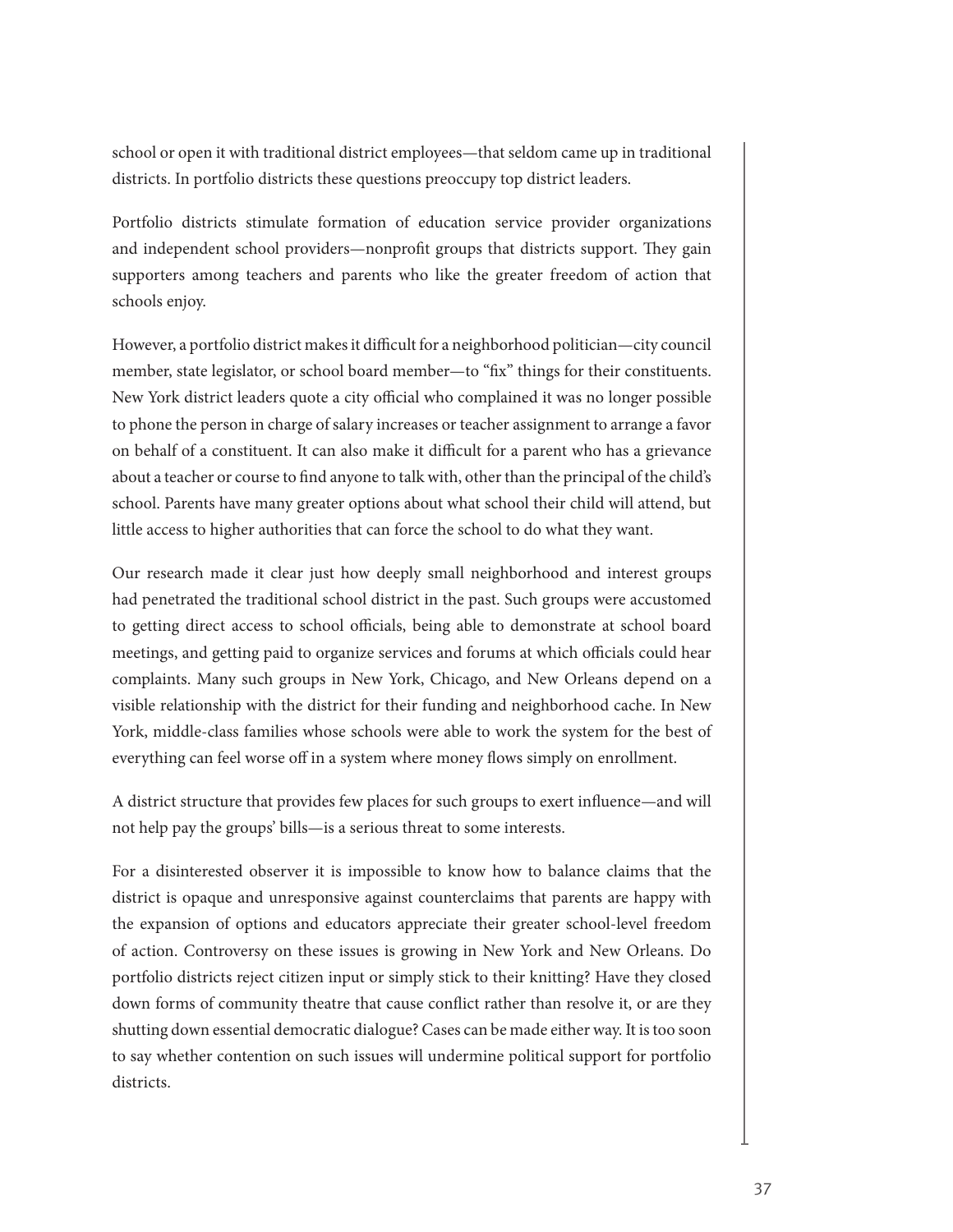school or open it with traditional district employees—that seldom came up in traditional districts. In portfolio districts these questions preoccupy top district leaders.

Portfolio districts stimulate formation of education service provider organizations and independent school providers—nonprofit groups that districts support. They gain supporters among teachers and parents who like the greater freedom of action that schools enjoy.

However, a portfolio district makes it difficult for a neighborhood politician—city council member, state legislator, or school board member—to "fix" things for their constituents. New York district leaders quote a city official who complained it was no longer possible to phone the person in charge of salary increases or teacher assignment to arrange a favor on behalf of a constituent. It can also make it difficult for a parent who has a grievance about a teacher or course to find anyone to talk with, other than the principal of the child's school. Parents have many greater options about what school their child will attend, but little access to higher authorities that can force the school to do what they want.

Our research made it clear just how deeply small neighborhood and interest groups had penetrated the traditional school district in the past. Such groups were accustomed to getting direct access to school officials, being able to demonstrate at school board meetings, and getting paid to organize services and forums at which officials could hear complaints. Many such groups in New York, Chicago, and New Orleans depend on a visible relationship with the district for their funding and neighborhood cache. In New York, middle-class families whose schools were able to work the system for the best of everything can feel worse off in a system where money flows simply on enrollment.

A district structure that provides few places for such groups to exert influence—and will not help pay the groups' bills—is a serious threat to some interests.

For a disinterested observer it is impossible to know how to balance claims that the district is opaque and unresponsive against counterclaims that parents are happy with the expansion of options and educators appreciate their greater school-level freedom of action. Controversy on these issues is growing in New York and New Orleans. Do portfolio districts reject citizen input or simply stick to their knitting? Have they closed down forms of community theatre that cause conflict rather than resolve it, or are they shutting down essential democratic dialogue? Cases can be made either way. It is too soon to say whether contention on such issues will undermine political support for portfolio districts.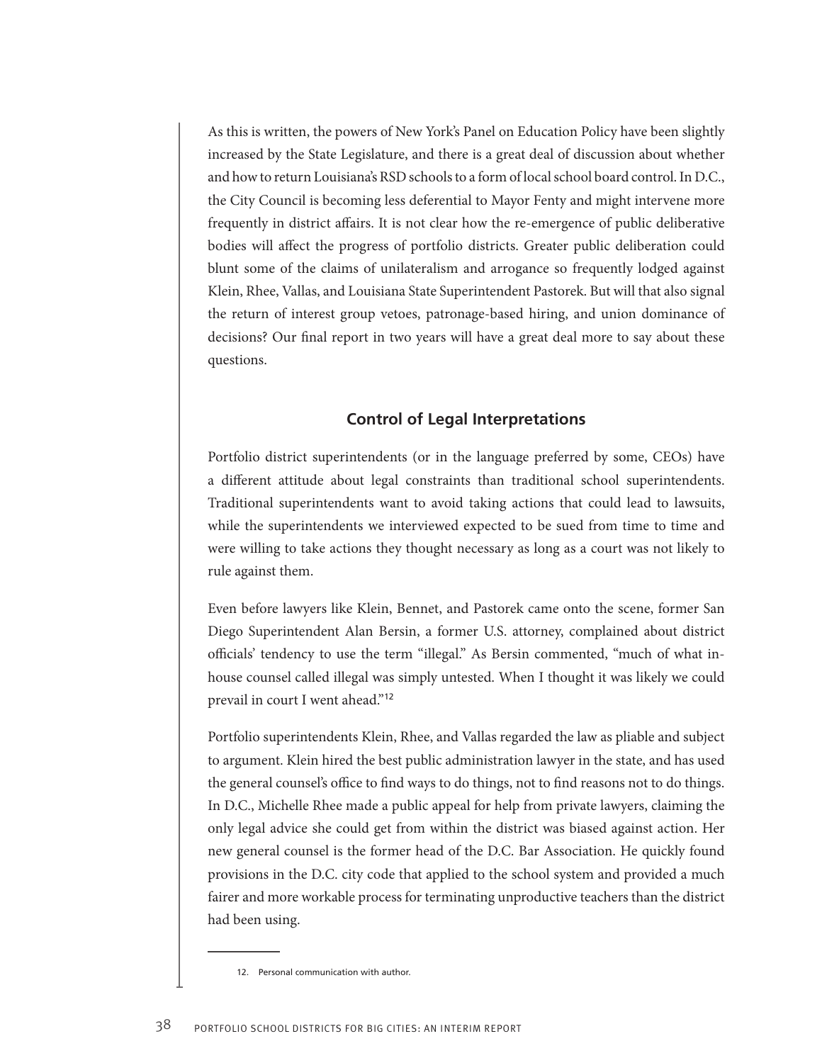As this is written, the powers of New York's Panel on Education Policy have been slightly increased by the State Legislature, and there is a great deal of discussion about whether and how to return Louisiana's RSD schools to a form of local school board control. In D.C., the City Council is becoming less deferential to Mayor Fenty and might intervene more frequently in district affairs. It is not clear how the re-emergence of public deliberative bodies will affect the progress of portfolio districts. Greater public deliberation could blunt some of the claims of unilateralism and arrogance so frequently lodged against Klein, Rhee, Vallas, and Louisiana State Superintendent Pastorek. But will that also signal the return of interest group vetoes, patronage-based hiring, and union dominance of decisions? Our final report in two years will have a great deal more to say about these questions.

### Control of Legal Interpretations

Portfolio district superintendents (or in the language preferred by some, CEOs) have a different attitude about legal constraints than traditional school superintendents. Traditional superintendents want to avoid taking actions that could lead to lawsuits, while the superintendents we interviewed expected to be sued from time to time and were willing to take actions they thought necessary as long as a court was not likely to rule against them.

Even before lawyers like Klein, Bennet, and Pastorek came onto the scene, former San Diego Superintendent Alan Bersin, a former U.S. attorney, complained about district officials' tendency to use the term "illegal." As Bersin commented, "much of what in-house counsel called illegal was simply untested. When I thought it was likely we could prevail in court I went ahead."[12]

Portfolio superintendents Klein, Rhee, and Vallas regarded the law as pliable and subject to argument. Klein hired the best public administration lawyer in the state, and has used the general counsel's office to find ways to do things, not to find reasons not to do things. In D.C., Michelle Rhee made a public appeal for help from private lawyers, claiming the only legal advice she could get from within the district was biased against action. Her new general counsel is the former head of the D.C. Bar Association. He quickly found provisions in the D.C. city code that applied to the school system and provided a much fairer and more workable process for terminating unproductive teachers than the district had been using.

---

12. Personal communication with author.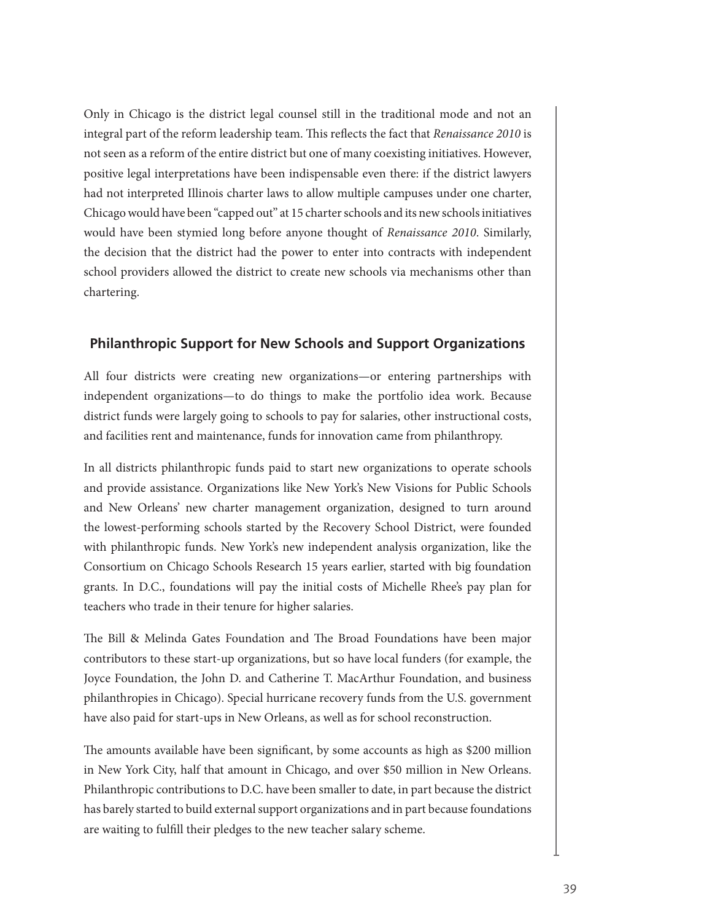Only in Chicago is the district legal counsel still in the traditional mode and not an integral part of the reform leadership team. This reflects the fact that *Renaissance 2010* is not seen as a reform of the entire district but one of many coexisting initiatives. However, positive legal interpretations have been indispensable even there: if the district lawyers had not interpreted Illinois charter laws to allow multiple campuses under one charter, Chicago would have been "capped out" at 15 charter schools and its new schools initiatives would have been stymied long before anyone thought of *Renaissance 2010*. Similarly, the decision that the district had the power to enter into contracts with independent school providers allowed the district to create new schools via mechanisms other than chartering.

## Philanthropic Support for New Schools and Support Organizations

All four districts were creating new organizations—or entering partnerships with independent organizations—to do things to make the portfolio idea work. Because district funds were largely going to schools to pay for salaries, other instructional costs, and facilities rent and maintenance, funds for innovation came from philanthropy.

In all districts philanthropic funds paid to start new organizations to operate schools and provide assistance. Organizations like New York's New Visions for Public Schools and New Orleans' new charter management organization, designed to turn around the lowest-performing schools started by the Recovery School District, were founded with philanthropic funds. New York's new independent analysis organization, like the Consortium on Chicago Schools Research 15 years earlier, started with big foundation grants. In D.C., foundations will pay the initial costs of Michelle Rhee's pay plan for teachers who trade in their tenure for higher salaries.

The Bill & Melinda Gates Foundation and The Broad Foundations have been major contributors to these start-up organizations, but so have local funders (for example, the Joyce Foundation, the John D. and Catherine T. MacArthur Foundation, and business philanthropies in Chicago). Special hurricane recovery funds from the U.S. government have also paid for start-ups in New Orleans, as well as for school reconstruction.

The amounts available have been significant, by some accounts as high as $200 million in New York City, half that amount in Chicago, and over $50 million in New Orleans. Philanthropic contributions to D.C. have been smaller to date, in part because the district has barely started to build external support organizations and in part because foundations are waiting to fulfill their pledges to the new teacher salary scheme.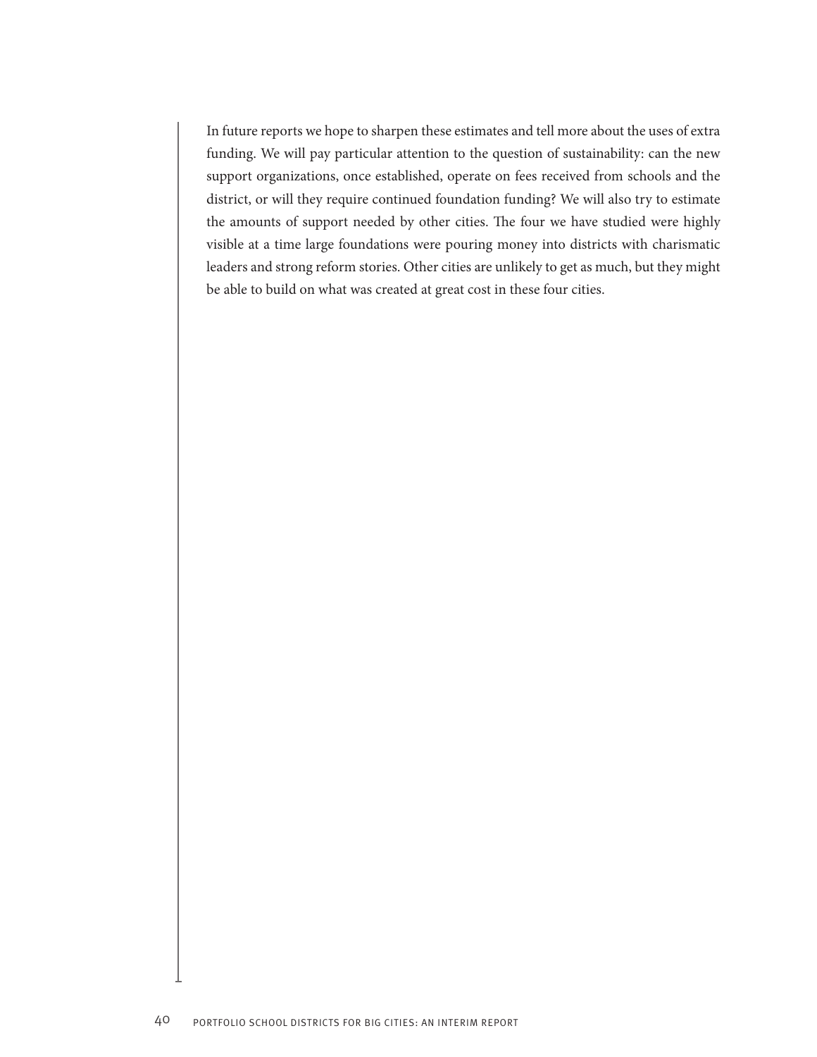In future reports we hope to sharpen these estimates and tell more about the uses of extra funding. We will pay particular attention to the question of sustainability: can the new support organizations, once established, operate on fees received from schools and the district, or will they require continued foundation funding? We will also try to estimate the amounts of support needed by other cities. The four we have studied were highly visible at a time large foundations were pouring money into districts with charismatic leaders and strong reform stories. Other cities are unlikely to get as much, but they might be able to build on what was created at great cost in these four cities.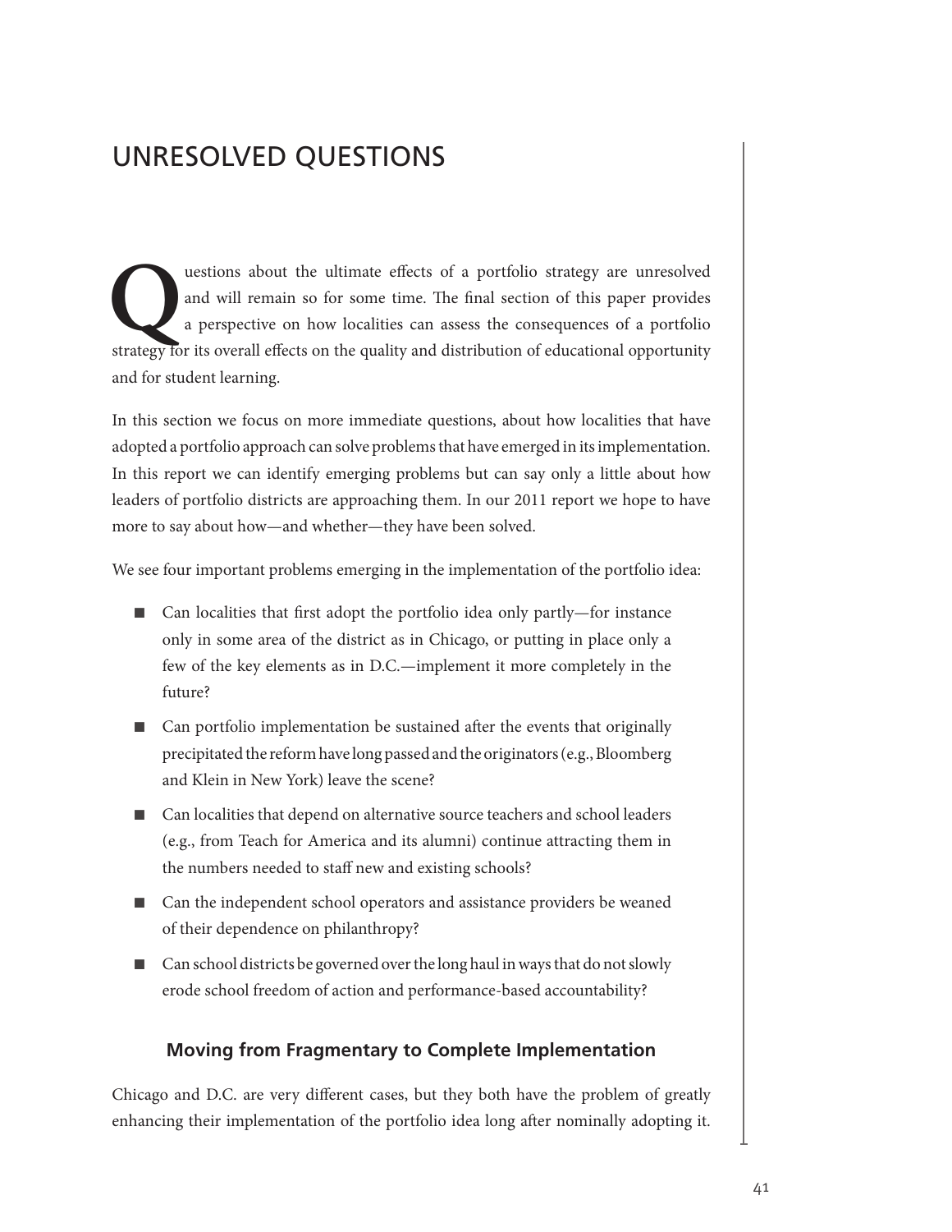# UNRESOLVED QUESTIONS

Questions about the ultimate effects of a portfolio strategy are unresolved and will remain so for some time. The final section of this paper provides a perspective on how localities can assess the consequences of a portfolio strategy for its overall effects on the quality and distribution of educational opportunity and for student learning.

In this section we focus on more immediate questions, about how localities that have adopted a portfolio approach can solve problems that have emerged in its implementation. In this report we can identify emerging problems but can say only a little about how leaders of portfolio districts are approaching them. In our 2011 report we hope to have more to say about how—and whether—they have been solved.

We see four important problems emerging in the implementation of the portfolio idea:

- Can localities that first adopt the portfolio idea only partly—for instance only in some area of the district as in Chicago, or putting in place only a few of the key elements as in D.C.—implement it more completely in the future?
- Can portfolio implementation be sustained after the events that originally precipitated the reform have long passed and the originators (e.g., Bloomberg and Klein in New York) leave the scene?
- Can localities that depend on alternative source teachers and school leaders (e.g., from Teach for America and its alumni) continue attracting them in the numbers needed to staff new and existing schools?
- Can the independent school operators and assistance providers be weaned of their dependence on philanthropy?
- Can school districts be governed over the long haul in ways that do not slowly erode school freedom of action and performance-based accountability?

### Moving from Fragmentary to Complete Implementation

Chicago and D.C. are very different cases, but they both have the problem of greatly enhancing their implementation of the portfolio idea long after nominally adopting it.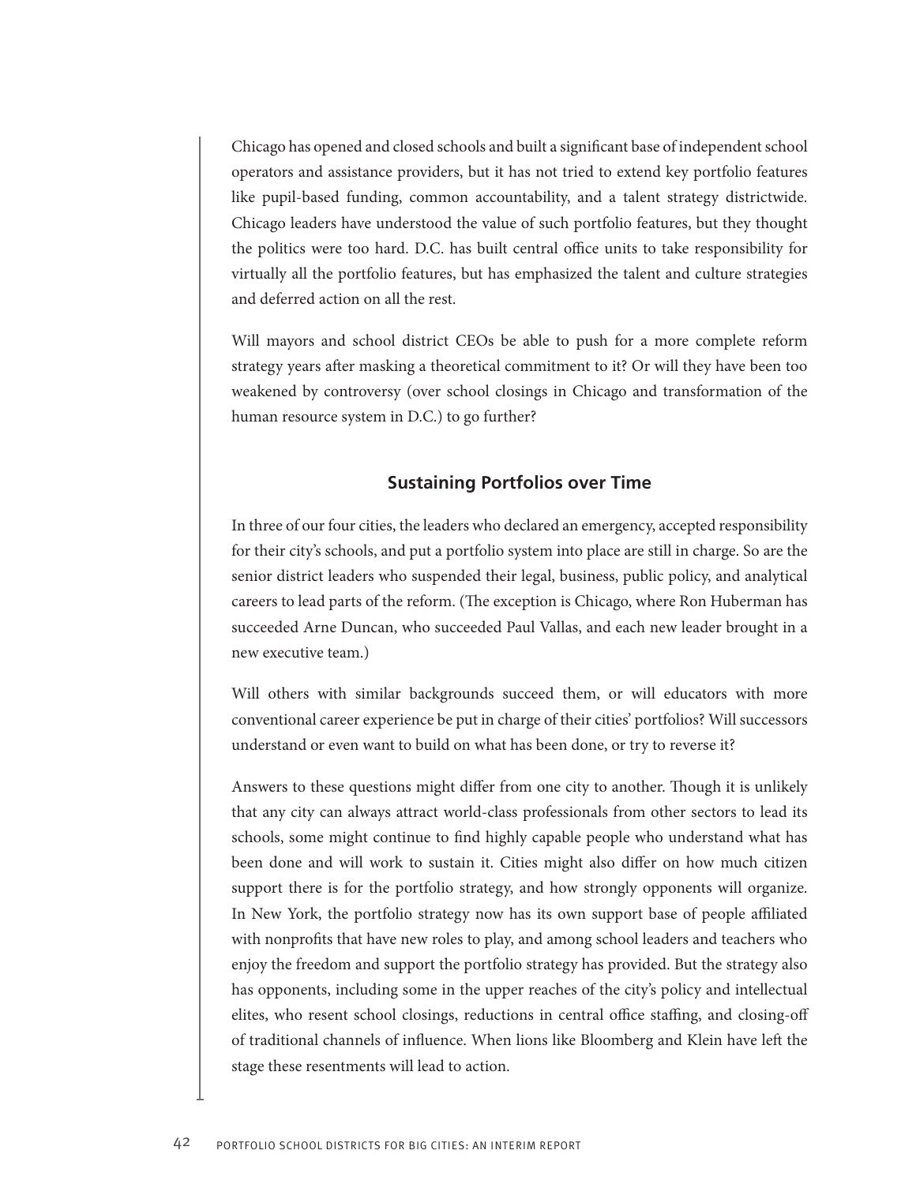Chicago has opened and closed schools and built a significant base of independent school operators and assistance providers, but it has not tried to extend key portfolio features like pupil-based funding, common accountability, and a talent strategy districtwide. Chicago leaders have understood the value of such portfolio features, but they thought the politics were too hard. D.C. has built central office units to take responsibility for virtually all the portfolio features, but has emphasized the talent and culture strategies and deferred action on all the rest.

Will mayors and school district CEOs be able to push for a more complete reform strategy years after masking a theoretical commitment to it? Or will they have been too weakened by controversy (over school closings in Chicago and transformation of the human resource system in D.C.) to go further?

## Sustaining Portfolios over Time

In three of our four cities, the leaders who declared an emergency, accepted responsibility for their city's schools, and put a portfolio system into place are still in charge. So are the senior district leaders who suspended their legal, business, public policy, and analytical careers to lead parts of the reform. (The exception is Chicago, where Ron Huberman has succeeded Arne Duncan, who succeeded Paul Vallas, and each new leader brought in a new executive team.)

Will others with similar backgrounds succeed them, or will educators with more conventional career experience be put in charge of their cities' portfolios? Will successors understand or even want to build on what has been done, or try to reverse it?

Answers to these questions might differ from one city to another. Though it is unlikely that any city can always attract world-class professionals from other sectors to lead its schools, some might continue to find highly capable people who understand what has been done and will work to sustain it. Cities might also differ on how much citizen support there is for the portfolio strategy, and how strongly opponents will organize. In New York, the portfolio strategy now has its own support base of people affiliated with nonprofits that have new roles to play, and among school leaders and teachers who enjoy the freedom and support the portfolio strategy has provided. But the strategy also has opponents, including some in the upper reaches of the city's policy and intellectual elites, who resent school closings, reductions in central office staffing, and closing-off of traditional channels of influence. When lions like Bloomberg and Klein have left the stage these resentments will lead to action.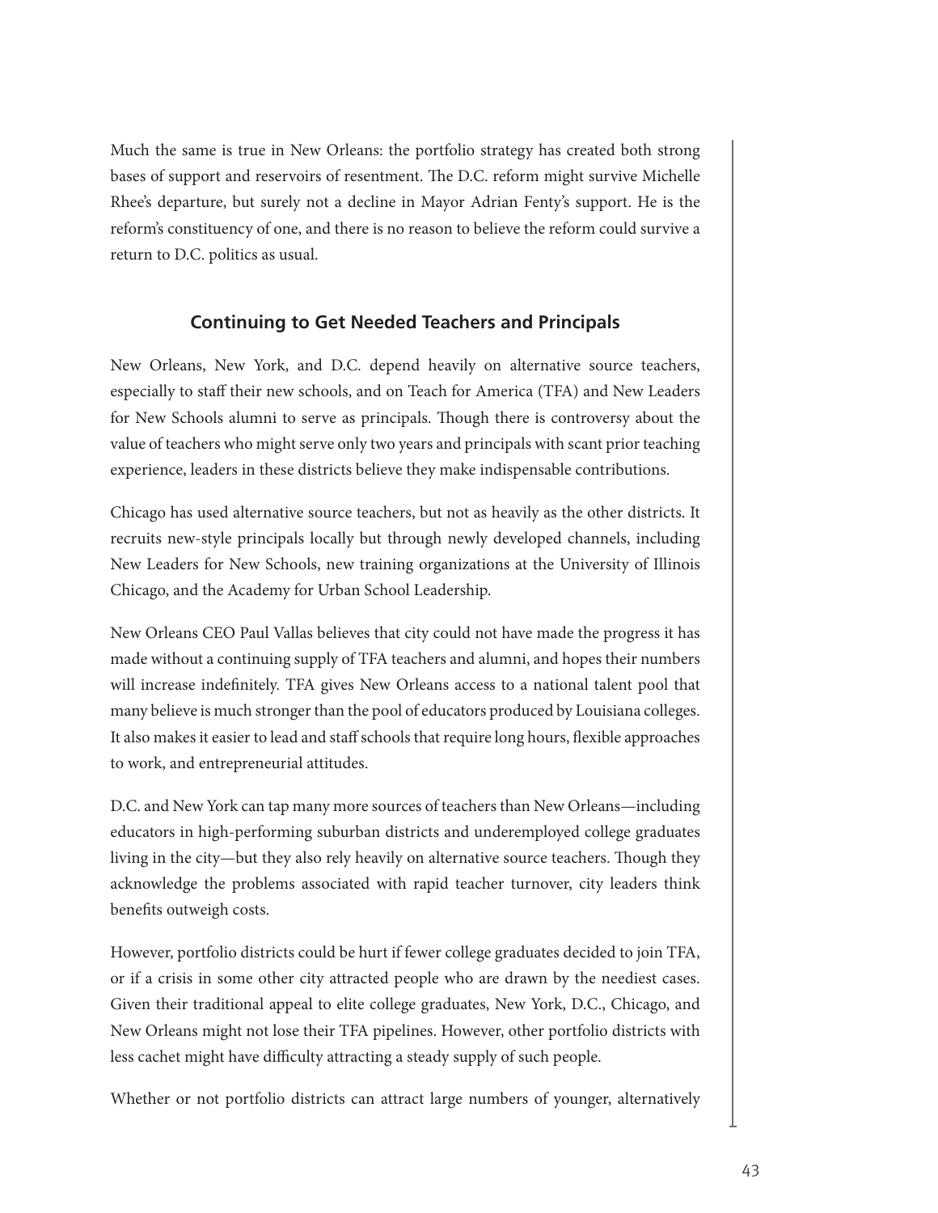Much the same is true in New Orleans: the portfolio strategy has created both strong bases of support and reservoirs of resentment. The D.C. reform might survive Michelle Rhee's departure, but surely not a decline in Mayor Adrian Fenty's support. He is the reform's constituency of one, and there is no reason to believe the reform could survive a return to D.C. politics as usual.

## Continuing to Get Needed Teachers and Principals

New Orleans, New York, and D.C. depend heavily on alternative source teachers, especially to staff their new schools, and on Teach for America (TFA) and New Leaders for New Schools alumni to serve as principals. Though there is controversy about the value of teachers who might serve only two years and principals with scant prior teaching experience, leaders in these districts believe they make indispensable contributions.

Chicago has used alternative source teachers, but not as heavily as the other districts. It recruits new-style principals locally but through newly developed channels, including New Leaders for New Schools, new training organizations at the University of Illinois Chicago, and the Academy for Urban School Leadership.

New Orleans CEO Paul Vallas believes that city could not have made the progress it has made without a continuing supply of TFA teachers and alumni, and hopes their numbers will increase indefinitely. TFA gives New Orleans access to a national talent pool that many believe is much stronger than the pool of educators produced by Louisiana colleges. It also makes it easier to lead and staff schools that require long hours, flexible approaches to work, and entrepreneurial attitudes.

D.C. and New York can tap many more sources of teachers than New Orleans—including educators in high-performing suburban districts and underemployed college graduates living in the city—but they also rely heavily on alternative source teachers. Though they acknowledge the problems associated with rapid teacher turnover, city leaders think benefits outweigh costs.

However, portfolio districts could be hurt if fewer college graduates decided to join TFA, or if a crisis in some other city attracted people who are drawn by the neediest cases. Given their traditional appeal to elite college graduates, New York, D.C., Chicago, and New Orleans might not lose their TFA pipelines. However, other portfolio districts with less cachet might have difficulty attracting a steady supply of such people.

Whether or not portfolio districts can attract large numbers of younger, alternatively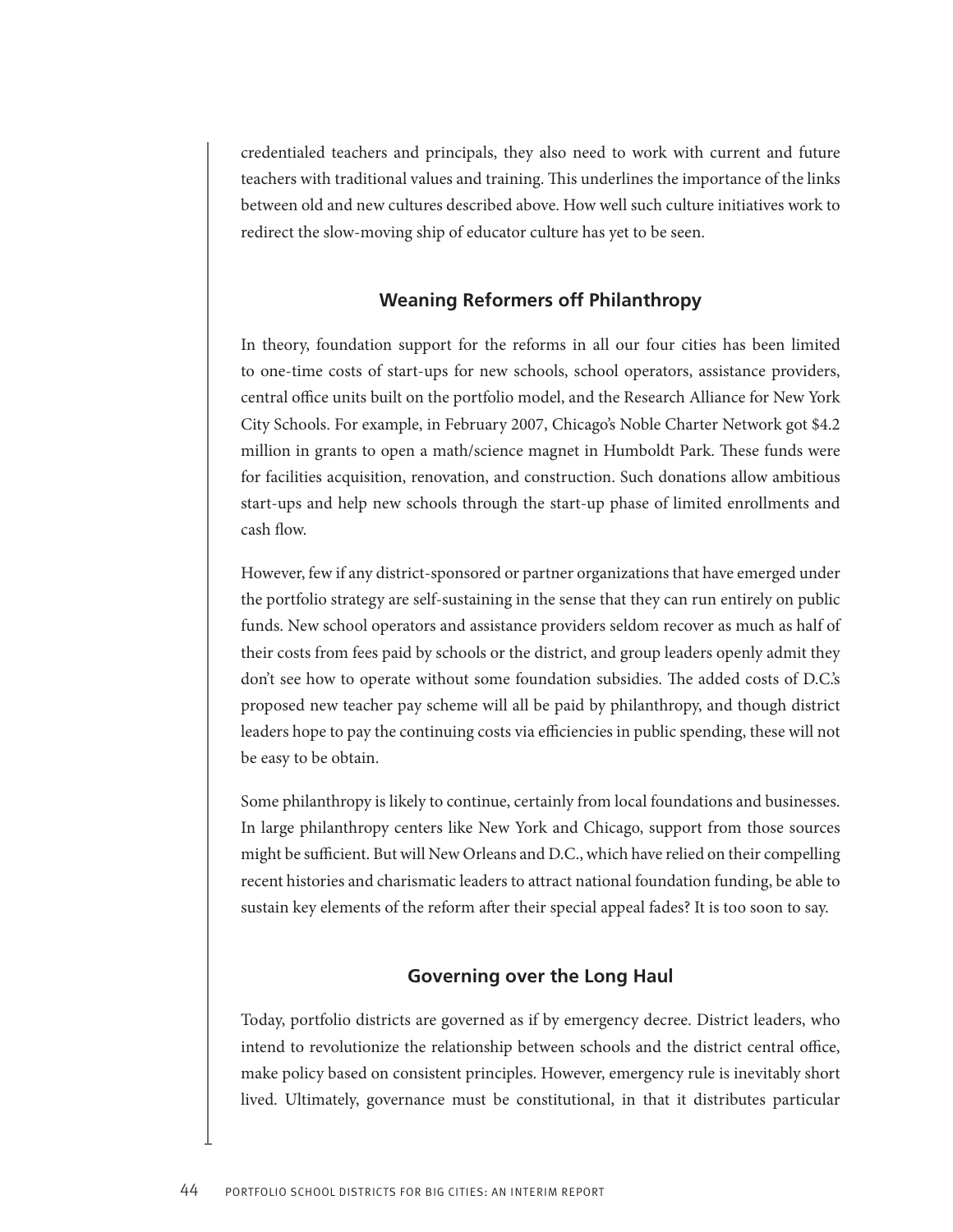credentialed teachers and principals, they also need to work with current and future teachers with traditional values and training. This underlines the importance of the links between old and new cultures described above. How well such culture initiatives work to redirect the slow-moving ship of educator culture has yet to be seen.

## Weaning Reformers off Philanthropy

In theory, foundation support for the reforms in all our four cities has been limited to one-time costs of start-ups for new schools, school operators, assistance providers, central office units built on the portfolio model, and the Research Alliance for New York City Schools. For example, in February 2007, Chicago's Noble Charter Network got $4.2 million in grants to open a math/science magnet in Humboldt Park. These funds were for facilities acquisition, renovation, and construction. Such donations allow ambitious start-ups and help new schools through the start-up phase of limited enrollments and cash flow.

However, few if any district-sponsored or partner organizations that have emerged under the portfolio strategy are self-sustaining in the sense that they can run entirely on public funds. New school operators and assistance providers seldom recover as much as half of their costs from fees paid by schools or the district, and group leaders openly admit they don't see how to operate without some foundation subsidies. The added costs of D.C.'s proposed new teacher pay scheme will all be paid by philanthropy, and though district leaders hope to pay the continuing costs via efficiencies in public spending, these will not be easy to be obtain.

Some philanthropy is likely to continue, certainly from local foundations and businesses. In large philanthropy centers like New York and Chicago, support from those sources might be sufficient. But will New Orleans and D.C., which have relied on their compelling recent histories and charismatic leaders to attract national foundation funding, be able to sustain key elements of the reform after their special appeal fades? It is too soon to say.

## Governing over the Long Haul

Today, portfolio districts are governed as if by emergency decree. District leaders, who intend to revolutionize the relationship between schools and the district central office, make policy based on consistent principles. However, emergency rule is inevitably short lived. Ultimately, governance must be constitutional, in that it distributes particular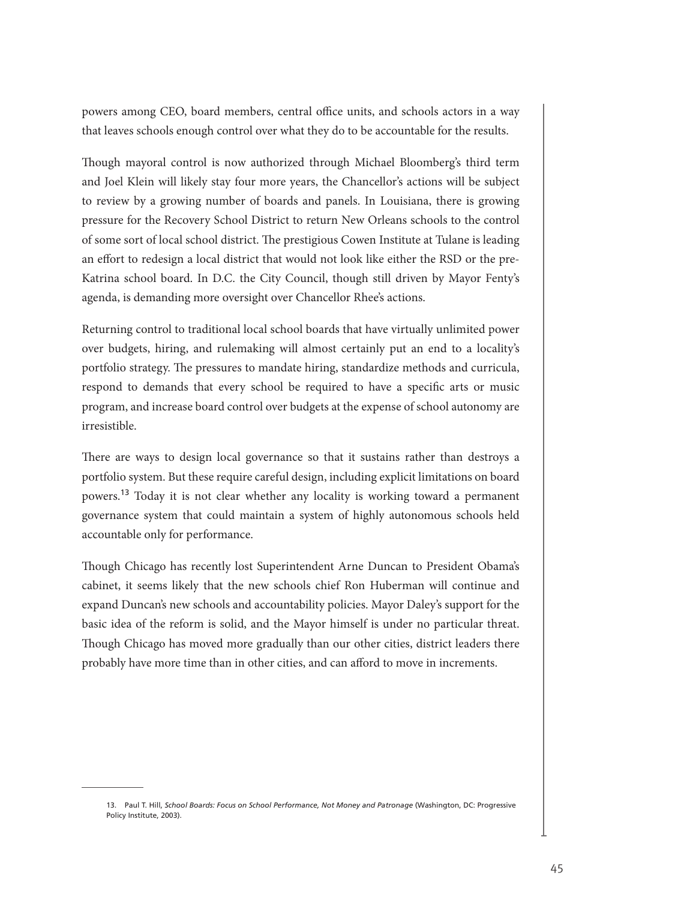powers among CEO, board members, central office units, and schools actors in a way that leaves schools enough control over what they do to be accountable for the results.

Though mayoral control is now authorized through Michael Bloomberg's third term and Joel Klein will likely stay four more years, the Chancellor's actions will be subject to review by a growing number of boards and panels. In Louisiana, there is growing pressure for the Recovery School District to return New Orleans schools to the control of some sort of local school district. The prestigious Cowen Institute at Tulane is leading an effort to redesign a local district that would not look like either the RSD or the pre-Katrina school board. In D.C. the City Council, though still driven by Mayor Fenty's agenda, is demanding more oversight over Chancellor Rhee's actions.

Returning control to traditional local school boards that have virtually unlimited power over budgets, hiring, and rulemaking will almost certainly put an end to a locality's portfolio strategy. The pressures to mandate hiring, standardize methods and curricula, respond to demands that every school be required to have a specific arts or music program, and increase board control over budgets at the expense of school autonomy are irresistible.

There are ways to design local governance so that it sustains rather than destroys a portfolio system. But these require careful design, including explicit limitations on board powers.[13] Today it is not clear whether any locality is working toward a permanent governance system that could maintain a system of highly autonomous schools held accountable only for performance.

Though Chicago has recently lost Superintendent Arne Duncan to President Obama's cabinet, it seems likely that the new schools chief Ron Huberman will continue and expand Duncan's new schools and accountability policies. Mayor Daley's support for the basic idea of the reform is solid, and the Mayor himself is under no particular threat. Though Chicago has moved more gradually than our other cities, district leaders there probably have more time than in other cities, and can afford to move in increments.

---

13. Paul T. Hill, *School Boards: Focus on School Performance, Not Money and Patronage* (Washington, DC: Progressive Policy Institute, 2003).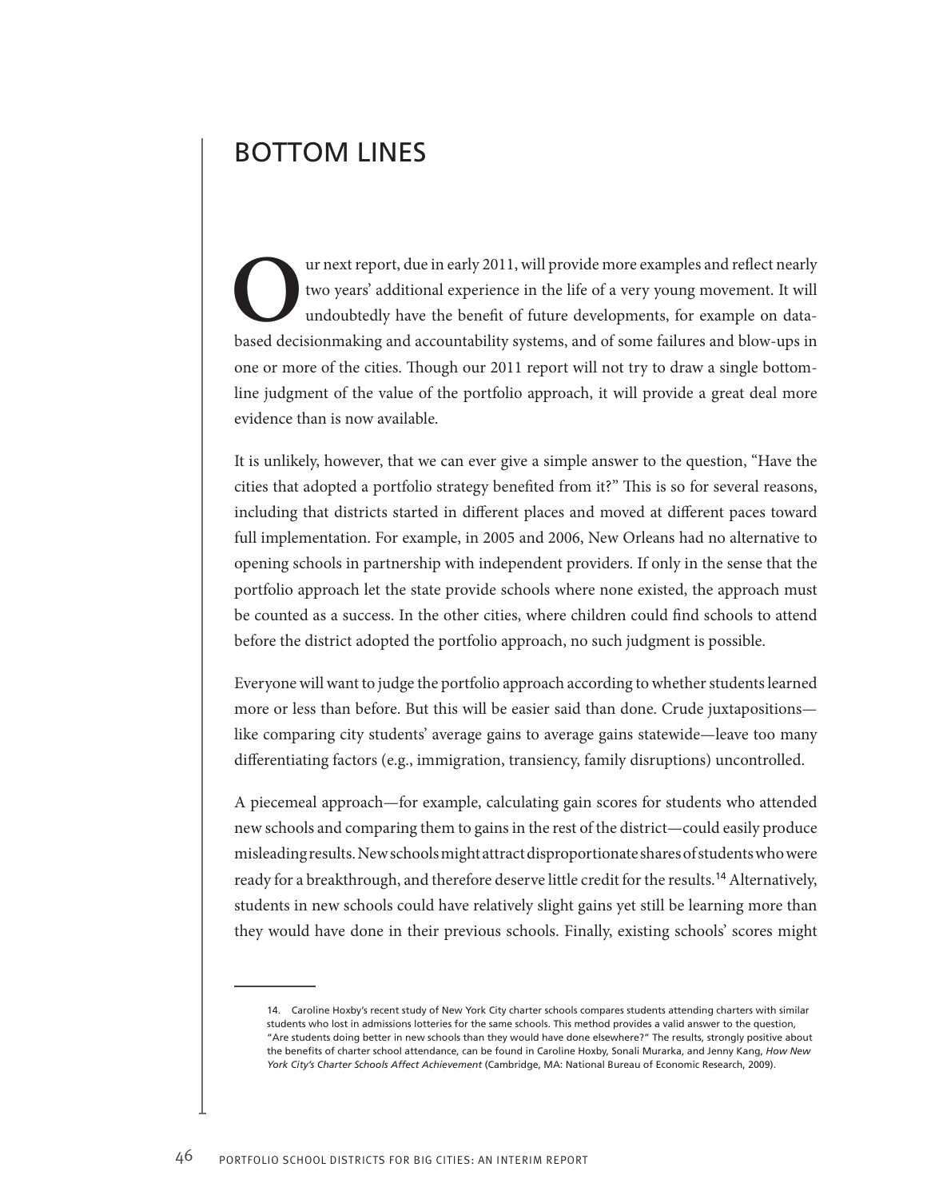# BOTTOM LINES

Our next report, due in early 2011, will provide more examples and reflect nearly two years' additional experience in the life of a very young movement. It will undoubtedly have the benefit of future developments, for example on data-based decisionmaking and accountability systems, and of some failures and blow-ups in one or more of the cities. Though our 2011 report will not try to draw a single bottom-line judgment of the value of the portfolio approach, it will provide a great deal more evidence than is now available.

It is unlikely, however, that we can ever give a simple answer to the question, "Have the cities that adopted a portfolio strategy benefited from it?" This is so for several reasons, including that districts started in different places and moved at different paces toward full implementation. For example, in 2005 and 2006, New Orleans had no alternative to opening schools in partnership with independent providers. If only in the sense that the portfolio approach let the state provide schools where none existed, the approach must be counted as a success. In the other cities, where children could find schools to attend before the district adopted the portfolio approach, no such judgment is possible.

Everyone will want to judge the portfolio approach according to whether students learned more or less than before. But this will be easier said than done. Crude juxtapositions—like comparing city students' average gains to average gains statewide—leave too many differentiating factors (e.g., immigration, transiency, family disruptions) uncontrolled.

A piecemeal approach—for example, calculating gain scores for students who attended new schools and comparing them to gains in the rest of the district—could easily produce misleading results. New schools might attract disproportionate shares of students who were ready for a breakthrough, and therefore deserve little credit for the results.[14] Alternatively, students in new schools could have relatively slight gains yet still be learning more than they would have done in their previous schools. Finally, existing schools' scores might

---

14. Caroline Hoxby's recent study of New York City charter schools compares students attending charters with similar students who lost in admissions lotteries for the same schools. This method provides a valid answer to the question, "Are students doing better in new schools than they would have done elsewhere?" The results, strongly positive about the benefits of charter school attendance, can be found in Caroline Hoxby, Sonali Murarka, and Jenny Kang, *How New York City's Charter Schools Affect Achievement* (Cambridge, MA: National Bureau of Economic Research, 2009).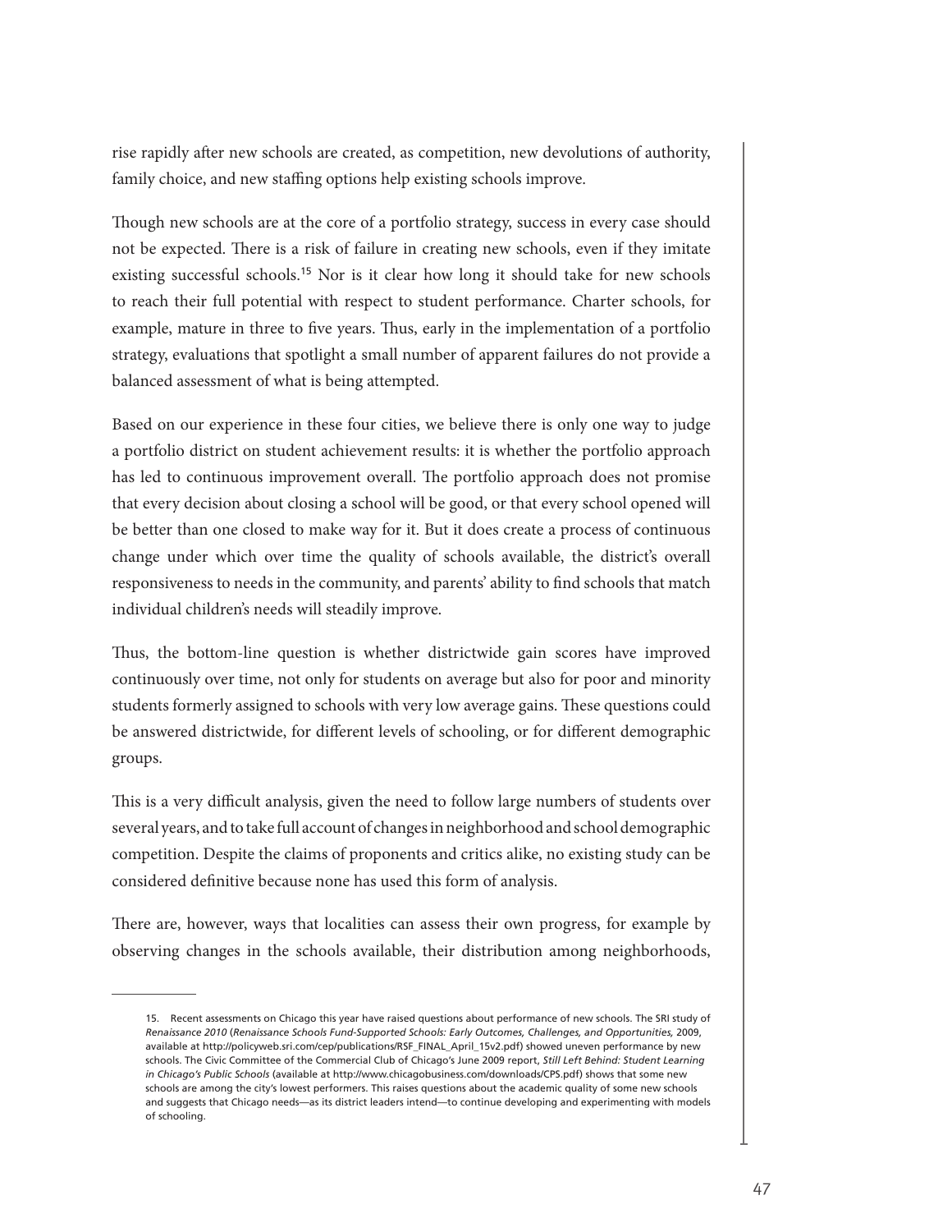rise rapidly after new schools are created, as competition, new devolutions of authority, family choice, and new staffing options help existing schools improve.

Though new schools are at the core of a portfolio strategy, success in every case should not be expected. There is a risk of failure in creating new schools, even if they imitate existing successful schools.[15] Nor is it clear how long it should take for new schools to reach their full potential with respect to student performance. Charter schools, for example, mature in three to five years. Thus, early in the implementation of a portfolio strategy, evaluations that spotlight a small number of apparent failures do not provide a balanced assessment of what is being attempted.

Based on our experience in these four cities, we believe there is only one way to judge a portfolio district on student achievement results: it is whether the portfolio approach has led to continuous improvement overall. The portfolio approach does not promise that every decision about closing a school will be good, or that every school opened will be better than one closed to make way for it. But it does create a process of continuous change under which over time the quality of schools available, the district's overall responsiveness to needs in the community, and parents' ability to find schools that match individual children's needs will steadily improve.

Thus, the bottom-line question is whether districtwide gain scores have improved continuously over time, not only for students on average but also for poor and minority students formerly assigned to schools with very low average gains. These questions could be answered districtwide, for different levels of schooling, or for different demographic groups.

This is a very difficult analysis, given the need to follow large numbers of students over several years, and to take full account of changes in neighborhood and school demographic competition. Despite the claims of proponents and critics alike, no existing study can be considered definitive because none has used this form of analysis.

There are, however, ways that localities can assess their own progress, for example by observing changes in the schools available, their distribution among neighborhoods,

---

15. Recent assessments on Chicago this year have raised questions about performance of new schools. The SRI study of *Renaissance 2010* (*Renaissance Schools Fund-Supported Schools: Early Outcomes, Challenges, and Opportunities,* 2009, available at http://policyweb.sri.com/cep/publications/RSF_FINAL_April_15v2.pdf) showed uneven performance by new schools. The Civic Committee of the Commercial Club of Chicago's June 2009 report, *Still Left Behind: Student Learning in Chicago's Public Schools* (available at http://www.chicagobusiness.com/downloads/CPS.pdf) shows that some new schools are among the city's lowest performers. This raises questions about the academic quality of some new schools and suggests that Chicago needs—as its district leaders intend—to continue developing and experimenting with models of schooling.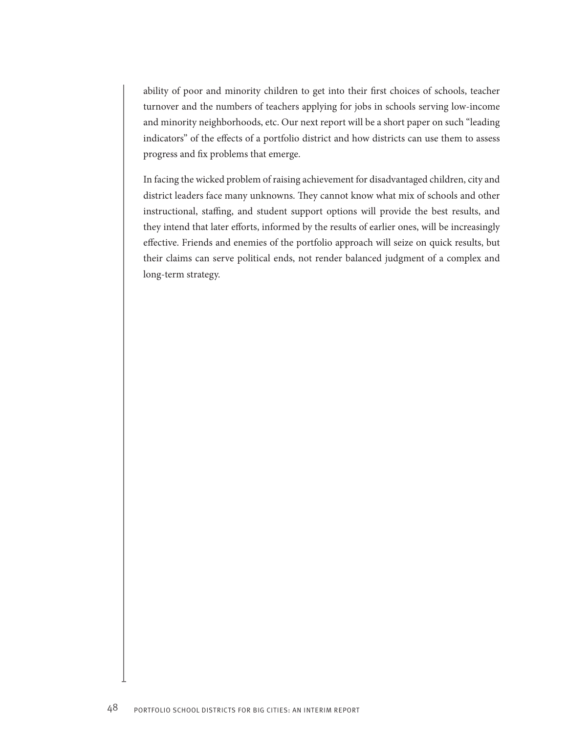ability of poor and minority children to get into their first choices of schools, teacher turnover and the numbers of teachers applying for jobs in schools serving low-income and minority neighborhoods, etc. Our next report will be a short paper on such "leading indicators" of the effects of a portfolio district and how districts can use them to assess progress and fix problems that emerge.

In facing the wicked problem of raising achievement for disadvantaged children, city and district leaders face many unknowns. They cannot know what mix of schools and other instructional, staffing, and student support options will provide the best results, and they intend that later efforts, informed by the results of earlier ones, will be increasingly effective. Friends and enemies of the portfolio approach will seize on quick results, but their claims can serve political ends, not render balanced judgment of a complex and long-term strategy.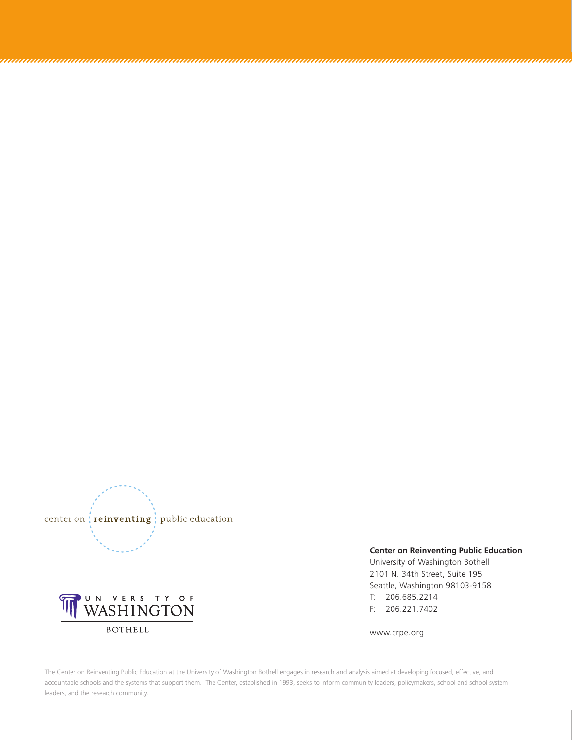center on reinventing public education

UNIVERSITY OF WASHINGTON BOTHELL

**Center on Reinventing Public Education**
University of Washington Bothell
2101 N. 34th Street, Suite 195
Seattle, Washington 98103-9158
T: 206.685.2214
F: 206.221.7402

www.crpe.org

The Center on Reinventing Public Education at the University of Washington Bothell engages in research and analysis aimed at developing focused, effective, and accountable schools and the systems that support them. The Center, established in 1993, seeks to inform community leaders, policymakers, school and school system leaders, and the research community.